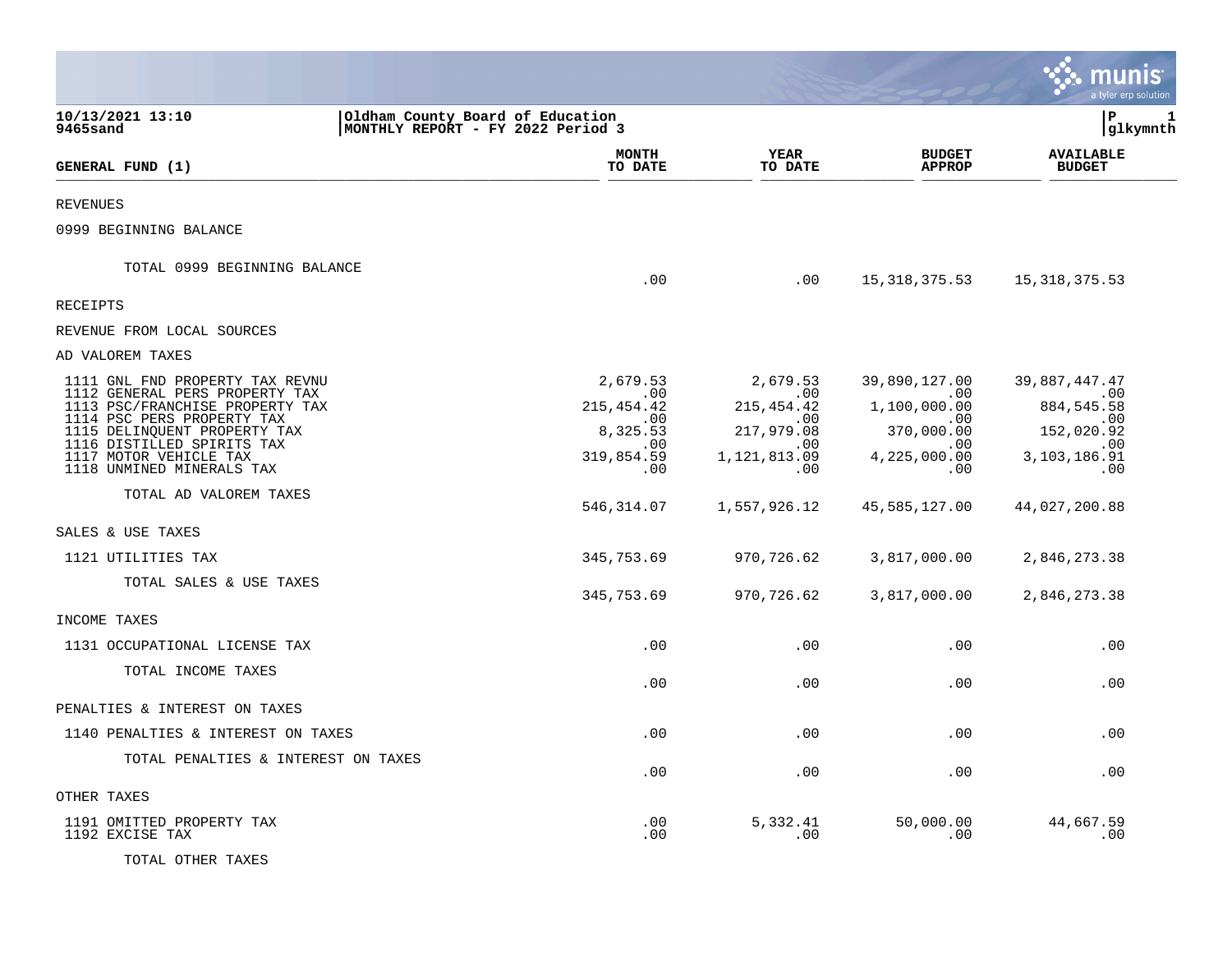10/13/2021 13:10
9465sand

Oldham County Board of Education
MONTHLY REPORT - FY 2022 Period 3

P 1
glkymnth

| GENERAL FUND (1) | MONTH TO DATE | YEAR TO DATE | BUDGET APPROP | AVAILABLE BUDGET |
|---|---|---|---|---|
| REVENUES | | | | |
| 0999 BEGINNING BALANCE | | | | |
| TOTAL 0999 BEGINNING BALANCE | .00 | .00 | 15,318,375.53 | 15,318,375.53 |
| RECEIPTS | | | | |
| REVENUE FROM LOCAL SOURCES | | | | |
| AD VALOREM TAXES | | | | |
| 1111 GNL FND PROPERTY TAX REVNU | 2,679.53 | 2,679.53 | 39,890,127.00 | 39,887,447.47 |
| 1112 GENERAL PERS PROPERTY TAX | .00 | .00 | .00 | .00 |
| 1113 PSC/FRANCHISE PROPERTY TAX | 215,454.42 | 215,454.42 | 1,100,000.00 | 884,545.58 |
| 1114 PSC PERS PROPERTY TAX | .00 | .00 | .00 | .00 |
| 1115 DELINQUENT PROPERTY TAX | 8,325.53 | 217,979.08 | 370,000.00 | 152,020.92 |
| 1116 DISTILLED SPIRITS TAX | .00 | .00 | .00 | .00 |
| 1117 MOTOR VEHICLE TAX | 319,854.59 | 1,121,813.09 | 4,225,000.00 | 3,103,186.91 |
| 1118 UNMINED MINERALS TAX | .00 | .00 | .00 | .00 |
| TOTAL AD VALOREM TAXES | 546,314.07 | 1,557,926.12 | 45,585,127.00 | 44,027,200.88 |
| SALES & USE TAXES | | | | |
| 1121 UTILITIES TAX | 345,753.69 | 970,726.62 | 3,817,000.00 | 2,846,273.38 |
| TOTAL SALES & USE TAXES | 345,753.69 | 970,726.62 | 3,817,000.00 | 2,846,273.38 |
| INCOME TAXES | | | | |
| 1131 OCCUPATIONAL LICENSE TAX | .00 | .00 | .00 | .00 |
| TOTAL INCOME TAXES | .00 | .00 | .00 | .00 |
| PENALTIES & INTEREST ON TAXES | | | | |
| 1140 PENALTIES & INTEREST ON TAXES | .00 | .00 | .00 | .00 |
| TOTAL PENALTIES & INTEREST ON TAXES | .00 | .00 | .00 | .00 |
| OTHER TAXES | | | | |
| 1191 OMITTED PROPERTY TAX | .00 | 5,332.41 | 50,000.00 | 44,667.59 |
| 1192 EXCISE TAX | .00 | .00 | .00 | .00 |
| TOTAL OTHER TAXES | | | | |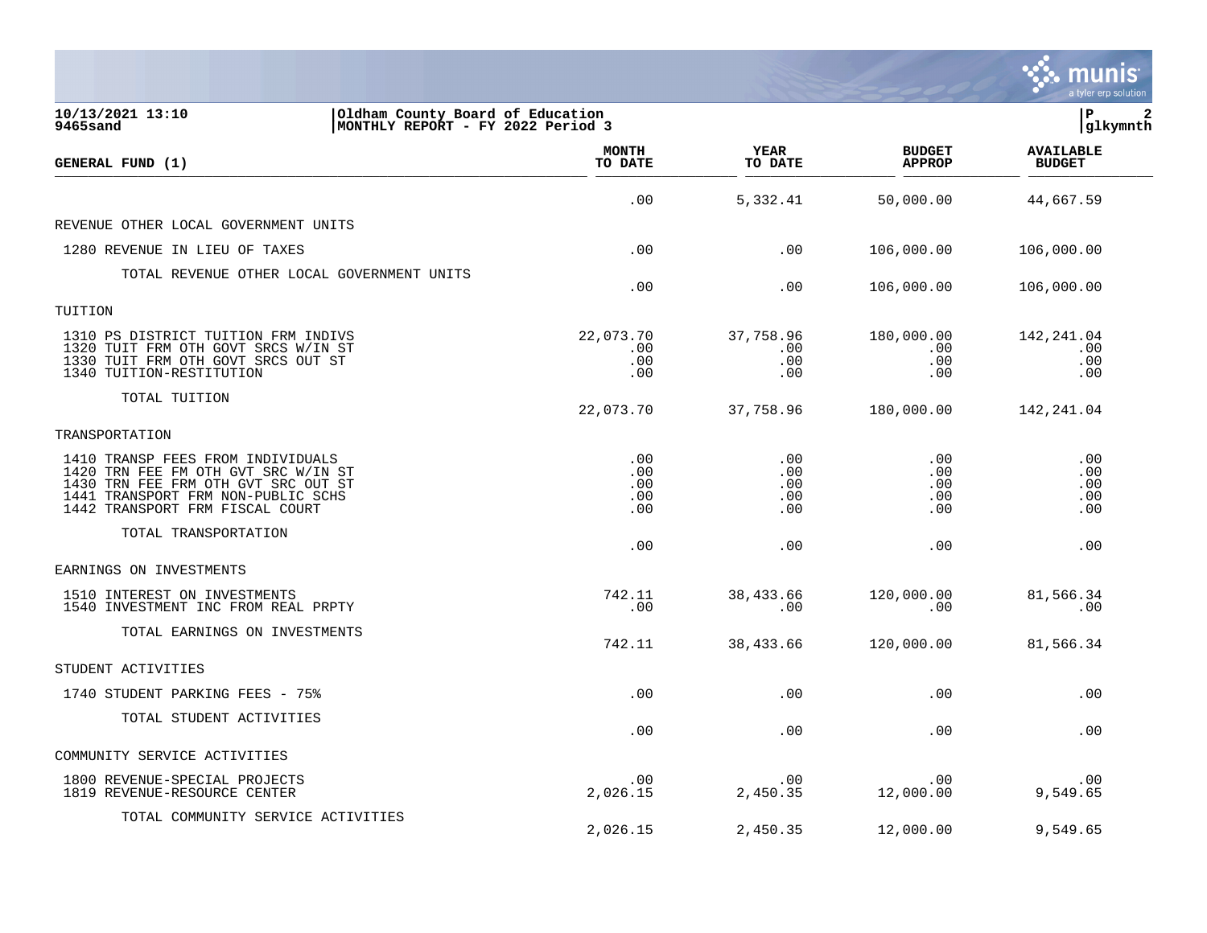10/13/2021 13:10
9465sand

Oldham County Board of Education
MONTHLY REPORT - FY 2022 Period 3

| GENERAL FUND (1) | MONTH TO DATE | YEAR TO DATE | BUDGET APPROP | AVAILABLE BUDGET |
|---|---|---|---|---|
| | .00 | 5,332.41 | 50,000.00 | 44,667.59 |
| REVENUE OTHER LOCAL GOVERNMENT UNITS | | | | |
| 1280 REVENUE IN LIEU OF TAXES | .00 | .00 | 106,000.00 | 106,000.00 |
| TOTAL REVENUE OTHER LOCAL GOVERNMENT UNITS | .00 | .00 | 106,000.00 | 106,000.00 |
| TUITION | | | | |
| 1310 PS DISTRICT TUITION FRM INDIVS | 22,073.70 | 37,758.96 | 180,000.00 | 142,241.04 |
| 1320 TUIT FRM OTH GOVT SRCS W/IN ST | .00 | .00 | .00 | .00 |
| 1330 TUIT FRM OTH GOVT SRCS OUT ST | .00 | .00 | .00 | .00 |
| 1340 TUITION-RESTITUTION | .00 | .00 | .00 | .00 |
| TOTAL TUITION | 22,073.70 | 37,758.96 | 180,000.00 | 142,241.04 |
| TRANSPORTATION | | | | |
| 1410 TRANSP FEES FROM INDIVIDUALS | .00 | .00 | .00 | .00 |
| 1420 TRN FEE FM OTH GVT SRC W/IN ST | .00 | .00 | .00 | .00 |
| 1430 TRN FEE FRM OTH GVT SRC OUT ST | .00 | .00 | .00 | .00 |
| 1441 TRANSPORT FRM NON-PUBLIC SCHS | .00 | .00 | .00 | .00 |
| 1442 TRANSPORT FRM FISCAL COURT | .00 | .00 | .00 | .00 |
| TOTAL TRANSPORTATION | .00 | .00 | .00 | .00 |
| EARNINGS ON INVESTMENTS | | | | |
| 1510 INTEREST ON INVESTMENTS | 742.11 | 38,433.66 | 120,000.00 | 81,566.34 |
| 1540 INVESTMENT INC FROM REAL PRPTY | .00 | .00 | .00 | .00 |
| TOTAL EARNINGS ON INVESTMENTS | 742.11 | 38,433.66 | 120,000.00 | 81,566.34 |
| STUDENT ACTIVITIES | | | | |
| 1740 STUDENT PARKING FEES - 75% | .00 | .00 | .00 | .00 |
| TOTAL STUDENT ACTIVITIES | .00 | .00 | .00 | .00 |
| COMMUNITY SERVICE ACTIVITIES | | | | |
| 1800 REVENUE-SPECIAL PROJECTS | .00 | .00 | .00 | .00 |
| 1819 REVENUE-RESOURCE CENTER | 2,026.15 | 2,450.35 | 12,000.00 | 9,549.65 |
| TOTAL COMMUNITY SERVICE ACTIVITIES | 2,026.15 | 2,450.35 | 12,000.00 | 9,549.65 |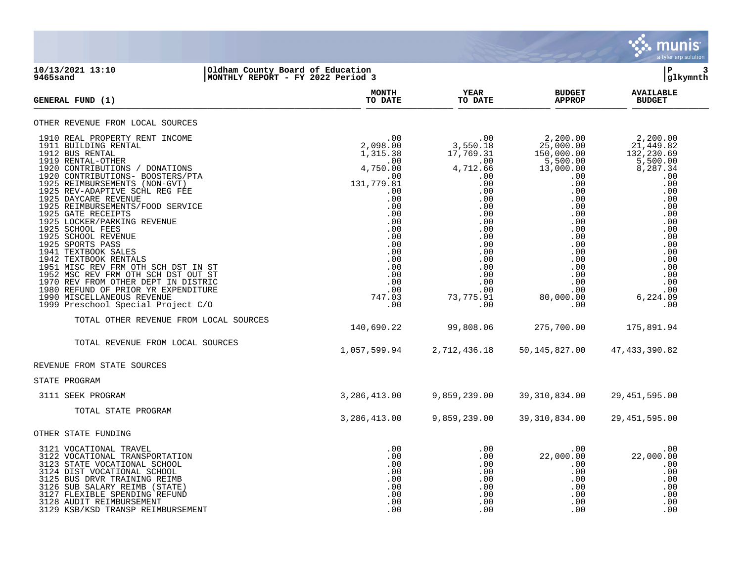**10/13/2021 13:10** | **Oldham County Board of Education**
**9465sand** | **MONTHLY REPORT - FY 2022 Period 3**

| GENERAL FUND (1) | MONTH TO DATE | YEAR TO DATE | BUDGET APPROP | AVAILABLE BUDGET |
|---|---|---|---|---|
| OTHER REVENUE FROM LOCAL SOURCES | | | | |
| 1910 REAL PROPERTY RENT INCOME | .00 | .00 | 2,200.00 | 2,200.00 |
| 1911 BUILDING RENTAL | 2,098.00 | 3,550.18 | 25,000.00 | 21,449.82 |
| 1912 BUS RENTAL | 1,315.38 | 17,769.31 | 150,000.00 | 132,230.69 |
| 1919 RENTAL-OTHER | .00 | .00 | 5,500.00 | 5,500.00 |
| 1920 CONTRIBUTIONS / DONATIONS | 4,750.00 | 4,712.66 | 13,000.00 | 8,287.34 |
| 1920 CONTRIBUTIONS- BOOSTERS/PTA | .00 | .00 | .00 | .00 |
| 1925 REIMBURSEMENTS (NON-GVT) | 131,779.81 | .00 | .00 | .00 |
| 1925 REV-ADAPTIVE SCHL REG FEE | .00 | .00 | .00 | .00 |
| 1925 DAYCARE REVENUE | .00 | .00 | .00 | .00 |
| 1925 REIMBURSEMENTS/FOOD SERVICE | .00 | .00 | .00 | .00 |
| 1925 GATE RECEIPTS | .00 | .00 | .00 | .00 |
| 1925 LOCKER/PARKING REVENUE | .00 | .00 | .00 | .00 |
| 1925 SCHOOL FEES | .00 | .00 | .00 | .00 |
| 1925 SCHOOL REVENUE | .00 | .00 | .00 | .00 |
| 1925 SPORTS PASS | .00 | .00 | .00 | .00 |
| 1941 TEXTBOOK SALES | .00 | .00 | .00 | .00 |
| 1942 TEXTBOOK RENTALS | .00 | .00 | .00 | .00 |
| 1951 MISC REV FRM OTH SCH DST IN ST | .00 | .00 | .00 | .00 |
| 1952 MSC REV FRM OTH SCH DST OUT ST | .00 | .00 | .00 | .00 |
| 1970 REV FROM OTHER DEPT IN DISTRIC | .00 | .00 | .00 | .00 |
| 1980 REFUND OF PRIOR YR EXPENDITURE | .00 | .00 | .00 | .00 |
| 1990 MISCELLANEOUS REVENUE | 747.03 | 73,775.91 | 80,000.00 | 6,224.09 |
| 1999 Preschool Special Project C/O | .00 | .00 | .00 | .00 |
| TOTAL OTHER REVENUE FROM LOCAL SOURCES | 140,690.22 | 99,808.06 | 275,700.00 | 175,891.94 |
| TOTAL REVENUE FROM LOCAL SOURCES | 1,057,599.94 | 2,712,436.18 | 50,145,827.00 | 47,433,390.82 |
| REVENUE FROM STATE SOURCES | | | | |
| STATE PROGRAM | | | | |
| 3111 SEEK PROGRAM | 3,286,413.00 | 9,859,239.00 | 39,310,834.00 | 29,451,595.00 |
| TOTAL STATE PROGRAM | 3,286,413.00 | 9,859,239.00 | 39,310,834.00 | 29,451,595.00 |
| OTHER STATE FUNDING | | | | |
| 3121 VOCATIONAL TRAVEL | .00 | .00 | .00 | .00 |
| 3122 VOCATIONAL TRANSPORTATION | .00 | .00 | 22,000.00 | 22,000.00 |
| 3123 STATE VOCATIONAL SCHOOL | .00 | .00 | .00 | .00 |
| 3124 DIST VOCATIONAL SCHOOL | .00 | .00 | .00 | .00 |
| 3125 BUS DRVR TRAINING REIMB | .00 | .00 | .00 | .00 |
| 3126 SUB SALARY REIMB (STATE) | .00 | .00 | .00 | .00 |
| 3127 FLEXIBLE SPENDING REFUND | .00 | .00 | .00 | .00 |
| 3128 AUDIT REIMBURSEMENT | .00 | .00 | .00 | .00 |
| 3129 KSB/KSD TRANSP REIMBURSEMENT | .00 | .00 | .00 | .00 |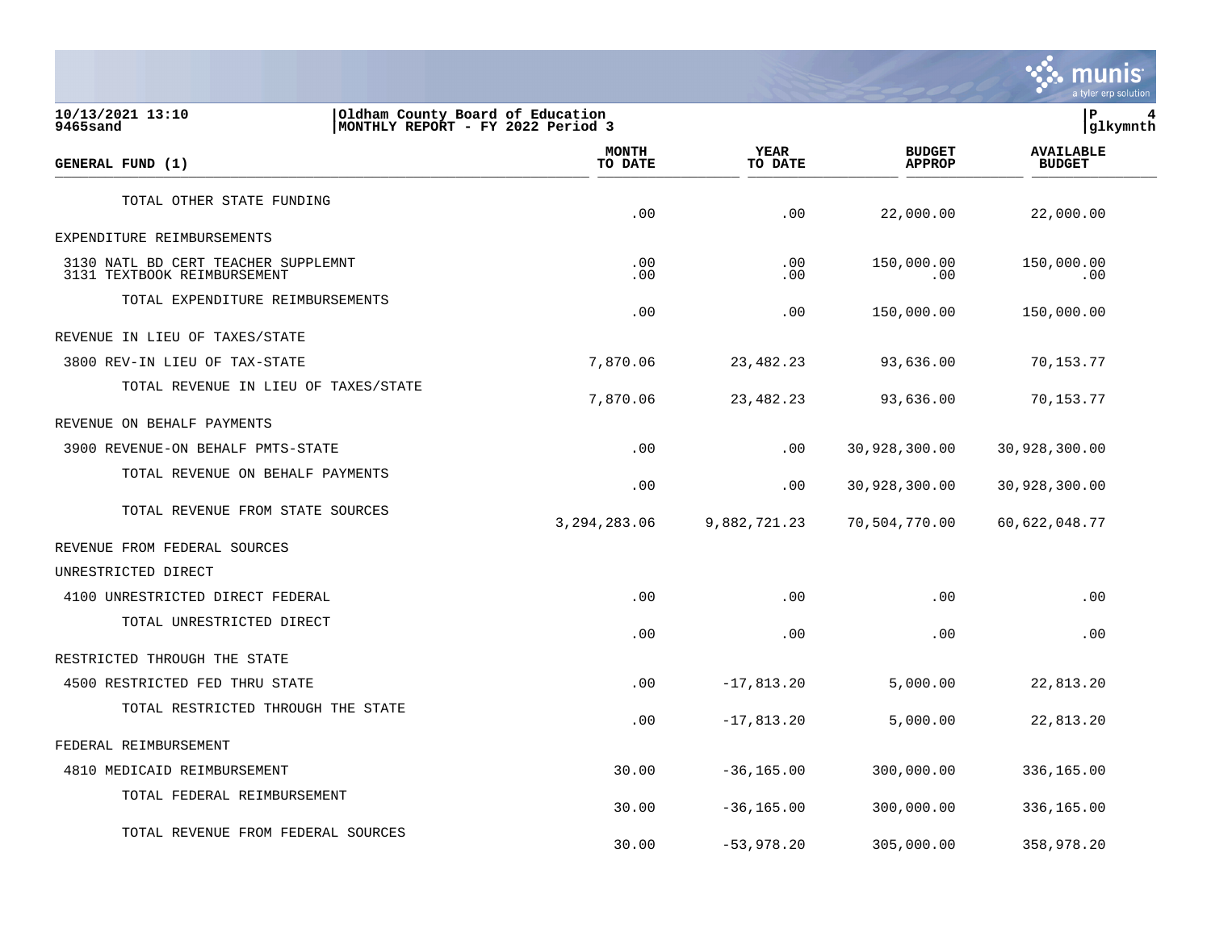| GENERAL FUND (1) | MONTH TO DATE | YEAR TO DATE | BUDGET APPROP | AVAILABLE BUDGET |
|---|---|---|---|---|
| TOTAL OTHER STATE FUNDING | .00 | .00 | 22,000.00 | 22,000.00 |
| EXPENDITURE REIMBURSEMENTS | | | | |
| 3130 NATL BD CERT TEACHER SUPPLEMNT | .00 | .00 | 150,000.00 | 150,000.00 |
| 3131 TEXTBOOK REIMBURSEMENT | .00 | .00 | .00 | .00 |
| TOTAL EXPENDITURE REIMBURSEMENTS | .00 | .00 | 150,000.00 | 150,000.00 |
| REVENUE IN LIEU OF TAXES/STATE | | | | |
| 3800 REV-IN LIEU OF TAX-STATE | 7,870.06 | 23,482.23 | 93,636.00 | 70,153.77 |
| TOTAL REVENUE IN LIEU OF TAXES/STATE | 7,870.06 | 23,482.23 | 93,636.00 | 70,153.77 |
| REVENUE ON BEHALF PAYMENTS | | | | |
| 3900 REVENUE-ON BEHALF PMTS-STATE | .00 | .00 | 30,928,300.00 | 30,928,300.00 |
| TOTAL REVENUE ON BEHALF PAYMENTS | .00 | .00 | 30,928,300.00 | 30,928,300.00 |
| TOTAL REVENUE FROM STATE SOURCES | 3,294,283.06 | 9,882,721.23 | 70,504,770.00 | 60,622,048.77 |
| REVENUE FROM FEDERAL SOURCES | | | | |
| UNRESTRICTED DIRECT | | | | |
| 4100 UNRESTRICTED DIRECT FEDERAL | .00 | .00 | .00 | .00 |
| TOTAL UNRESTRICTED DIRECT | .00 | .00 | .00 | .00 |
| RESTRICTED THROUGH THE STATE | | | | |
| 4500 RESTRICTED FED THRU STATE | .00 | -17,813.20 | 5,000.00 | 22,813.20 |
| TOTAL RESTRICTED THROUGH THE STATE | .00 | -17,813.20 | 5,000.00 | 22,813.20 |
| FEDERAL REIMBURSEMENT | | | | |
| 4810 MEDICAID REIMBURSEMENT | 30.00 | -36,165.00 | 300,000.00 | 336,165.00 |
| TOTAL FEDERAL REIMBURSEMENT | 30.00 | -36,165.00 | 300,000.00 | 336,165.00 |
| TOTAL REVENUE FROM FEDERAL SOURCES | 30.00 | -53,978.20 | 305,000.00 | 358,978.20 |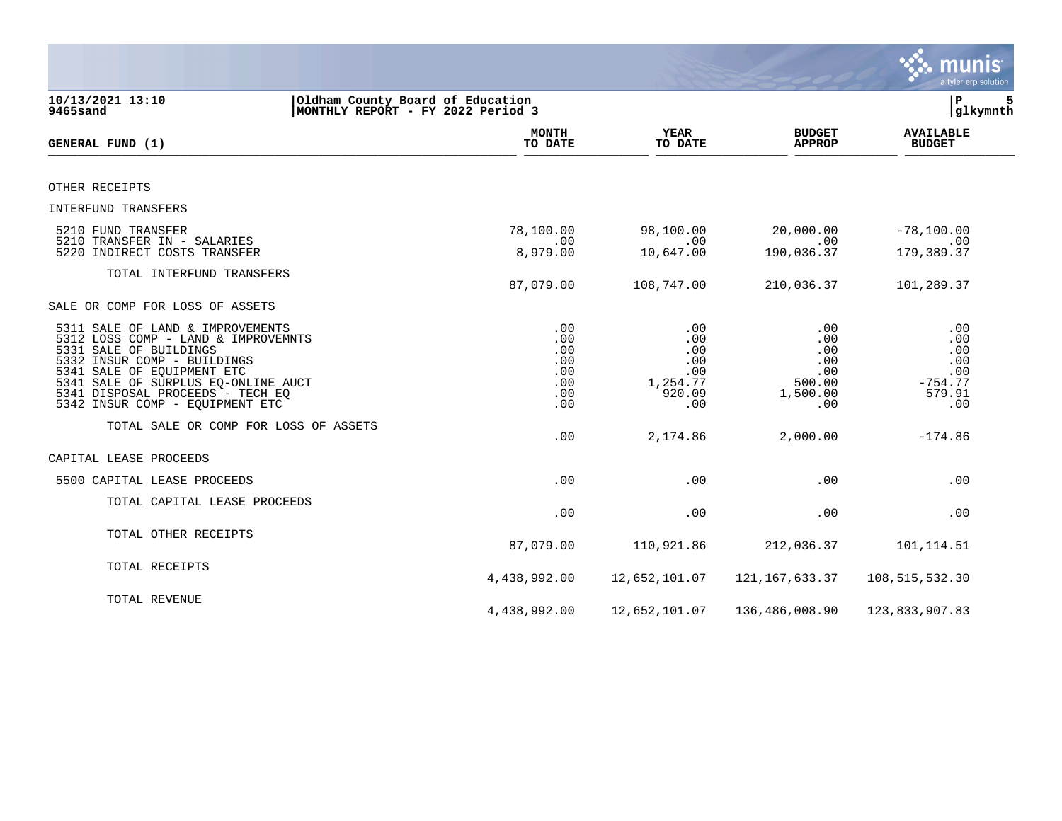10/13/2021 13:10
9465sand

Oldham County Board of Education
MONTHLY REPORT - FY 2022 Period 3

| GENERAL FUND (1) | MONTH TO DATE | YEAR TO DATE | BUDGET APPROP | AVAILABLE BUDGET |
|---|---|---|---|---|
| OTHER RECEIPTS | | | | |
| INTERFUND TRANSFERS | | | | |
| 5210 FUND TRANSFER | 78,100.00 | 98,100.00 | 20,000.00 | -78,100.00 |
| 5210 TRANSFER IN - SALARIES | .00 | .00 | .00 | .00 |
| 5220 INDIRECT COSTS TRANSFER | 8,979.00 | 10,647.00 | 190,036.37 | 179,389.37 |
| TOTAL INTERFUND TRANSFERS | 87,079.00 | 108,747.00 | 210,036.37 | 101,289.37 |
| SALE OR COMP FOR LOSS OF ASSETS | | | | |
| 5311 SALE OF LAND & IMPROVEMENTS | .00 | .00 | .00 | .00 |
| 5312 LOSS COMP - LAND & IMPROVEMNTS | .00 | .00 | .00 | .00 |
| 5331 SALE OF BUILDINGS | .00 | .00 | .00 | .00 |
| 5332 INSUR COMP - BUILDINGS | .00 | .00 | .00 | .00 |
| 5341 SALE OF EQUIPMENT ETC | .00 | .00 | .00 | .00 |
| 5341 SALE OF SURPLUS EQ-ONLINE AUCT | .00 | 1,254.77 | 500.00 | -754.77 |
| 5341 DISPOSAL PROCEEDS - TECH EQ | .00 | 920.09 | 1,500.00 | 579.91 |
| 5342 INSUR COMP - EQUIPMENT ETC | .00 | .00 | .00 | .00 |
| TOTAL SALE OR COMP FOR LOSS OF ASSETS | .00 | 2,174.86 | 2,000.00 | -174.86 |
| CAPITAL LEASE PROCEEDS | | | | |
| 5500 CAPITAL LEASE PROCEEDS | .00 | .00 | .00 | .00 |
| TOTAL CAPITAL LEASE PROCEEDS | .00 | .00 | .00 | .00 |
| TOTAL OTHER RECEIPTS | 87,079.00 | 110,921.86 | 212,036.37 | 101,114.51 |
| TOTAL RECEIPTS | 4,438,992.00 | 12,652,101.07 | 121,167,633.37 | 108,515,532.30 |
| TOTAL REVENUE | 4,438,992.00 | 12,652,101.07 | 136,486,008.90 | 123,833,907.83 |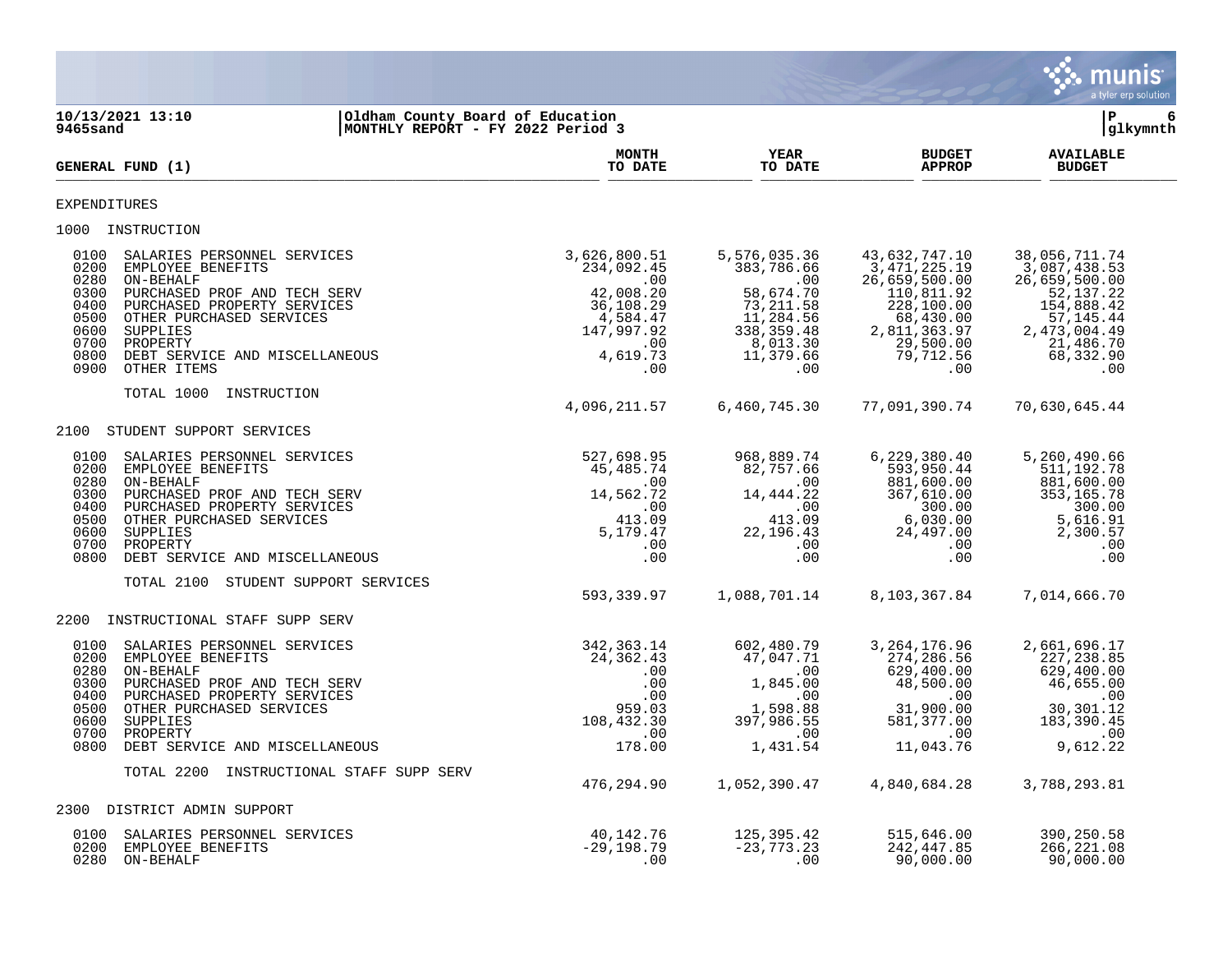10/13/2021 13:10 | Oldham County Board of Education
9465sand | MONTHLY REPORT - FY 2022 Period 3

| GENERAL FUND (1) | MONTH TO DATE | YEAR TO DATE | BUDGET APPROP | AVAILABLE BUDGET |
|---|---|---|---|---|
| **EXPENDITURES** | | | | |
| **1000 INSTRUCTION** | | | | |
| 0100 SALARIES PERSONNEL SERVICES | 3,626,800.51 | 5,576,035.36 | 43,632,747.10 | 38,056,711.74 |
| 0200 EMPLOYEE BENEFITS | 234,092.45 | 383,786.66 | 3,471,225.19 | 3,087,438.53 |
| 0280 ON-BEHALF | .00 | .00 | 26,659,500.00 | 26,659,500.00 |
| 0300 PURCHASED PROF AND TECH SERV | 42,008.20 | 58,674.70 | 110,811.92 | 52,137.22 |
| 0400 PURCHASED PROPERTY SERVICES | 36,108.29 | 73,211.58 | 228,100.00 | 154,888.42 |
| 0500 OTHER PURCHASED SERVICES | 4,584.47 | 11,284.56 | 68,430.00 | 57,145.44 |
| 0600 SUPPLIES | 147,997.92 | 338,359.48 | 2,811,363.97 | 2,473,004.49 |
| 0700 PROPERTY | .00 | 8,013.30 | 29,500.00 | 21,486.70 |
| 0800 DEBT SERVICE AND MISCELLANEOUS | 4,619.73 | 11,379.66 | 79,712.56 | 68,332.90 |
| 0900 OTHER ITEMS | .00 | .00 | .00 | .00 |
| TOTAL 1000 INSTRUCTION | 4,096,211.57 | 6,460,745.30 | 77,091,390.74 | 70,630,645.44 |
| **2100 STUDENT SUPPORT SERVICES** | | | | |
| 0100 SALARIES PERSONNEL SERVICES | 527,698.95 | 968,889.74 | 6,229,380.40 | 5,260,490.66 |
| 0200 EMPLOYEE BENEFITS | 45,485.74 | 82,757.66 | 593,950.44 | 511,192.78 |
| 0280 ON-BEHALF | .00 | .00 | 881,600.00 | 881,600.00 |
| 0300 PURCHASED PROF AND TECH SERV | 14,562.72 | 14,444.22 | 367,610.00 | 353,165.78 |
| 0400 PURCHASED PROPERTY SERVICES | .00 | .00 | 300.00 | 300.00 |
| 0500 OTHER PURCHASED SERVICES | 413.09 | 413.09 | 6,030.00 | 5,616.91 |
| 0600 SUPPLIES | 5,179.47 | 22,196.43 | 24,497.00 | 2,300.57 |
| 0700 PROPERTY | .00 | .00 | .00 | .00 |
| 0800 DEBT SERVICE AND MISCELLANEOUS | .00 | .00 | .00 | .00 |
| TOTAL 2100 STUDENT SUPPORT SERVICES | 593,339.97 | 1,088,701.14 | 8,103,367.84 | 7,014,666.70 |
| **2200 INSTRUCTIONAL STAFF SUPP SERV** | | | | |
| 0100 SALARIES PERSONNEL SERVICES | 342,363.14 | 602,480.79 | 3,264,176.96 | 2,661,696.17 |
| 0200 EMPLOYEE BENEFITS | 24,362.43 | 47,047.71 | 274,286.56 | 227,238.85 |
| 0280 ON-BEHALF | .00 | .00 | 629,400.00 | 629,400.00 |
| 0300 PURCHASED PROF AND TECH SERV | .00 | 1,845.00 | 48,500.00 | 46,655.00 |
| 0400 PURCHASED PROPERTY SERVICES | .00 | .00 | .00 | .00 |
| 0500 OTHER PURCHASED SERVICES | 959.03 | 1,598.88 | 31,900.00 | 30,301.12 |
| 0600 SUPPLIES | 108,432.30 | 397,986.55 | 581,377.00 | 183,390.45 |
| 0700 PROPERTY | .00 | .00 | .00 | .00 |
| 0800 DEBT SERVICE AND MISCELLANEOUS | 178.00 | 1,431.54 | 11,043.76 | 9,612.22 |
| TOTAL 2200 INSTRUCTIONAL STAFF SUPP SERV | 476,294.90 | 1,052,390.47 | 4,840,684.28 | 3,788,293.81 |
| **2300 DISTRICT ADMIN SUPPORT** | | | | |
| 0100 SALARIES PERSONNEL SERVICES | 40,142.76 | 125,395.42 | 515,646.00 | 390,250.58 |
| 0200 EMPLOYEE BENEFITS | -29,198.79 | -23,773.23 | 242,447.85 | 266,221.08 |
| 0280 ON-BEHALF | .00 | .00 | 90,000.00 | 90,000.00 |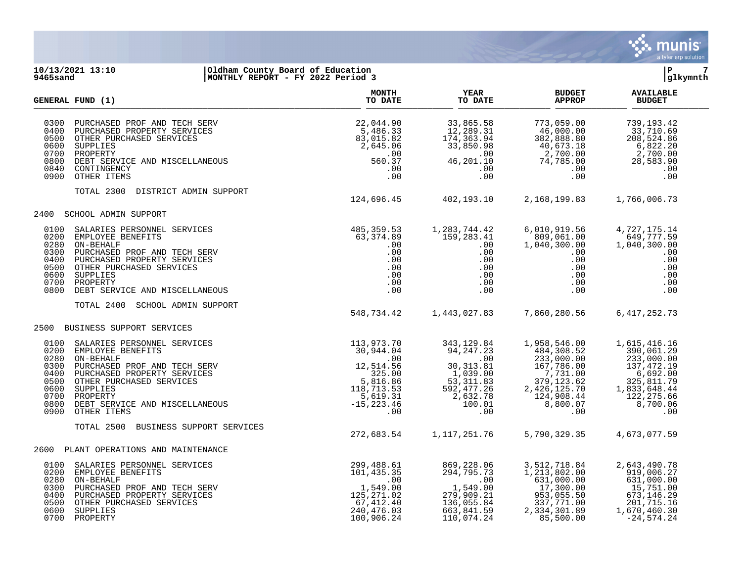10/13/2021 13:10 | Oldham County Board of Education
9465sand | MONTHLY REPORT - FY 2022 Period 3 | glkymnth

| GENERAL FUND (1) | | MONTH TO DATE | YEAR TO DATE | BUDGET APPROP | AVAILABLE BUDGET |
|---|---|---|---|---|---|
| 0300 | PURCHASED PROF AND TECH SERV | 22,044.90 | 33,865.58 | 773,059.00 | 739,193.42 |
| 0400 | PURCHASED PROPERTY SERVICES | 5,486.33 | 12,289.31 | 46,000.00 | 33,710.69 |
| 0500 | OTHER PURCHASED SERVICES | 83,015.82 | 174,363.94 | 382,888.80 | 208,524.86 |
| 0600 | SUPPLIES | 2,645.06 | 33,850.98 | 40,673.18 | 6,822.20 |
| 0700 | PROPERTY | .00 | .00 | 2,700.00 | 2,700.00 |
| 0800 | DEBT SERVICE AND MISCELLANEOUS | 560.37 | 46,201.10 | 74,785.00 | 28,583.90 |
| 0840 | CONTINGENCY | .00 | .00 | .00 | .00 |
| 0900 | OTHER ITEMS | .00 | .00 | .00 | .00 |
| | TOTAL 2300 DISTRICT ADMIN SUPPORT | 124,696.45 | 402,193.10 | 2,168,199.83 | 1,766,006.73 |
| 2400 | SCHOOL ADMIN SUPPORT | | | | |
| 0100 | SALARIES PERSONNEL SERVICES | 485,359.53 | 1,283,744.42 | 6,010,919.56 | 4,727,175.14 |
| 0200 | EMPLOYEE BENEFITS | 63,374.89 | 159,283.41 | 809,061.00 | 649,777.59 |
| 0280 | ON-BEHALF | .00 | .00 | 1,040,300.00 | 1,040,300.00 |
| 0300 | PURCHASED PROF AND TECH SERV | .00 | .00 | .00 | .00 |
| 0400 | PURCHASED PROPERTY SERVICES | .00 | .00 | .00 | .00 |
| 0500 | OTHER PURCHASED SERVICES | .00 | .00 | .00 | .00 |
| 0600 | SUPPLIES | .00 | .00 | .00 | .00 |
| 0700 | PROPERTY | .00 | .00 | .00 | .00 |
| 0800 | DEBT SERVICE AND MISCELLANEOUS | .00 | .00 | .00 | .00 |
| | TOTAL 2400 SCHOOL ADMIN SUPPORT | 548,734.42 | 1,443,027.83 | 7,860,280.56 | 6,417,252.73 |
| 2500 | BUSINESS SUPPORT SERVICES | | | | |
| 0100 | SALARIES PERSONNEL SERVICES | 113,973.70 | 343,129.84 | 1,958,546.00 | 1,615,416.16 |
| 0200 | EMPLOYEE BENEFITS | 30,944.04 | 94,247.23 | 484,308.52 | 390,061.29 |
| 0280 | ON-BEHALF | .00 | .00 | 233,000.00 | 233,000.00 |
| 0300 | PURCHASED PROF AND TECH SERV | 12,514.56 | 30,313.81 | 167,786.00 | 137,472.19 |
| 0400 | PURCHASED PROPERTY SERVICES | 325.00 | 1,039.00 | 7,731.00 | 6,692.00 |
| 0500 | OTHER PURCHASED SERVICES | 5,816.86 | 53,311.83 | 379,123.62 | 325,811.79 |
| 0600 | SUPPLIES | 118,713.53 | 592,477.26 | 2,426,125.70 | 1,833,648.44 |
| 0700 | PROPERTY | 5,619.31 | 2,632.78 | 124,908.44 | 122,275.66 |
| 0800 | DEBT SERVICE AND MISCELLANEOUS | -15,223.46 | 100.01 | 8,800.07 | 8,700.06 |
| 0900 | OTHER ITEMS | .00 | .00 | .00 | .00 |
| | TOTAL 2500 BUSINESS SUPPORT SERVICES | 272,683.54 | 1,117,251.76 | 5,790,329.35 | 4,673,077.59 |
| 2600 | PLANT OPERATIONS AND MAINTENANCE | | | | |
| 0100 | SALARIES PERSONNEL SERVICES | 299,488.61 | 869,228.06 | 3,512,718.84 | 2,643,490.78 |
| 0200 | EMPLOYEE BENEFITS | 101,435.35 | 294,795.73 | 1,213,802.00 | 919,006.27 |
| 0280 | ON-BEHALF | .00 | .00 | 631,000.00 | 631,000.00 |
| 0300 | PURCHASED PROF AND TECH SERV | 1,549.00 | 1,549.00 | 17,300.00 | 15,751.00 |
| 0400 | PURCHASED PROPERTY SERVICES | 125,271.02 | 279,909.21 | 953,055.50 | 673,146.29 |
| 0500 | OTHER PURCHASED SERVICES | 67,412.40 | 136,055.84 | 337,771.00 | 201,715.16 |
| 0600 | SUPPLIES | 240,476.03 | 663,841.59 | 2,334,301.89 | 1,670,460.30 |
| 0700 | PROPERTY | 100,906.24 | 110,074.24 | 85,500.00 | -24,574.24 |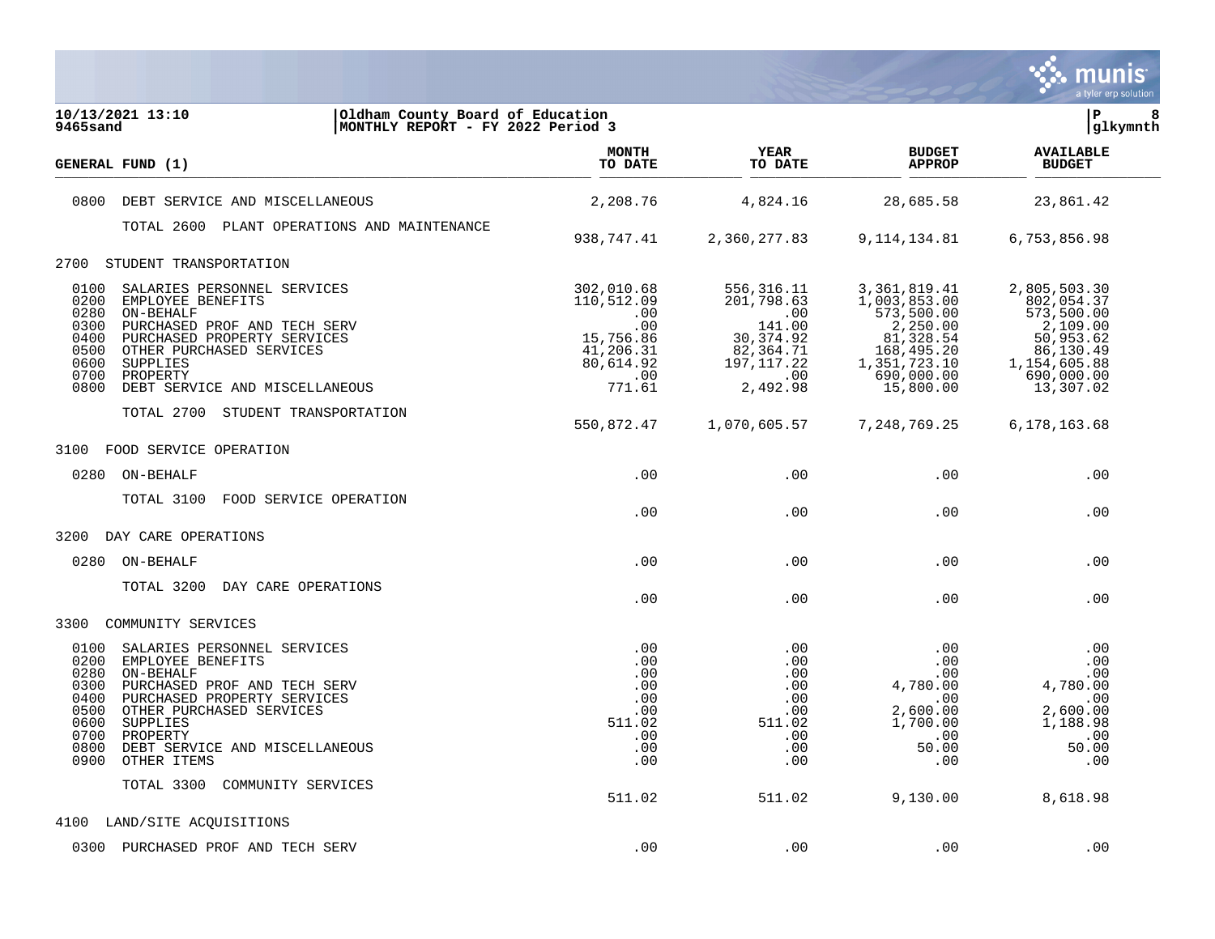10/13/2021 13:10 | Oldham County Board of Education
9465sand | MONTHLY REPORT - FY 2022 Period 3

| GENERAL FUND (1) | MONTH TO DATE | YEAR TO DATE | BUDGET APPROP | AVAILABLE BUDGET |
|---|---|---|---|---|
| 0800 DEBT SERVICE AND MISCELLANEOUS | 2,208.76 | 4,824.16 | 28,685.58 | 23,861.42 |
| TOTAL 2600 PLANT OPERATIONS AND MAINTENANCE | 938,747.41 | 2,360,277.83 | 9,114,134.81 | 6,753,856.98 |
| **2700 STUDENT TRANSPORTATION** | | | | |
| 0100 SALARIES PERSONNEL SERVICES | 302,010.68 | 556,316.11 | 3,361,819.41 | 2,805,503.30 |
| 0200 EMPLOYEE BENEFITS | 110,512.09 | 201,798.63 | 1,003,853.00 | 802,054.37 |
| 0280 ON-BEHALF | .00 | .00 | 573,500.00 | 573,500.00 |
| 0300 PURCHASED PROF AND TECH SERV | .00 | 141.00 | 2,250.00 | 2,109.00 |
| 0400 PURCHASED PROPERTY SERVICES | 15,756.86 | 30,374.92 | 81,328.54 | 50,953.62 |
| 0500 OTHER PURCHASED SERVICES | 41,206.31 | 82,364.71 | 168,495.20 | 86,130.49 |
| 0600 SUPPLIES | 80,614.92 | 197,117.22 | 1,351,723.10 | 1,154,605.88 |
| 0700 PROPERTY | .00 | .00 | 690,000.00 | 690,000.00 |
| 0800 DEBT SERVICE AND MISCELLANEOUS | 771.61 | 2,492.98 | 15,800.00 | 13,307.02 |
| TOTAL 2700 STUDENT TRANSPORTATION | 550,872.47 | 1,070,605.57 | 7,248,769.25 | 6,178,163.68 |
| **3100 FOOD SERVICE OPERATION** | | | | |
| 0280 ON-BEHALF | .00 | .00 | .00 | .00 |
| TOTAL 3100 FOOD SERVICE OPERATION | .00 | .00 | .00 | .00 |
| **3200 DAY CARE OPERATIONS** | | | | |
| 0280 ON-BEHALF | .00 | .00 | .00 | .00 |
| TOTAL 3200 DAY CARE OPERATIONS | .00 | .00 | .00 | .00 |
| **3300 COMMUNITY SERVICES** | | | | |
| 0100 SALARIES PERSONNEL SERVICES | .00 | .00 | .00 | .00 |
| 0200 EMPLOYEE BENEFITS | .00 | .00 | .00 | .00 |
| 0280 ON-BEHALF | .00 | .00 | .00 | .00 |
| 0300 PURCHASED PROF AND TECH SERV | .00 | .00 | 4,780.00 | 4,780.00 |
| 0400 PURCHASED PROPERTY SERVICES | .00 | .00 | .00 | .00 |
| 0500 OTHER PURCHASED SERVICES | .00 | .00 | 2,600.00 | 2,600.00 |
| 0600 SUPPLIES | 511.02 | 511.02 | 1,700.00 | 1,188.98 |
| 0700 PROPERTY | .00 | .00 | .00 | .00 |
| 0800 DEBT SERVICE AND MISCELLANEOUS | .00 | .00 | 50.00 | 50.00 |
| 0900 OTHER ITEMS | .00 | .00 | .00 | .00 |
| TOTAL 3300 COMMUNITY SERVICES | 511.02 | 511.02 | 9,130.00 | 8,618.98 |
| **4100 LAND/SITE ACQUISITIONS** | | | | |
| 0300 PURCHASED PROF AND TECH SERV | .00 | .00 | .00 | .00 |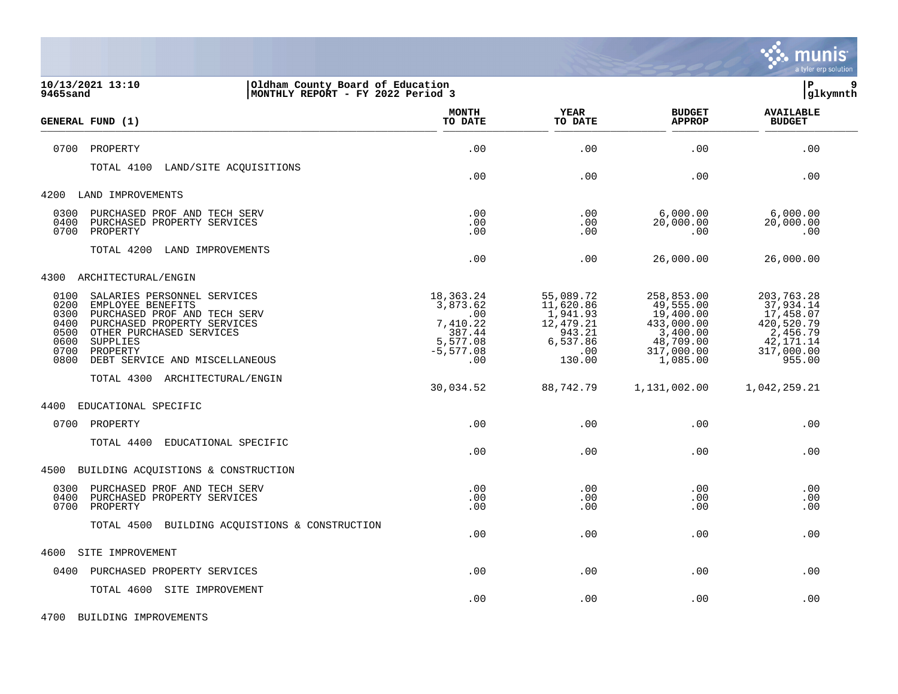10/13/2021 13:10 | Oldham County Board of Education
9465sand | MONTHLY REPORT - FY 2022 Period 3

| GENERAL FUND (1) | MONTH TO DATE | YEAR TO DATE | BUDGET APPROP | AVAILABLE BUDGET |
|---|---|---|---|---|
| 0700 PROPERTY | .00 | .00 | .00 | .00 |
| TOTAL 4100 LAND/SITE ACQUISITIONS | .00 | .00 | .00 | .00 |
| **4200 LAND IMPROVEMENTS** | | | | |
| 0300 PURCHASED PROF AND TECH SERV | .00 | .00 | 6,000.00 | 6,000.00 |
| 0400 PURCHASED PROPERTY SERVICES | .00 | .00 | 20,000.00 | 20,000.00 |
| 0700 PROPERTY | .00 | .00 | .00 | .00 |
| TOTAL 4200 LAND IMPROVEMENTS | .00 | .00 | 26,000.00 | 26,000.00 |
| **4300 ARCHITECTURAL/ENGIN** | | | | |
| 0100 SALARIES PERSONNEL SERVICES | 18,363.24 | 55,089.72 | 258,853.00 | 203,763.28 |
| 0200 EMPLOYEE BENEFITS | 3,873.62 | 11,620.86 | 49,555.00 | 37,934.14 |
| 0300 PURCHASED PROF AND TECH SERV | .00 | 1,941.93 | 19,400.00 | 17,458.07 |
| 0400 PURCHASED PROPERTY SERVICES | 7,410.22 | 12,479.21 | 433,000.00 | 420,520.79 |
| 0500 OTHER PURCHASED SERVICES | 387.44 | 943.21 | 3,400.00 | 2,456.79 |
| 0600 SUPPLIES | 5,577.08 | 6,537.86 | 48,709.00 | 42,171.14 |
| 0700 PROPERTY | -5,577.08 | .00 | 317,000.00 | 317,000.00 |
| 0800 DEBT SERVICE AND MISCELLANEOUS | .00 | 130.00 | 1,085.00 | 955.00 |
| TOTAL 4300 ARCHITECTURAL/ENGIN | 30,034.52 | 88,742.79 | 1,131,002.00 | 1,042,259.21 |
| **4400 EDUCATIONAL SPECIFIC** | | | | |
| 0700 PROPERTY | .00 | .00 | .00 | .00 |
| TOTAL 4400 EDUCATIONAL SPECIFIC | .00 | .00 | .00 | .00 |
| **4500 BUILDING ACQUISTIONS & CONSTRUCTION** | | | | |
| 0300 PURCHASED PROF AND TECH SERV | .00 | .00 | .00 | .00 |
| 0400 PURCHASED PROPERTY SERVICES | .00 | .00 | .00 | .00 |
| 0700 PROPERTY | .00 | .00 | .00 | .00 |
| TOTAL 4500 BUILDING ACQUISTIONS & CONSTRUCTION | .00 | .00 | .00 | .00 |
| **4600 SITE IMPROVEMENT** | | | | |
| 0400 PURCHASED PROPERTY SERVICES | .00 | .00 | .00 | .00 |
| TOTAL 4600 SITE IMPROVEMENT | .00 | .00 | .00 | .00 |
| **4700 BUILDING IMPROVEMENTS** | | | | |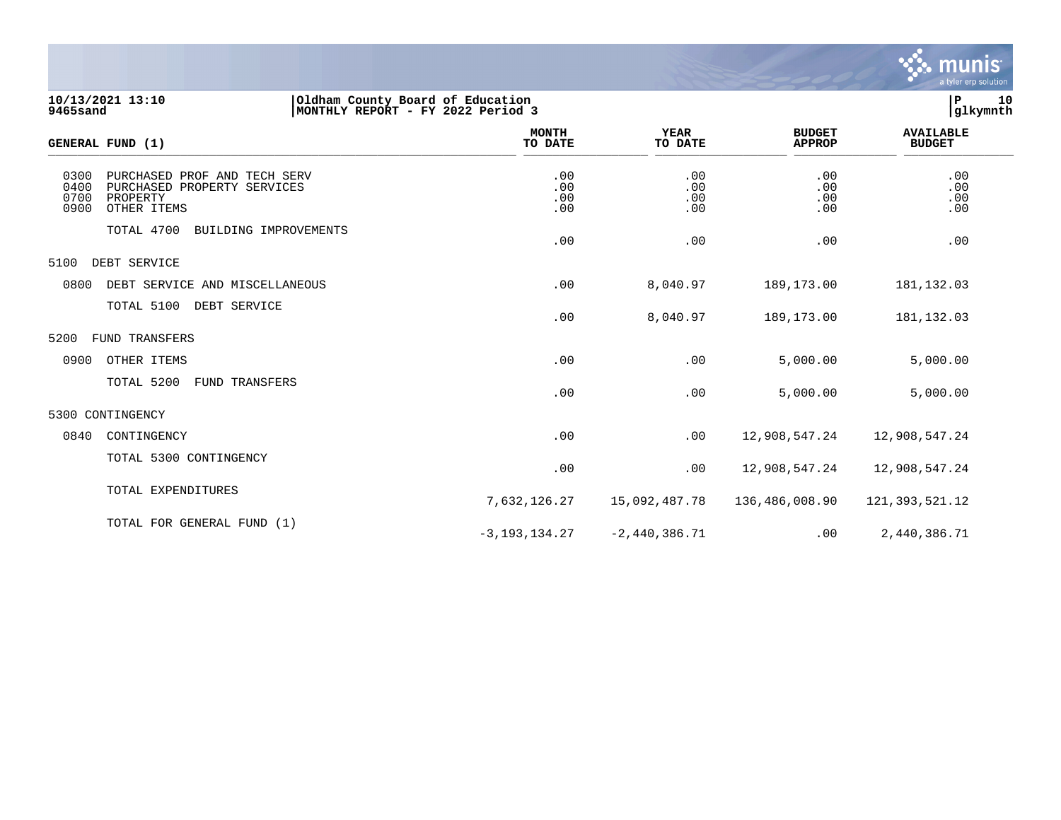10/13/2021 13:10
9465sand

Oldham County Board of Education
MONTHLY REPORT - FY 2022 Period 3

| GENERAL FUND (1) | MONTH TO DATE | YEAR TO DATE | BUDGET APPROP | AVAILABLE BUDGET |
|---|---|---|---|---|
| 0300 PURCHASED PROF AND TECH SERV | .00 | .00 | .00 | .00 |
| 0400 PURCHASED PROPERTY SERVICES | .00 | .00 | .00 | .00 |
| 0700 PROPERTY | .00 | .00 | .00 | .00 |
| 0900 OTHER ITEMS | .00 | .00 | .00 | .00 |
| TOTAL 4700 BUILDING IMPROVEMENTS | .00 | .00 | .00 | .00 |
| 5100 DEBT SERVICE | | | | |
| 0800 DEBT SERVICE AND MISCELLANEOUS | .00 | 8,040.97 | 189,173.00 | 181,132.03 |
| TOTAL 5100 DEBT SERVICE | .00 | 8,040.97 | 189,173.00 | 181,132.03 |
| 5200 FUND TRANSFERS | | | | |
| 0900 OTHER ITEMS | .00 | .00 | 5,000.00 | 5,000.00 |
| TOTAL 5200 FUND TRANSFERS | .00 | .00 | 5,000.00 | 5,000.00 |
| 5300 CONTINGENCY | | | | |
| 0840 CONTINGENCY | .00 | .00 | 12,908,547.24 | 12,908,547.24 |
| TOTAL 5300 CONTINGENCY | .00 | .00 | 12,908,547.24 | 12,908,547.24 |
| TOTAL EXPENDITURES | 7,632,126.27 | 15,092,487.78 | 136,486,008.90 | 121,393,521.12 |
| TOTAL FOR GENERAL FUND (1) | -3,193,134.27 | -2,440,386.71 | .00 | 2,440,386.71 |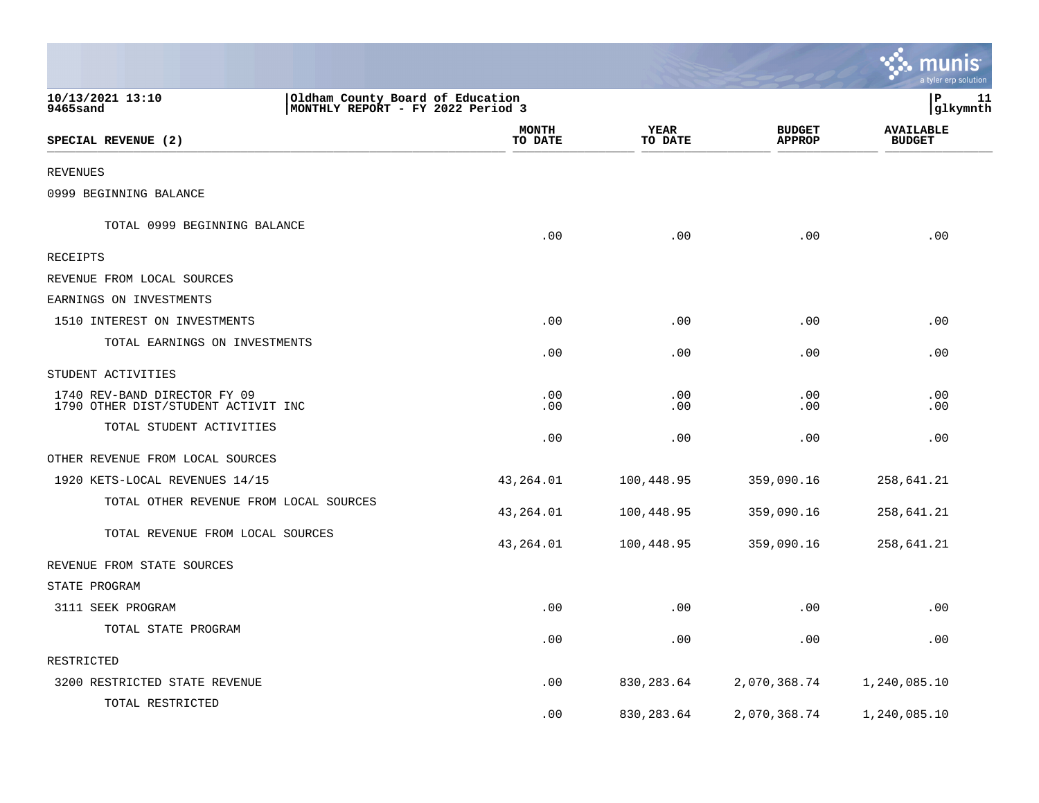10/13/2021 13:10 | Oldham County Board of Education | P 11
9465sand | MONTHLY REPORT - FY 2022 Period 3 | glkymnth

| SPECIAL REVENUE (2) | MONTH TO DATE | YEAR TO DATE | BUDGET APPROP | AVAILABLE BUDGET |
|---|---|---|---|---|
| REVENUES | | | | |
| 0999 BEGINNING BALANCE | | | | |
| TOTAL 0999 BEGINNING BALANCE | .00 | .00 | .00 | .00 |
| RECEIPTS | | | | |
| REVENUE FROM LOCAL SOURCES | | | | |
| EARNINGS ON INVESTMENTS | | | | |
| 1510 INTEREST ON INVESTMENTS | .00 | .00 | .00 | .00 |
| TOTAL EARNINGS ON INVESTMENTS | .00 | .00 | .00 | .00 |
| STUDENT ACTIVITIES | | | | |
| 1740 REV-BAND DIRECTOR FY 09 | .00 | .00 | .00 | .00 |
| 1790 OTHER DIST/STUDENT ACTIVIT INC | .00 | .00 | .00 | .00 |
| TOTAL STUDENT ACTIVITIES | .00 | .00 | .00 | .00 |
| OTHER REVENUE FROM LOCAL SOURCES | | | | |
| 1920 KETS-LOCAL REVENUES 14/15 | 43,264.01 | 100,448.95 | 359,090.16 | 258,641.21 |
| TOTAL OTHER REVENUE FROM LOCAL SOURCES | 43,264.01 | 100,448.95 | 359,090.16 | 258,641.21 |
| TOTAL REVENUE FROM LOCAL SOURCES | 43,264.01 | 100,448.95 | 359,090.16 | 258,641.21 |
| REVENUE FROM STATE SOURCES | | | | |
| STATE PROGRAM | | | | |
| 3111 SEEK PROGRAM | .00 | .00 | .00 | .00 |
| TOTAL STATE PROGRAM | .00 | .00 | .00 | .00 |
| RESTRICTED | | | | |
| 3200 RESTRICTED STATE REVENUE | .00 | 830,283.64 | 2,070,368.74 | 1,240,085.10 |
| TOTAL RESTRICTED | .00 | 830,283.64 | 2,070,368.74 | 1,240,085.10 |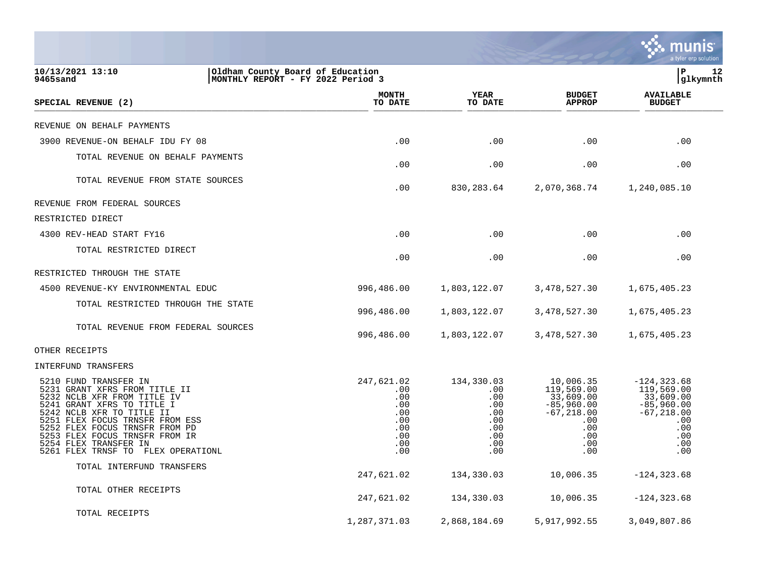10/13/2021 13:10
9465sand

Oldham County Board of Education
MONTHLY REPORT - FY 2022 Period 3

| SPECIAL REVENUE (2) | MONTH TO DATE | YEAR TO DATE | BUDGET APPROP | AVAILABLE BUDGET |
|---|---|---|---|---|
| REVENUE ON BEHALF PAYMENTS | | | | |
| 3900 REVENUE-ON BEHALF IDU FY 08 | .00 | .00 | .00 | .00 |
| TOTAL REVENUE ON BEHALF PAYMENTS | .00 | .00 | .00 | .00 |
| TOTAL REVENUE FROM STATE SOURCES | .00 | 830,283.64 | 2,070,368.74 | 1,240,085.10 |
| REVENUE FROM FEDERAL SOURCES | | | | |
| RESTRICTED DIRECT | | | | |
| 4300 REV-HEAD START FY16 | .00 | .00 | .00 | .00 |
| TOTAL RESTRICTED DIRECT | .00 | .00 | .00 | .00 |
| RESTRICTED THROUGH THE STATE | | | | |
| 4500 REVENUE-KY ENVIRONMENTAL EDUC | 996,486.00 | 1,803,122.07 | 3,478,527.30 | 1,675,405.23 |
| TOTAL RESTRICTED THROUGH THE STATE | 996,486.00 | 1,803,122.07 | 3,478,527.30 | 1,675,405.23 |
| TOTAL REVENUE FROM FEDERAL SOURCES | 996,486.00 | 1,803,122.07 | 3,478,527.30 | 1,675,405.23 |
| OTHER RECEIPTS | | | | |
| INTERFUND TRANSFERS | | | | |
| 5210 FUND TRANSFER IN | 247,621.02 | 134,330.03 | 10,006.35 | -124,323.68 |
| 5231 GRANT XFRS FROM TITLE II | .00 | .00 | 119,569.00 | 119,569.00 |
| 5232 NCLB XFR FROM TITLE IV | .00 | .00 | 33,609.00 | 33,609.00 |
| 5241 GRANT XFRS TO TITLE I | .00 | .00 | -85,960.00 | -85,960.00 |
| 5242 NCLB XFR TO TITLE II | .00 | .00 | -67,218.00 | -67,218.00 |
| 5251 FLEX FOCUS TRNSFR FROM ESS | .00 | .00 | .00 | .00 |
| 5252 FLEX FOCUS TRNSFR FROM PD | .00 | .00 | .00 | .00 |
| 5253 FLEX FOCUS TRNSFR FROM IR | .00 | .00 | .00 | .00 |
| 5254 FLEX TRANSFER IN | .00 | .00 | .00 | .00 |
| 5261 FLEX TRNSF TO FLEX OPERATIONL | .00 | .00 | .00 | .00 |
| TOTAL INTERFUND TRANSFERS | 247,621.02 | 134,330.03 | 10,006.35 | -124,323.68 |
| TOTAL OTHER RECEIPTS | 247,621.02 | 134,330.03 | 10,006.35 | -124,323.68 |
| TOTAL RECEIPTS | 1,287,371.03 | 2,868,184.69 | 5,917,992.55 | 3,049,807.86 |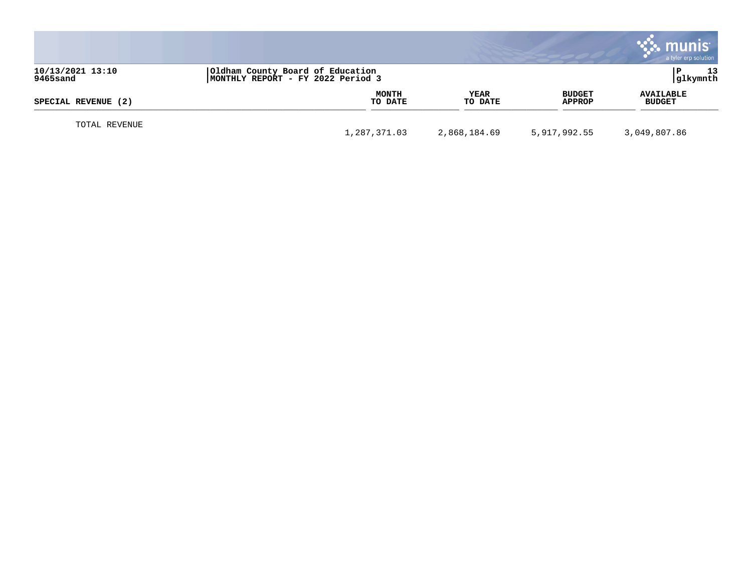10/13/2021 13:10
9465sand

Oldham County Board of Education
MONTHLY REPORT - FY 2022 Period 3

P 13
glkymnth

| SPECIAL REVENUE (2) | MONTH TO DATE | YEAR TO DATE | BUDGET APPROP | AVAILABLE BUDGET |
|---|---|---|---|---|
| TOTAL REVENUE | 1,287,371.03 | 2,868,184.69 | 5,917,992.55 | 3,049,807.86 |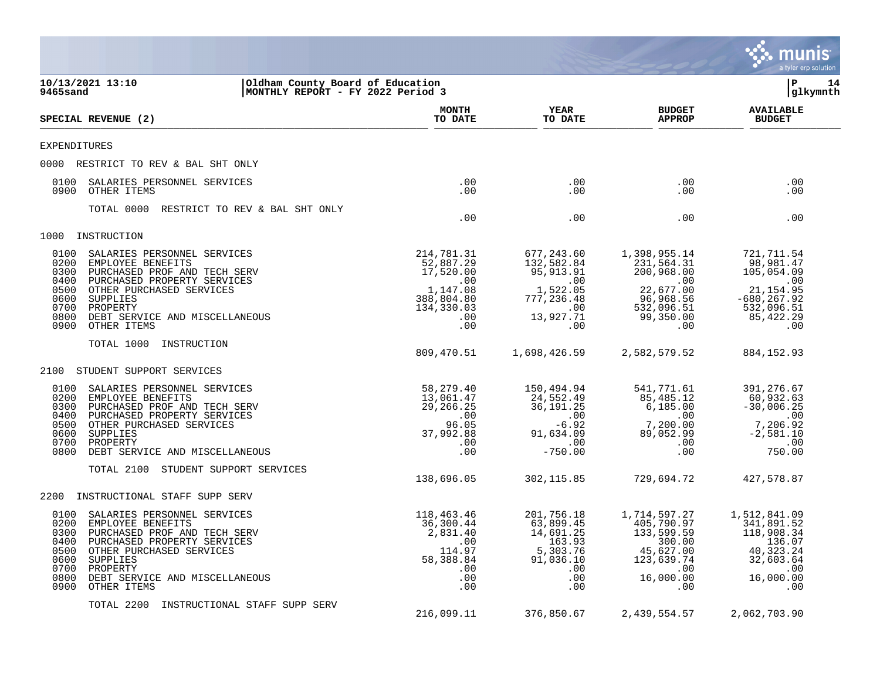**10/13/2021 13:10** | **Oldham County Board of Education**
**9465sand** | **MONTHLY REPORT - FY 2022 Period 3**

| SPECIAL REVENUE (2) | MONTH TO DATE | YEAR TO DATE | BUDGET APPROP | AVAILABLE BUDGET |
|---|---|---|---|---|
| **EXPENDITURES** | | | | |
| **0000 RESTRICT TO REV & BAL SHT ONLY** | | | | |
| 0100 SALARIES PERSONNEL SERVICES | .00 | .00 | .00 | .00 |
| 0900 OTHER ITEMS | .00 | .00 | .00 | .00 |
| TOTAL 0000 RESTRICT TO REV & BAL SHT ONLY | .00 | .00 | .00 | .00 |
| **1000 INSTRUCTION** | | | | |
| 0100 SALARIES PERSONNEL SERVICES | 214,781.31 | 677,243.60 | 1,398,955.14 | 721,711.54 |
| 0200 EMPLOYEE BENEFITS | 52,887.29 | 132,582.84 | 231,564.31 | 98,981.47 |
| 0300 PURCHASED PROF AND TECH SERV | 17,520.00 | 95,913.91 | 200,968.00 | 105,054.09 |
| 0400 PURCHASED PROPERTY SERVICES | .00 | .00 | .00 | .00 |
| 0500 OTHER PURCHASED SERVICES | 1,147.08 | 1,522.05 | 22,677.00 | 21,154.95 |
| 0600 SUPPLIES | 388,804.80 | 777,236.48 | 96,968.56 | -680,267.92 |
| 0700 PROPERTY | 134,330.03 | .00 | 532,096.51 | 532,096.51 |
| 0800 DEBT SERVICE AND MISCELLANEOUS | .00 | 13,927.71 | 99,350.00 | 85,422.29 |
| 0900 OTHER ITEMS | .00 | .00 | .00 | .00 |
| TOTAL 1000 INSTRUCTION | 809,470.51 | 1,698,426.59 | 2,582,579.52 | 884,152.93 |
| **2100 STUDENT SUPPORT SERVICES** | | | | |
| 0100 SALARIES PERSONNEL SERVICES | 58,279.40 | 150,494.94 | 541,771.61 | 391,276.67 |
| 0200 EMPLOYEE BENEFITS | 13,061.47 | 24,552.49 | 85,485.12 | 60,932.63 |
| 0300 PURCHASED PROF AND TECH SERV | 29,266.25 | 36,191.25 | 6,185.00 | -30,006.25 |
| 0400 PURCHASED PROPERTY SERVICES | .00 | .00 | .00 | .00 |
| 0500 OTHER PURCHASED SERVICES | 96.05 | -6.92 | 7,200.00 | 7,206.92 |
| 0600 SUPPLIES | 37,992.88 | 91,634.09 | 89,052.99 | -2,581.10 |
| 0700 PROPERTY | .00 | .00 | .00 | .00 |
| 0800 DEBT SERVICE AND MISCELLANEOUS | .00 | -750.00 | .00 | 750.00 |
| TOTAL 2100 STUDENT SUPPORT SERVICES | 138,696.05 | 302,115.85 | 729,694.72 | 427,578.87 |
| **2200 INSTRUCTIONAL STAFF SUPP SERV** | | | | |
| 0100 SALARIES PERSONNEL SERVICES | 118,463.46 | 201,756.18 | 1,714,597.27 | 1,512,841.09 |
| 0200 EMPLOYEE BENEFITS | 36,300.44 | 63,899.45 | 405,790.97 | 341,891.52 |
| 0300 PURCHASED PROF AND TECH SERV | 2,831.40 | 14,691.25 | 133,599.59 | 118,908.34 |
| 0400 PURCHASED PROPERTY SERVICES | .00 | 163.93 | 300.00 | 136.07 |
| 0500 OTHER PURCHASED SERVICES | 114.97 | 5,303.76 | 45,627.00 | 40,323.24 |
| 0600 SUPPLIES | 58,388.84 | 91,036.10 | 123,639.74 | 32,603.64 |
| 0700 PROPERTY | .00 | .00 | .00 | .00 |
| 0800 DEBT SERVICE AND MISCELLANEOUS | .00 | .00 | 16,000.00 | 16,000.00 |
| 0900 OTHER ITEMS | .00 | .00 | .00 | .00 |
| TOTAL 2200 INSTRUCTIONAL STAFF SUPP SERV | 216,099.11 | 376,850.67 | 2,439,554.57 | 2,062,703.90 |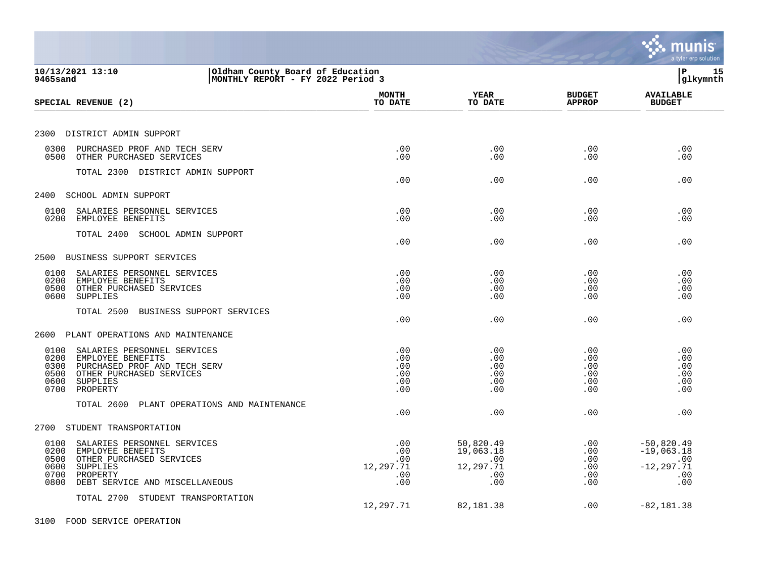10/13/2021 13:10 | Oldham County Board of Education
9465sand | MONTHLY REPORT - FY 2022 Period 3

P 15 glkymnth

| SPECIAL REVENUE (2) | MONTH TO DATE | YEAR TO DATE | BUDGET APPROP | AVAILABLE BUDGET |
|---|---|---|---|---|
| **2300 DISTRICT ADMIN SUPPORT** | | | | |
| 0300 PURCHASED PROF AND TECH SERV | .00 | .00 | .00 | .00 |
| 0500 OTHER PURCHASED SERVICES | .00 | .00 | .00 | .00 |
| TOTAL 2300 DISTRICT ADMIN SUPPORT | .00 | .00 | .00 | .00 |
| **2400 SCHOOL ADMIN SUPPORT** | | | | |
| 0100 SALARIES PERSONNEL SERVICES | .00 | .00 | .00 | .00 |
| 0200 EMPLOYEE BENEFITS | .00 | .00 | .00 | .00 |
| TOTAL 2400 SCHOOL ADMIN SUPPORT | .00 | .00 | .00 | .00 |
| **2500 BUSINESS SUPPORT SERVICES** | | | | |
| 0100 SALARIES PERSONNEL SERVICES | .00 | .00 | .00 | .00 |
| 0200 EMPLOYEE BENEFITS | .00 | .00 | .00 | .00 |
| 0500 OTHER PURCHASED SERVICES | .00 | .00 | .00 | .00 |
| 0600 SUPPLIES | .00 | .00 | .00 | .00 |
| TOTAL 2500 BUSINESS SUPPORT SERVICES | .00 | .00 | .00 | .00 |
| **2600 PLANT OPERATIONS AND MAINTENANCE** | | | | |
| 0100 SALARIES PERSONNEL SERVICES | .00 | .00 | .00 | .00 |
| 0200 EMPLOYEE BENEFITS | .00 | .00 | .00 | .00 |
| 0300 PURCHASED PROF AND TECH SERV | .00 | .00 | .00 | .00 |
| 0500 OTHER PURCHASED SERVICES | .00 | .00 | .00 | .00 |
| 0600 SUPPLIES | .00 | .00 | .00 | .00 |
| 0700 PROPERTY | .00 | .00 | .00 | .00 |
| TOTAL 2600 PLANT OPERATIONS AND MAINTENANCE | .00 | .00 | .00 | .00 |
| **2700 STUDENT TRANSPORTATION** | | | | |
| 0100 SALARIES PERSONNEL SERVICES | .00 | 50,820.49 | .00 | -50,820.49 |
| 0200 EMPLOYEE BENEFITS | .00 | 19,063.18 | .00 | -19,063.18 |
| 0500 OTHER PURCHASED SERVICES | .00 | .00 | .00 | .00 |
| 0600 SUPPLIES | 12,297.71 | 12,297.71 | .00 | -12,297.71 |
| 0700 PROPERTY | .00 | .00 | .00 | .00 |
| 0800 DEBT SERVICE AND MISCELLANEOUS | .00 | .00 | .00 | .00 |
| TOTAL 2700 STUDENT TRANSPORTATION | 12,297.71 | 82,181.38 | .00 | -82,181.38 |
| **3100 FOOD SERVICE OPERATION** | | | | |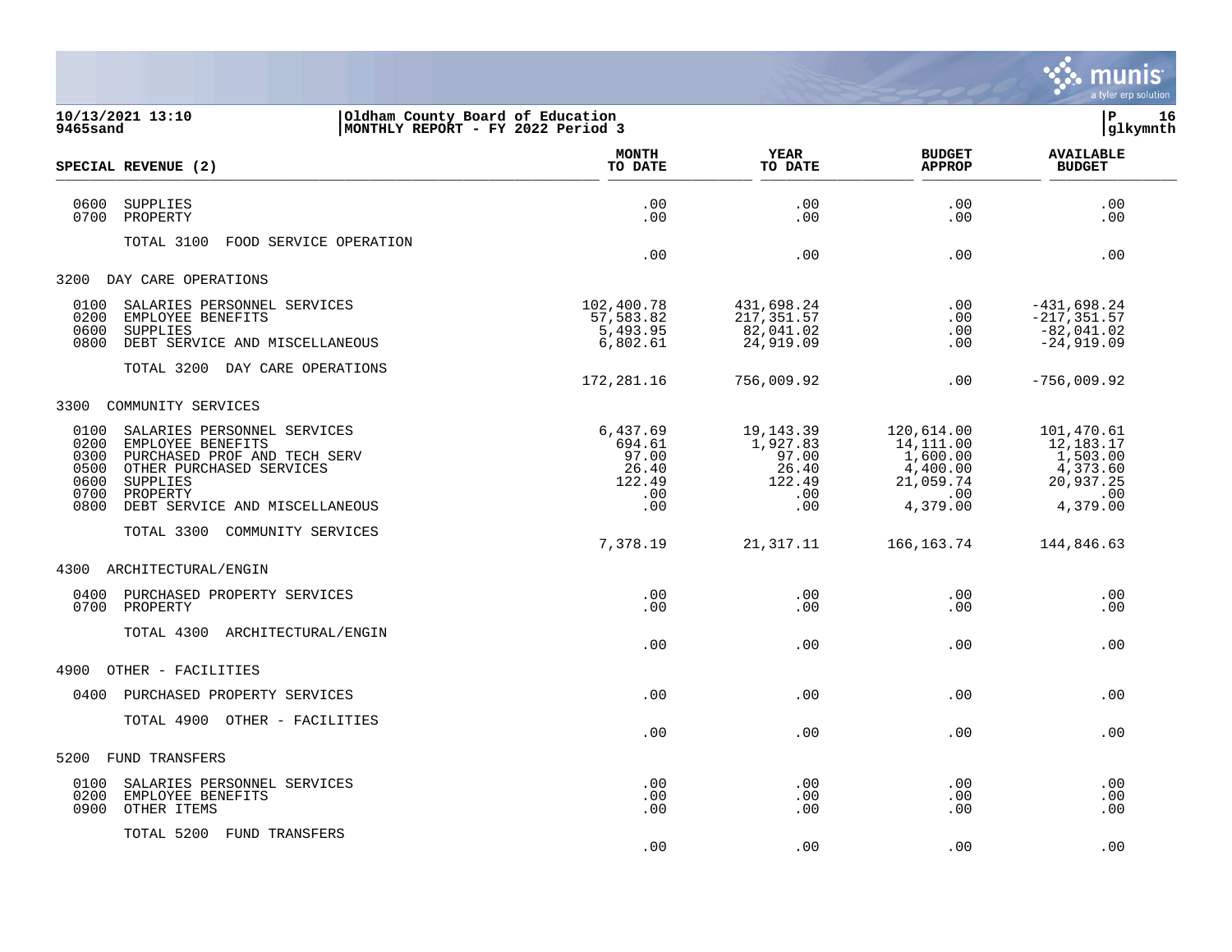10/13/2021 13:10 | Oldham County Board of Education
9465sand | MONTHLY REPORT - FY 2022 Period 3

| SPECIAL REVENUE (2) | MONTH TO DATE | YEAR TO DATE | BUDGET APPROP | AVAILABLE BUDGET |
|---|---|---|---|---|
| 0600 SUPPLIES | .00 | .00 | .00 | .00 |
| 0700 PROPERTY | .00 | .00 | .00 | .00 |
| TOTAL 3100 FOOD SERVICE OPERATION | .00 | .00 | .00 | .00 |
| **3200 DAY CARE OPERATIONS** | | | | |
| 0100 SALARIES PERSONNEL SERVICES | 102,400.78 | 431,698.24 | .00 | -431,698.24 |
| 0200 EMPLOYEE BENEFITS | 57,583.82 | 217,351.57 | .00 | -217,351.57 |
| 0600 SUPPLIES | 5,493.95 | 82,041.02 | .00 | -82,041.02 |
| 0800 DEBT SERVICE AND MISCELLANEOUS | 6,802.61 | 24,919.09 | .00 | -24,919.09 |
| TOTAL 3200 DAY CARE OPERATIONS | 172,281.16 | 756,009.92 | .00 | -756,009.92 |
| **3300 COMMUNITY SERVICES** | | | | |
| 0100 SALARIES PERSONNEL SERVICES | 6,437.69 | 19,143.39 | 120,614.00 | 101,470.61 |
| 0200 EMPLOYEE BENEFITS | 694.61 | 1,927.83 | 14,111.00 | 12,183.17 |
| 0300 PURCHASED PROF AND TECH SERV | 97.00 | 97.00 | 1,600.00 | 1,503.00 |
| 0500 OTHER PURCHASED SERVICES | 26.40 | 26.40 | 4,400.00 | 4,373.60 |
| 0600 SUPPLIES | 122.49 | 122.49 | 21,059.74 | 20,937.25 |
| 0700 PROPERTY | .00 | .00 | .00 | .00 |
| 0800 DEBT SERVICE AND MISCELLANEOUS | .00 | .00 | 4,379.00 | 4,379.00 |
| TOTAL 3300 COMMUNITY SERVICES | 7,378.19 | 21,317.11 | 166,163.74 | 144,846.63 |
| **4300 ARCHITECTURAL/ENGIN** | | | | |
| 0400 PURCHASED PROPERTY SERVICES | .00 | .00 | .00 | .00 |
| 0700 PROPERTY | .00 | .00 | .00 | .00 |
| TOTAL 4300 ARCHITECTURAL/ENGIN | .00 | .00 | .00 | .00 |
| **4900 OTHER - FACILITIES** | | | | |
| 0400 PURCHASED PROPERTY SERVICES | .00 | .00 | .00 | .00 |
| TOTAL 4900 OTHER - FACILITIES | .00 | .00 | .00 | .00 |
| **5200 FUND TRANSFERS** | | | | |
| 0100 SALARIES PERSONNEL SERVICES | .00 | .00 | .00 | .00 |
| 0200 EMPLOYEE BENEFITS | .00 | .00 | .00 | .00 |
| 0900 OTHER ITEMS | .00 | .00 | .00 | .00 |
| TOTAL 5200 FUND TRANSFERS | .00 | .00 | .00 | .00 |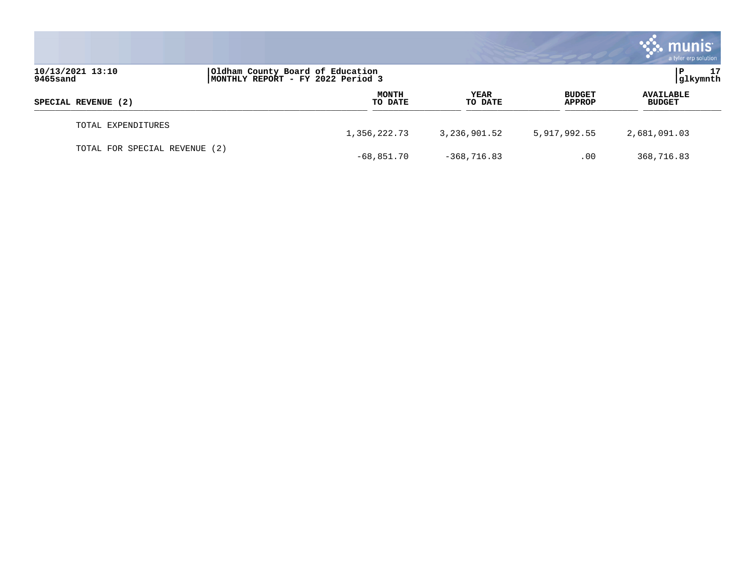| SPECIAL REVENUE (2) | MONTH TO DATE | YEAR TO DATE | BUDGET APPROP | AVAILABLE BUDGET |
|---|---|---|---|---|
| TOTAL EXPENDITURES | 1,356,222.73 | 3,236,901.52 | 5,917,992.55 | 2,681,091.03 |
| TOTAL FOR SPECIAL REVENUE (2) | -68,851.70 | -368,716.83 | .00 | 368,716.83 |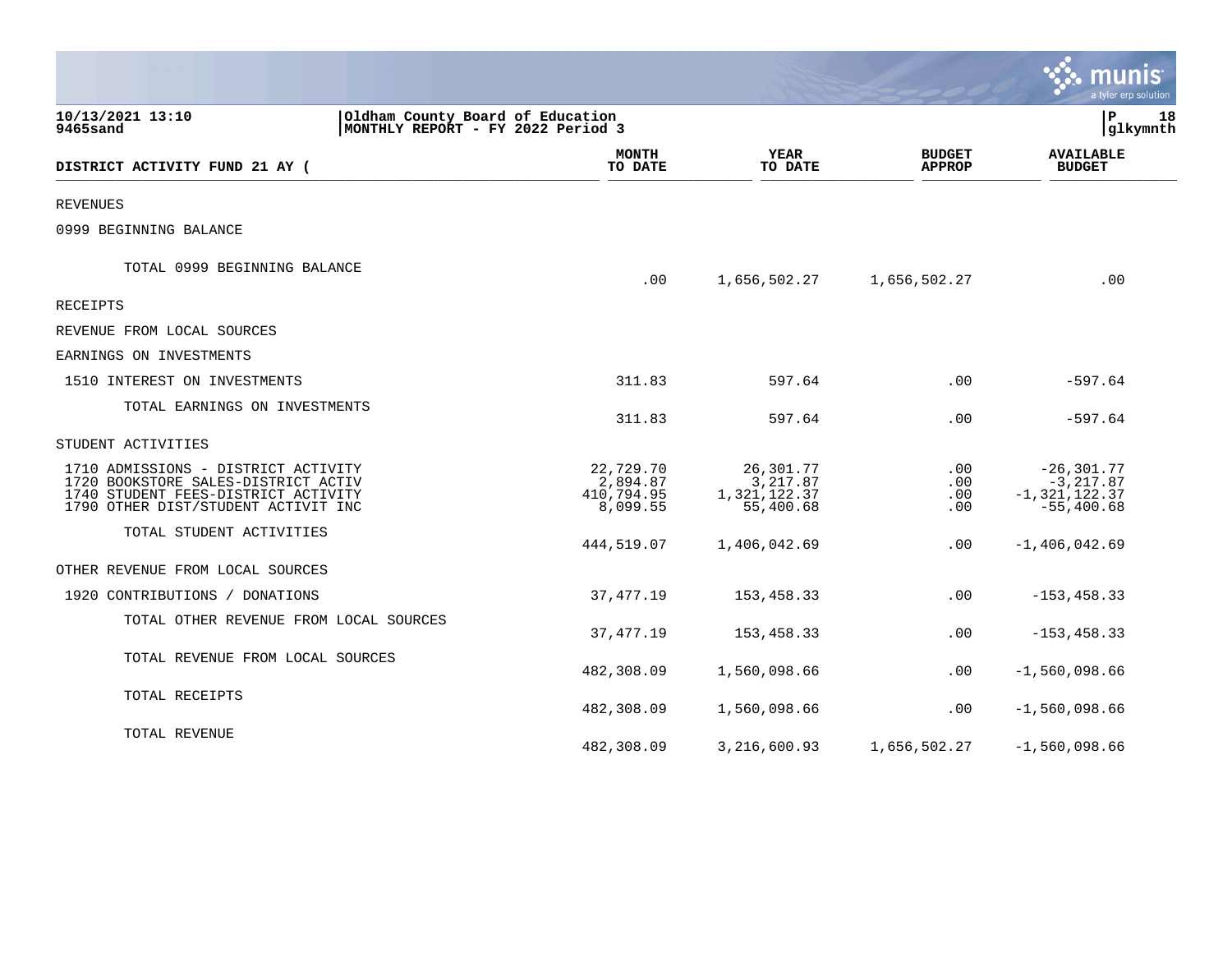10/13/2021 13:10
9465sand

Oldham County Board of Education
MONTHLY REPORT - FY 2022 Period 3

P 18
glkymnth

| DISTRICT ACTIVITY FUND 21 AY ( | MONTH TO DATE | YEAR TO DATE | BUDGET APPROP | AVAILABLE BUDGET |
|---|---|---|---|---|
| REVENUES | | | | |
| 0999 BEGINNING BALANCE | | | | |
| TOTAL 0999 BEGINNING BALANCE | .00 | 1,656,502.27 | 1,656,502.27 | .00 |
| RECEIPTS | | | | |
| REVENUE FROM LOCAL SOURCES | | | | |
| EARNINGS ON INVESTMENTS | | | | |
| 1510 INTEREST ON INVESTMENTS | 311.83 | 597.64 | .00 | -597.64 |
| TOTAL EARNINGS ON INVESTMENTS | 311.83 | 597.64 | .00 | -597.64 |
| STUDENT ACTIVITIES | | | | |
| 1710 ADMISSIONS - DISTRICT ACTIVITY | 22,729.70 | 26,301.77 | .00 | -26,301.77 |
| 1720 BOOKSTORE SALES-DISTRICT ACTIV | 2,894.87 | 3,217.87 | .00 | -3,217.87 |
| 1740 STUDENT FEES-DISTRICT ACTIVITY | 410,794.95 | 1,321,122.37 | .00 | -1,321,122.37 |
| 1790 OTHER DIST/STUDENT ACTIVIT INC | 8,099.55 | 55,400.68 | .00 | -55,400.68 |
| TOTAL STUDENT ACTIVITIES | 444,519.07 | 1,406,042.69 | .00 | -1,406,042.69 |
| OTHER REVENUE FROM LOCAL SOURCES | | | | |
| 1920 CONTRIBUTIONS / DONATIONS | 37,477.19 | 153,458.33 | .00 | -153,458.33 |
| TOTAL OTHER REVENUE FROM LOCAL SOURCES | 37,477.19 | 153,458.33 | .00 | -153,458.33 |
| TOTAL REVENUE FROM LOCAL SOURCES | 482,308.09 | 1,560,098.66 | .00 | -1,560,098.66 |
| TOTAL RECEIPTS | 482,308.09 | 1,560,098.66 | .00 | -1,560,098.66 |
| TOTAL REVENUE | 482,308.09 | 3,216,600.93 | 1,656,502.27 | -1,560,098.66 |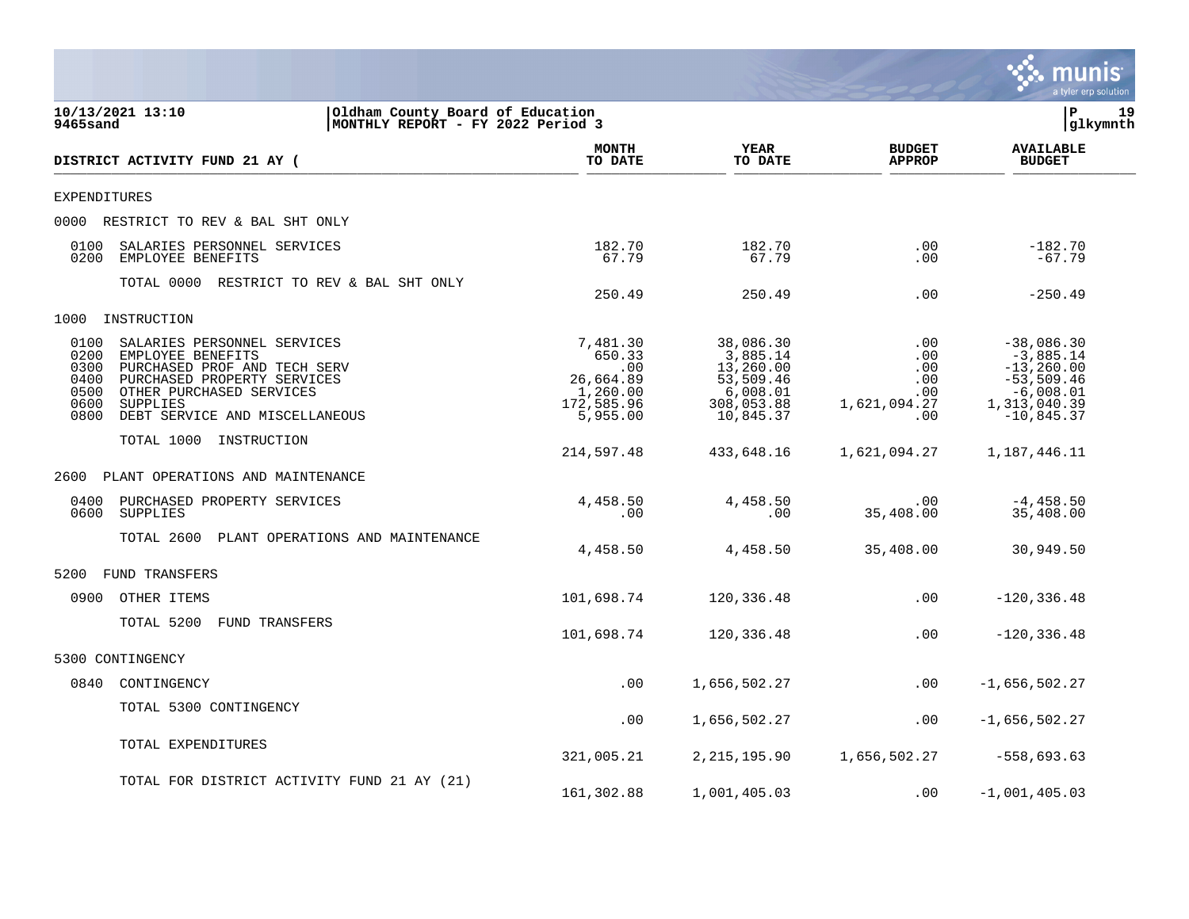10/13/2021 13:10
9465sand

Oldham County Board of Education
MONTHLY REPORT - FY 2022 Period 3

P 19
glkymnth

| DISTRICT ACTIVITY FUND 21 AY ( | MONTH TO DATE | YEAR TO DATE | BUDGET APPROP | AVAILABLE BUDGET |
|---|---|---|---|---|
| **EXPENDITURES** | | | | |
| **0000 RESTRICT TO REV & BAL SHT ONLY** | | | | |
| 0100 SALARIES PERSONNEL SERVICES | 182.70 | 182.70 | .00 | -182.70 |
| 0200 EMPLOYEE BENEFITS | 67.79 | 67.79 | .00 | -67.79 |
| TOTAL 0000 RESTRICT TO REV & BAL SHT ONLY | 250.49 | 250.49 | .00 | -250.49 |
| **1000 INSTRUCTION** | | | | |
| 0100 SALARIES PERSONNEL SERVICES | 7,481.30 | 38,086.30 | .00 | -38,086.30 |
| 0200 EMPLOYEE BENEFITS | 650.33 | 3,885.14 | .00 | -3,885.14 |
| 0300 PURCHASED PROF AND TECH SERV | .00 | 13,260.00 | .00 | -13,260.00 |
| 0400 PURCHASED PROPERTY SERVICES | 26,664.89 | 53,509.46 | .00 | -53,509.46 |
| 0500 OTHER PURCHASED SERVICES | 1,260.00 | 6,008.01 | .00 | -6,008.01 |
| 0600 SUPPLIES | 172,585.96 | 308,053.88 | 1,621,094.27 | 1,313,040.39 |
| 0800 DEBT SERVICE AND MISCELLANEOUS | 5,955.00 | 10,845.37 | .00 | -10,845.37 |
| TOTAL 1000 INSTRUCTION | 214,597.48 | 433,648.16 | 1,621,094.27 | 1,187,446.11 |
| **2600 PLANT OPERATIONS AND MAINTENANCE** | | | | |
| 0400 PURCHASED PROPERTY SERVICES | 4,458.50 | 4,458.50 | .00 | -4,458.50 |
| 0600 SUPPLIES | .00 | .00 | 35,408.00 | 35,408.00 |
| TOTAL 2600 PLANT OPERATIONS AND MAINTENANCE | 4,458.50 | 4,458.50 | 35,408.00 | 30,949.50 |
| **5200 FUND TRANSFERS** | | | | |
| 0900 OTHER ITEMS | 101,698.74 | 120,336.48 | .00 | -120,336.48 |
| TOTAL 5200 FUND TRANSFERS | 101,698.74 | 120,336.48 | .00 | -120,336.48 |
| **5300 CONTINGENCY** | | | | |
| 0840 CONTINGENCY | .00 | 1,656,502.27 | .00 | -1,656,502.27 |
| TOTAL 5300 CONTINGENCY | .00 | 1,656,502.27 | .00 | -1,656,502.27 |
| TOTAL EXPENDITURES | 321,005.21 | 2,215,195.90 | 1,656,502.27 | -558,693.63 |
| TOTAL FOR DISTRICT ACTIVITY FUND 21 AY (21) | 161,302.88 | 1,001,405.03 | .00 | -1,001,405.03 |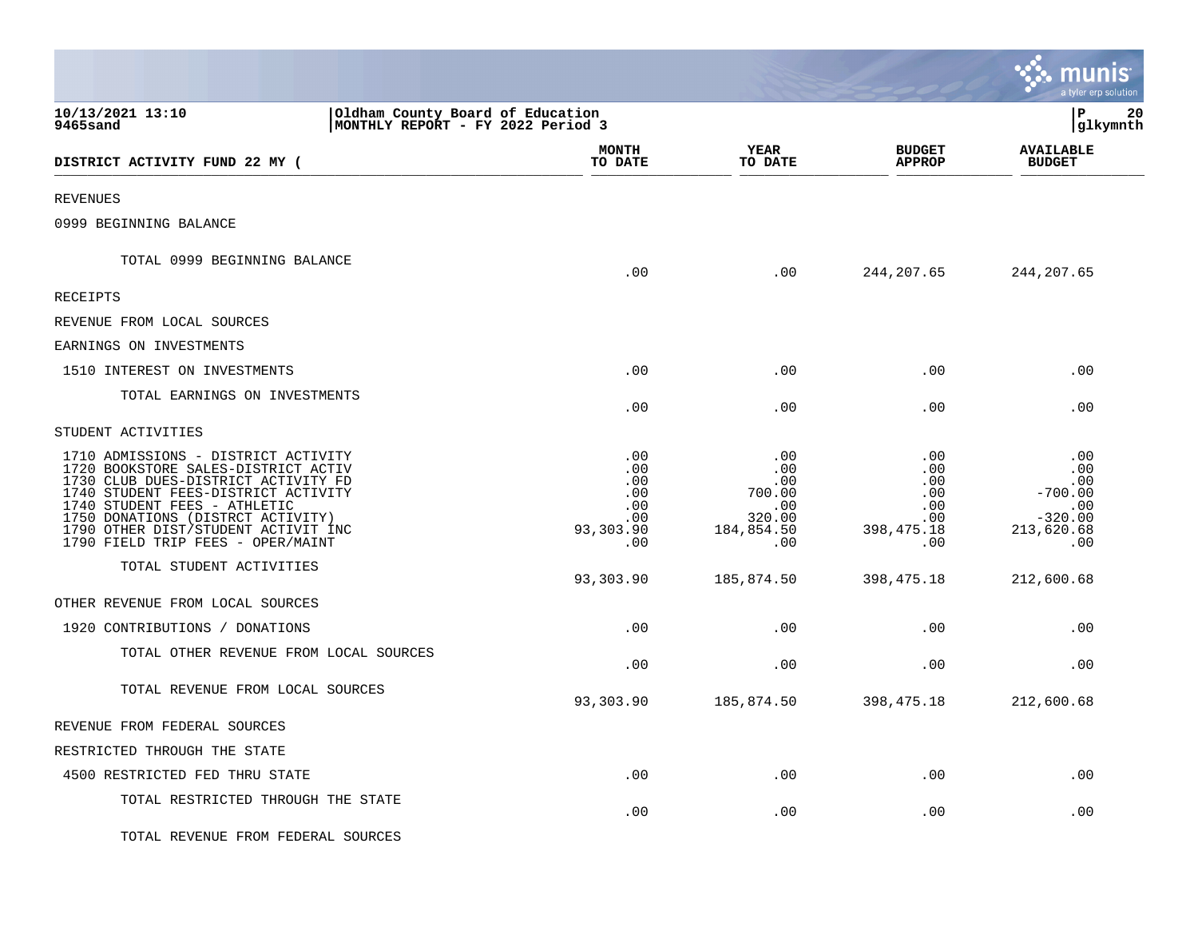10/13/2021 13:10 | Oldham County Board of Education
9465sand | MONTHLY REPORT - FY 2022 Period 3

| DISTRICT ACTIVITY FUND 22 MY ( | MONTH TO DATE | YEAR TO DATE | BUDGET APPROP | AVAILABLE BUDGET |
|---|---|---|---|---|
| REVENUES | | | | |
| 0999 BEGINNING BALANCE | | | | |
| TOTAL 0999 BEGINNING BALANCE | .00 | .00 | 244,207.65 | 244,207.65 |
| RECEIPTS | | | | |
| REVENUE FROM LOCAL SOURCES | | | | |
| EARNINGS ON INVESTMENTS | | | | |
| 1510 INTEREST ON INVESTMENTS | .00 | .00 | .00 | .00 |
| TOTAL EARNINGS ON INVESTMENTS | .00 | .00 | .00 | .00 |
| STUDENT ACTIVITIES | | | | |
| 1710 ADMISSIONS - DISTRICT ACTIVITY | .00 | .00 | .00 | .00 |
| 1720 BOOKSTORE SALES-DISTRICT ACTIV | .00 | .00 | .00 | .00 |
| 1730 CLUB DUES-DISTRICT ACTIVITY FD | .00 | .00 | .00 | .00 |
| 1740 STUDENT FEES-DISTRICT ACTIVITY | .00 | 700.00 | .00 | -700.00 |
| 1740 STUDENT FEES - ATHLETIC | .00 | .00 | .00 | .00 |
| 1750 DONATIONS (DISTRCT ACTIVITY) | .00 | 320.00 | .00 | -320.00 |
| 1790 OTHER DIST/STUDENT ACTIVIT INC | 93,303.90 | 184,854.50 | 398,475.18 | 213,620.68 |
| 1790 FIELD TRIP FEES - OPER/MAINT | .00 | .00 | .00 | .00 |
| TOTAL STUDENT ACTIVITIES | 93,303.90 | 185,874.50 | 398,475.18 | 212,600.68 |
| OTHER REVENUE FROM LOCAL SOURCES | | | | |
| 1920 CONTRIBUTIONS / DONATIONS | .00 | .00 | .00 | .00 |
| TOTAL OTHER REVENUE FROM LOCAL SOURCES | .00 | .00 | .00 | .00 |
| TOTAL REVENUE FROM LOCAL SOURCES | 93,303.90 | 185,874.50 | 398,475.18 | 212,600.68 |
| REVENUE FROM FEDERAL SOURCES | | | | |
| RESTRICTED THROUGH THE STATE | | | | |
| 4500 RESTRICTED FED THRU STATE | .00 | .00 | .00 | .00 |
| TOTAL RESTRICTED THROUGH THE STATE | .00 | .00 | .00 | .00 |
| TOTAL REVENUE FROM FEDERAL SOURCES | | | | |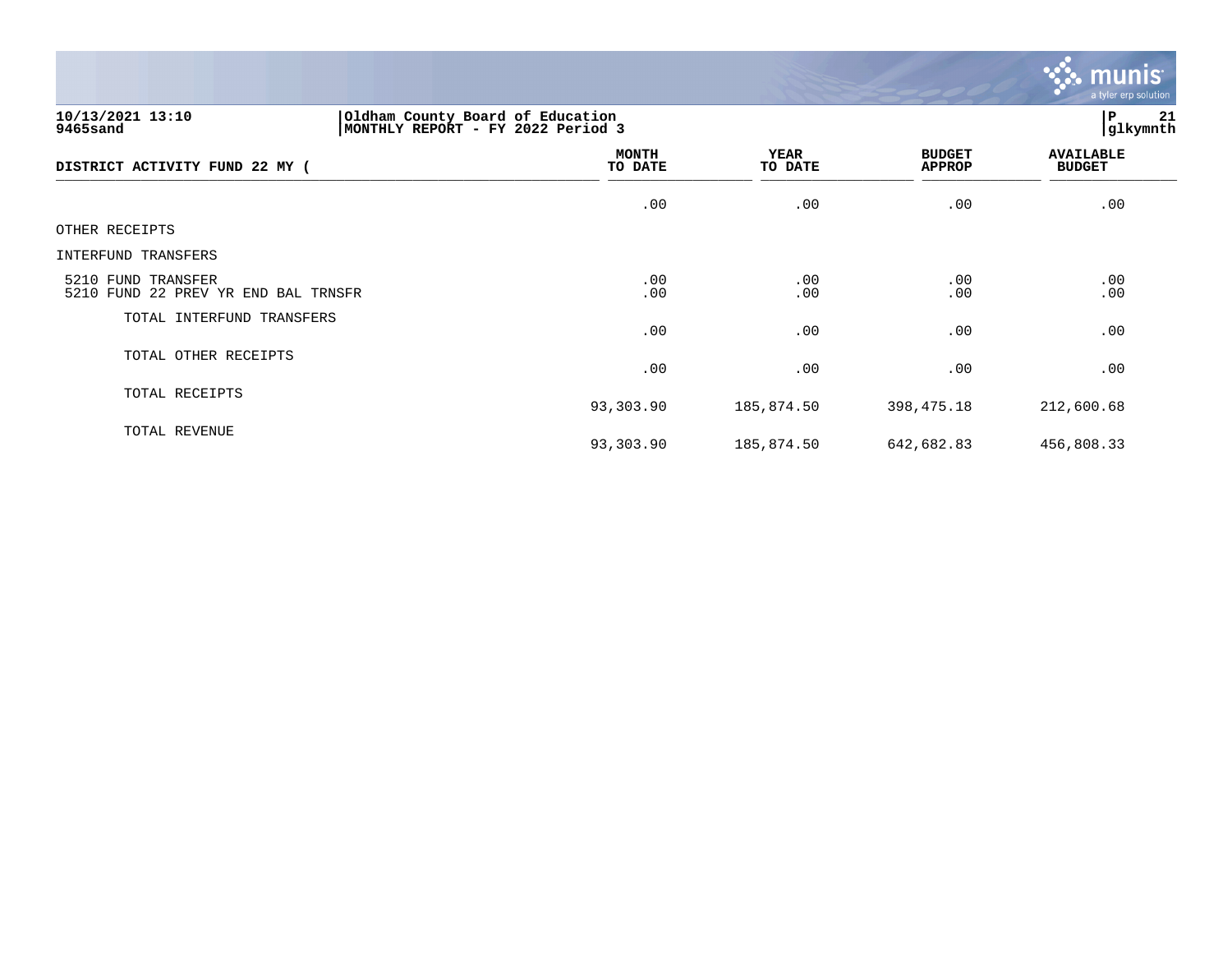**10/13/2021 13:10**
**9465sand**

**Oldham County Board of Education**
**MONTHLY REPORT - FY 2022 Period 3**

**P 21**
**glkymnth**

| DISTRICT ACTIVITY FUND 22 MY ( | MONTH TO DATE | YEAR TO DATE | BUDGET APPROP | AVAILABLE BUDGET |
|---|---|---|---|---|
| | .00 | .00 | .00 | .00 |
| OTHER RECEIPTS | | | | |
| INTERFUND TRANSFERS | | | | |
| 5210 FUND TRANSFER | .00 | .00 | .00 | .00 |
| 5210 FUND 22 PREV YR END BAL TRNSFR | .00 | .00 | .00 | .00 |
| TOTAL INTERFUND TRANSFERS | .00 | .00 | .00 | .00 |
| TOTAL OTHER RECEIPTS | .00 | .00 | .00 | .00 |
| TOTAL RECEIPTS | 93,303.90 | 185,874.50 | 398,475.18 | 212,600.68 |
| TOTAL REVENUE | 93,303.90 | 185,874.50 | 642,682.83 | 456,808.33 |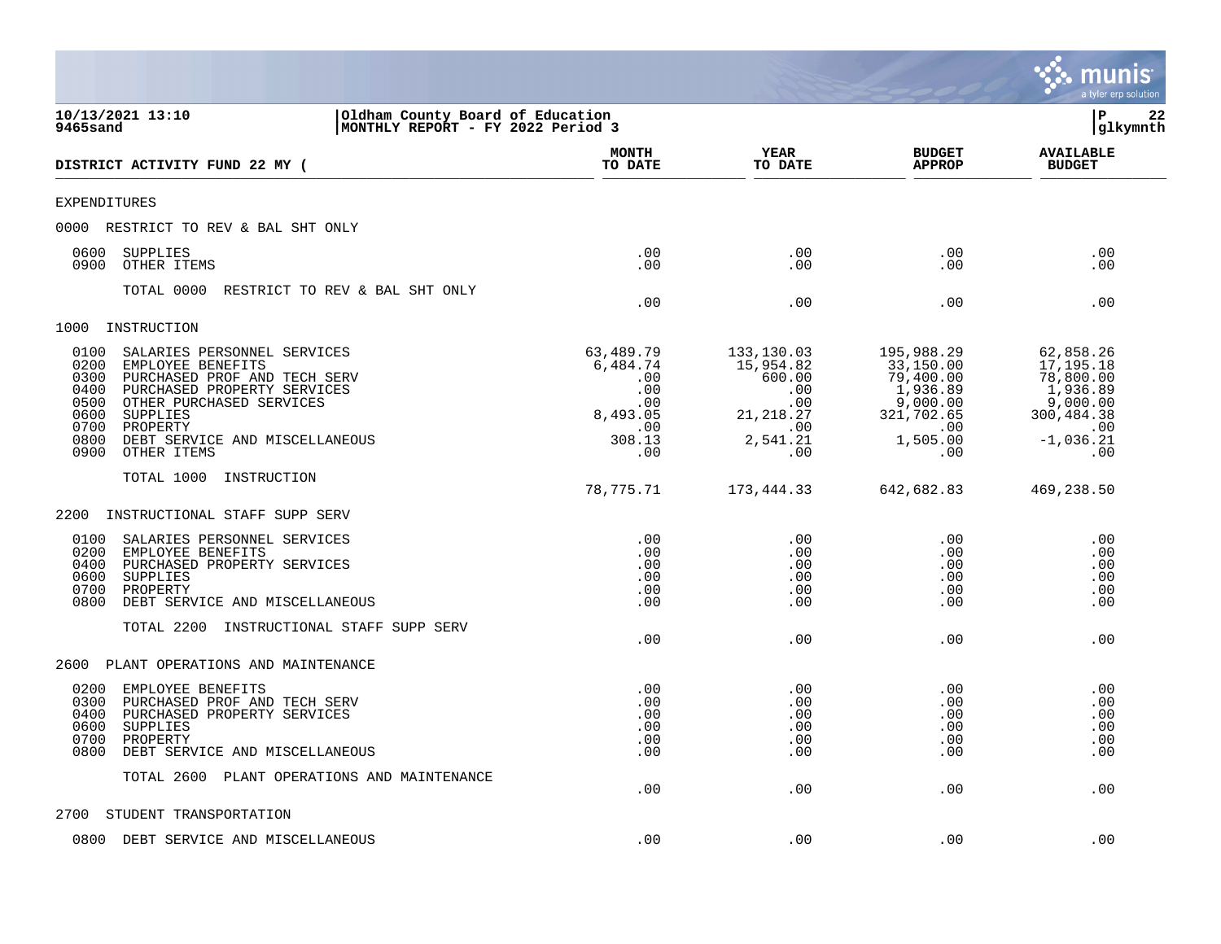10/13/2021 13:10 | Oldham County Board of Education | P 22
9465sand | MONTHLY REPORT - FY 2022 Period 3 | glkymnth

| DISTRICT ACTIVITY FUND 22 MY ( | MONTH TO DATE | YEAR TO DATE | BUDGET APPROP | AVAILABLE BUDGET |
|---|---|---|---|---|
| **EXPENDITURES** | | | | |
| **0000 RESTRICT TO REV & BAL SHT ONLY** | | | | |
| 0600 SUPPLIES | .00 | .00 | .00 | .00 |
| 0900 OTHER ITEMS | .00 | .00 | .00 | .00 |
| TOTAL 0000 RESTRICT TO REV & BAL SHT ONLY | .00 | .00 | .00 | .00 |
| **1000 INSTRUCTION** | | | | |
| 0100 SALARIES PERSONNEL SERVICES | 63,489.79 | 133,130.03 | 195,988.29 | 62,858.26 |
| 0200 EMPLOYEE BENEFITS | 6,484.74 | 15,954.82 | 33,150.00 | 17,195.18 |
| 0300 PURCHASED PROF AND TECH SERV | .00 | 600.00 | 79,400.00 | 78,800.00 |
| 0400 PURCHASED PROPERTY SERVICES | .00 | .00 | 1,936.89 | 1,936.89 |
| 0500 OTHER PURCHASED SERVICES | .00 | .00 | 9,000.00 | 9,000.00 |
| 0600 SUPPLIES | 8,493.05 | 21,218.27 | 321,702.65 | 300,484.38 |
| 0700 PROPERTY | .00 | .00 | .00 | .00 |
| 0800 DEBT SERVICE AND MISCELLANEOUS | 308.13 | 2,541.21 | 1,505.00 | -1,036.21 |
| 0900 OTHER ITEMS | .00 | .00 | .00 | .00 |
| TOTAL 1000 INSTRUCTION | 78,775.71 | 173,444.33 | 642,682.83 | 469,238.50 |
| **2200 INSTRUCTIONAL STAFF SUPP SERV** | | | | |
| 0100 SALARIES PERSONNEL SERVICES | .00 | .00 | .00 | .00 |
| 0200 EMPLOYEE BENEFITS | .00 | .00 | .00 | .00 |
| 0400 PURCHASED PROPERTY SERVICES | .00 | .00 | .00 | .00 |
| 0600 SUPPLIES | .00 | .00 | .00 | .00 |
| 0700 PROPERTY | .00 | .00 | .00 | .00 |
| 0800 DEBT SERVICE AND MISCELLANEOUS | .00 | .00 | .00 | .00 |
| TOTAL 2200 INSTRUCTIONAL STAFF SUPP SERV | .00 | .00 | .00 | .00 |
| **2600 PLANT OPERATIONS AND MAINTENANCE** | | | | |
| 0200 EMPLOYEE BENEFITS | .00 | .00 | .00 | .00 |
| 0300 PURCHASED PROF AND TECH SERV | .00 | .00 | .00 | .00 |
| 0400 PURCHASED PROPERTY SERVICES | .00 | .00 | .00 | .00 |
| 0600 SUPPLIES | .00 | .00 | .00 | .00 |
| 0700 PROPERTY | .00 | .00 | .00 | .00 |
| 0800 DEBT SERVICE AND MISCELLANEOUS | .00 | .00 | .00 | .00 |
| TOTAL 2600 PLANT OPERATIONS AND MAINTENANCE | .00 | .00 | .00 | .00 |
| **2700 STUDENT TRANSPORTATION** | | | | |
| 0800 DEBT SERVICE AND MISCELLANEOUS | .00 | .00 | .00 | .00 |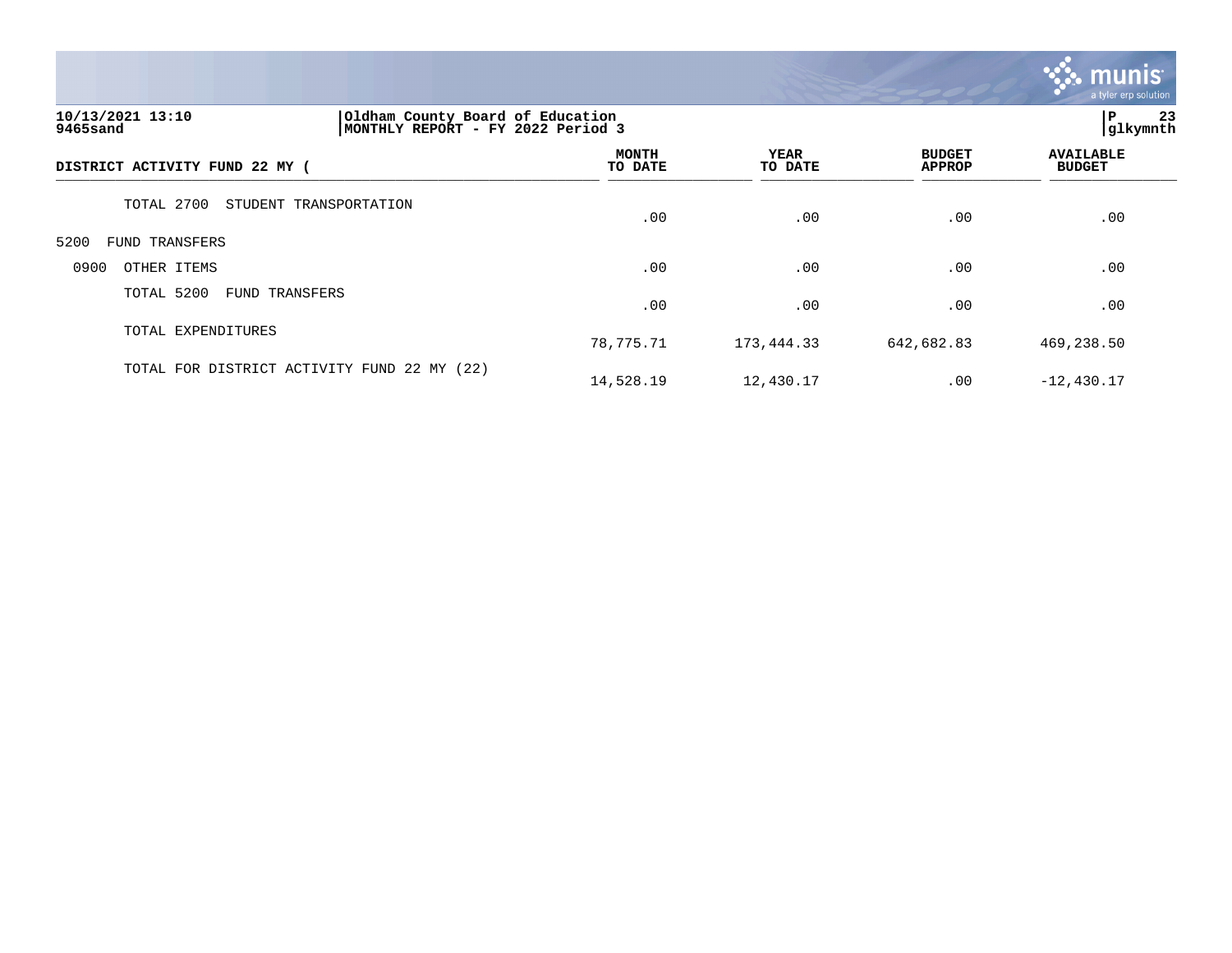10/13/2021 13:10 | Oldham County Board of Education
9465sand | MONTHLY REPORT - FY 2022 Period 3

| DISTRICT ACTIVITY FUND 22 MY ( | MONTH TO DATE | YEAR TO DATE | BUDGET APPROP | AVAILABLE BUDGET |
|---|---|---|---|---|
| TOTAL 2700 STUDENT TRANSPORTATION | .00 | .00 | .00 | .00 |
| 5200 FUND TRANSFERS | | | | |
| 0900 OTHER ITEMS | .00 | .00 | .00 | .00 |
| TOTAL 5200 FUND TRANSFERS | .00 | .00 | .00 | .00 |
| TOTAL EXPENDITURES | 78,775.71 | 173,444.33 | 642,682.83 | 469,238.50 |
| TOTAL FOR DISTRICT ACTIVITY FUND 22 MY (22) | 14,528.19 | 12,430.17 | .00 | -12,430.17 |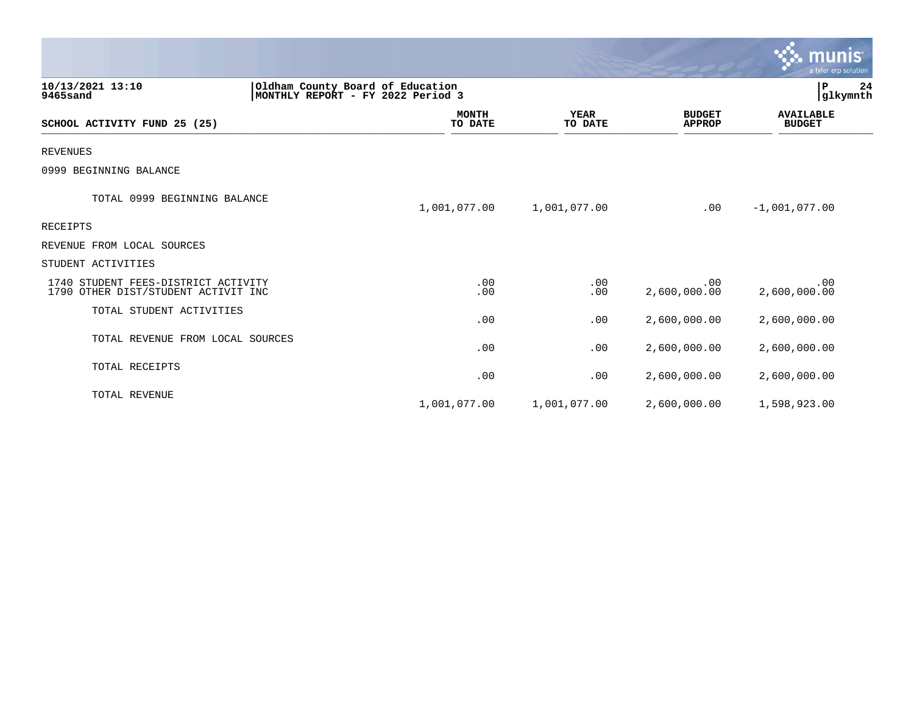10/13/2021 13:10
9465sand

Oldham County Board of Education
MONTHLY REPORT - FY 2022 Period 3

P 24
glkymnth

| SCHOOL ACTIVITY FUND 25 (25) | MONTH TO DATE | YEAR TO DATE | BUDGET APPROP | AVAILABLE BUDGET |
|---|---|---|---|---|
| REVENUES | | | | |
| 0999 BEGINNING BALANCE | | | | |
| TOTAL 0999 BEGINNING BALANCE | 1,001,077.00 | 1,001,077.00 | .00 | -1,001,077.00 |
| RECEIPTS | | | | |
| REVENUE FROM LOCAL SOURCES | | | | |
| STUDENT ACTIVITIES | | | | |
| 1740 STUDENT FEES-DISTRICT ACTIVITY | .00 | .00 | .00 | .00 |
| 1790 OTHER DIST/STUDENT ACTIVIT INC | .00 | .00 | 2,600,000.00 | 2,600,000.00 |
| TOTAL STUDENT ACTIVITIES | .00 | .00 | 2,600,000.00 | 2,600,000.00 |
| TOTAL REVENUE FROM LOCAL SOURCES | .00 | .00 | 2,600,000.00 | 2,600,000.00 |
| TOTAL RECEIPTS | .00 | .00 | 2,600,000.00 | 2,600,000.00 |
| TOTAL REVENUE | 1,001,077.00 | 1,001,077.00 | 2,600,000.00 | 1,598,923.00 |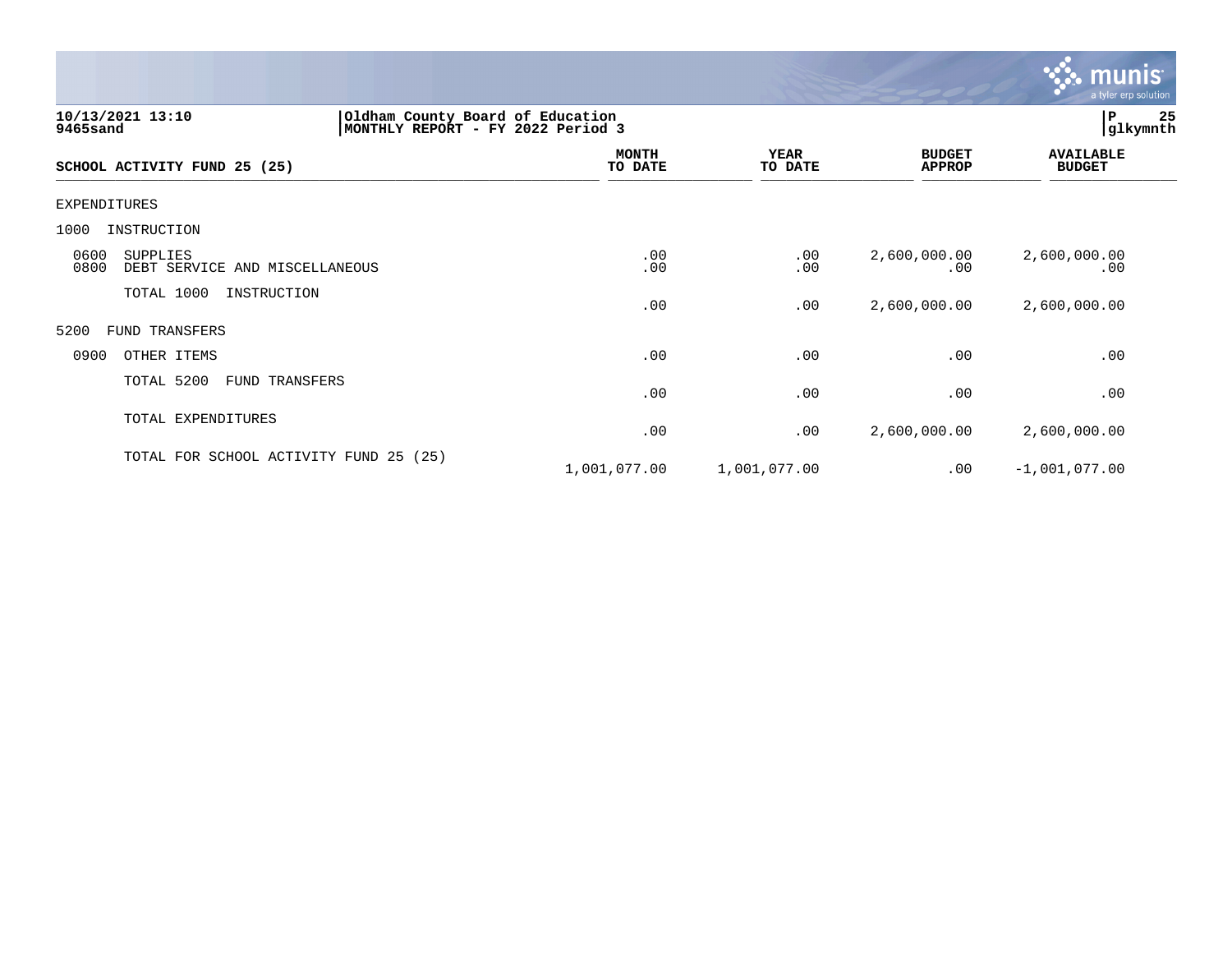10/13/2021 13:10
9465sand

Oldham County Board of Education
MONTHLY REPORT - FY 2022 Period 3

| SCHOOL ACTIVITY FUND 25 (25) | MONTH TO DATE | YEAR TO DATE | BUDGET APPROP | AVAILABLE BUDGET |
|---|---|---|---|---|
| EXPENDITURES | | | | |
| 1000 INSTRUCTION | | | | |
| 0600 SUPPLIES | .00 | .00 | 2,600,000.00 | 2,600,000.00 |
| 0800 DEBT SERVICE AND MISCELLANEOUS | .00 | .00 | .00 | .00 |
| TOTAL 1000 INSTRUCTION | .00 | .00 | 2,600,000.00 | 2,600,000.00 |
| 5200 FUND TRANSFERS | | | | |
| 0900 OTHER ITEMS | .00 | .00 | .00 | .00 |
| TOTAL 5200 FUND TRANSFERS | .00 | .00 | .00 | .00 |
| TOTAL EXPENDITURES | .00 | .00 | 2,600,000.00 | 2,600,000.00 |
| TOTAL FOR SCHOOL ACTIVITY FUND 25 (25) | 1,001,077.00 | 1,001,077.00 | .00 | -1,001,077.00 |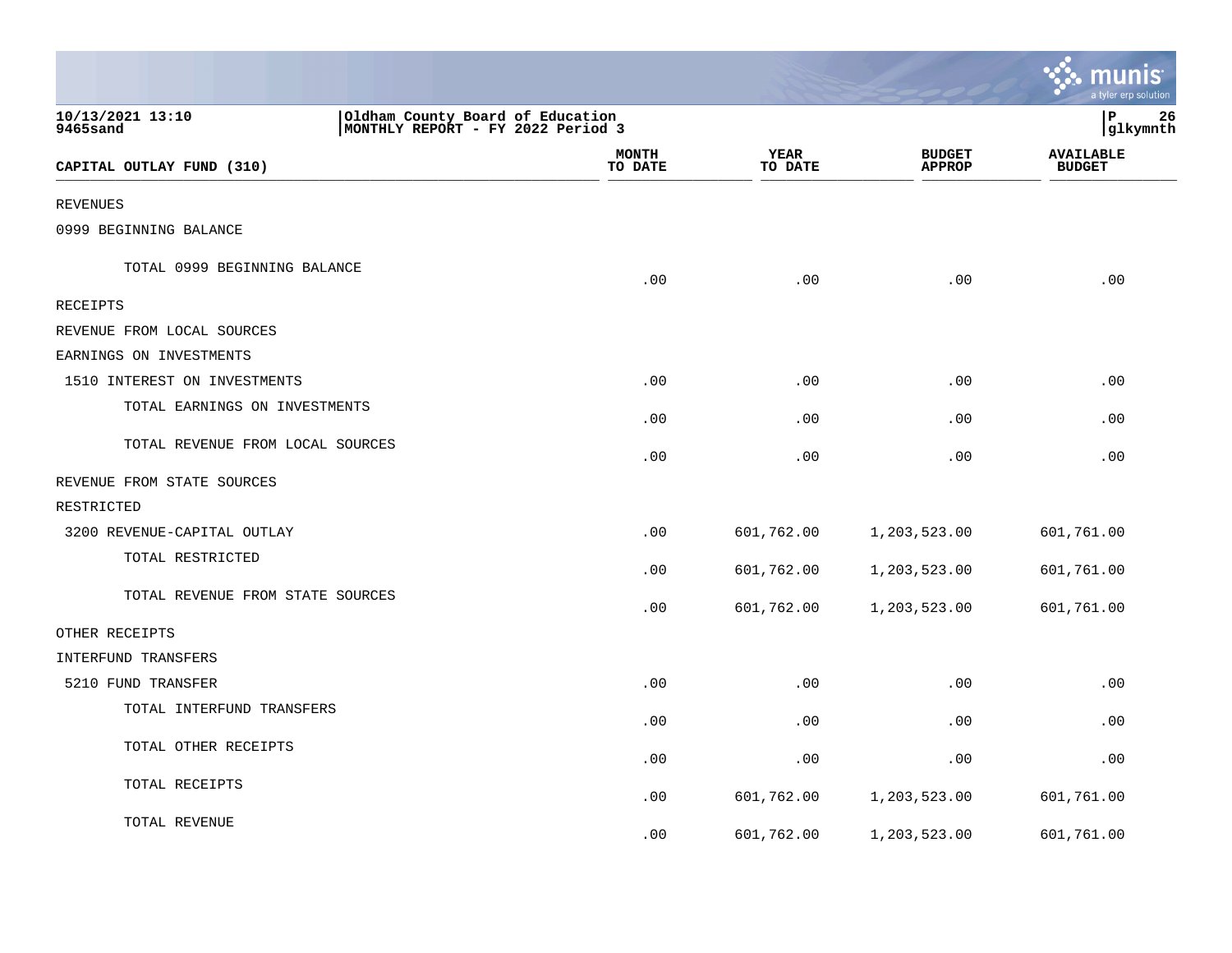10/13/2021 13:10
9465sand

Oldham County Board of Education
MONTHLY REPORT - FY 2022 Period 3

| CAPITAL OUTLAY FUND (310) | MONTH TO DATE | YEAR TO DATE | BUDGET APPROP | AVAILABLE BUDGET |
|---|---|---|---|---|
| REVENUES | | | | |
| 0999 BEGINNING BALANCE | | | | |
| TOTAL 0999 BEGINNING BALANCE | .00 | .00 | .00 | .00 |
| RECEIPTS | | | | |
| REVENUE FROM LOCAL SOURCES | | | | |
| EARNINGS ON INVESTMENTS | | | | |
| 1510 INTEREST ON INVESTMENTS | .00 | .00 | .00 | .00 |
| TOTAL EARNINGS ON INVESTMENTS | .00 | .00 | .00 | .00 |
| TOTAL REVENUE FROM LOCAL SOURCES | .00 | .00 | .00 | .00 |
| REVENUE FROM STATE SOURCES | | | | |
| RESTRICTED | | | | |
| 3200 REVENUE-CAPITAL OUTLAY | .00 | 601,762.00 | 1,203,523.00 | 601,761.00 |
| TOTAL RESTRICTED | .00 | 601,762.00 | 1,203,523.00 | 601,761.00 |
| TOTAL REVENUE FROM STATE SOURCES | .00 | 601,762.00 | 1,203,523.00 | 601,761.00 |
| OTHER RECEIPTS | | | | |
| INTERFUND TRANSFERS | | | | |
| 5210 FUND TRANSFER | .00 | .00 | .00 | .00 |
| TOTAL INTERFUND TRANSFERS | .00 | .00 | .00 | .00 |
| TOTAL OTHER RECEIPTS | .00 | .00 | .00 | .00 |
| TOTAL RECEIPTS | .00 | 601,762.00 | 1,203,523.00 | 601,761.00 |
| TOTAL REVENUE | .00 | 601,762.00 | 1,203,523.00 | 601,761.00 |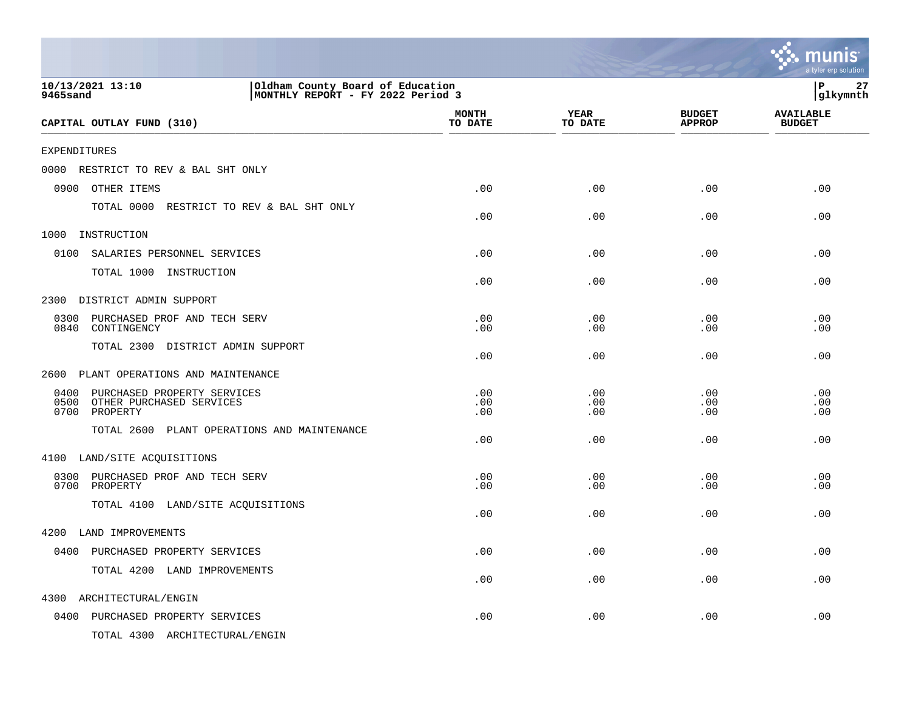10/13/2021 13:10
9465sand

Oldham County Board of Education
MONTHLY REPORT - FY 2022 Period 3

| CAPITAL OUTLAY FUND (310) | MONTH TO DATE | YEAR TO DATE | BUDGET APPROP | AVAILABLE BUDGET |
|---|---|---|---|---|
| EXPENDITURES | | | | |
| 0000 RESTRICT TO REV & BAL SHT ONLY | | | | |
| 0900 OTHER ITEMS | .00 | .00 | .00 | .00 |
| TOTAL 0000 RESTRICT TO REV & BAL SHT ONLY | .00 | .00 | .00 | .00 |
| 1000 INSTRUCTION | | | | |
| 0100 SALARIES PERSONNEL SERVICES | .00 | .00 | .00 | .00 |
| TOTAL 1000 INSTRUCTION | .00 | .00 | .00 | .00 |
| 2300 DISTRICT ADMIN SUPPORT | | | | |
| 0300 PURCHASED PROF AND TECH SERV | .00 | .00 | .00 | .00 |
| 0840 CONTINGENCY | .00 | .00 | .00 | .00 |
| TOTAL 2300 DISTRICT ADMIN SUPPORT | .00 | .00 | .00 | .00 |
| 2600 PLANT OPERATIONS AND MAINTENANCE | | | | |
| 0400 PURCHASED PROPERTY SERVICES | .00 | .00 | .00 | .00 |
| 0500 OTHER PURCHASED SERVICES | .00 | .00 | .00 | .00 |
| 0700 PROPERTY | .00 | .00 | .00 | .00 |
| TOTAL 2600 PLANT OPERATIONS AND MAINTENANCE | .00 | .00 | .00 | .00 |
| 4100 LAND/SITE ACQUISITIONS | | | | |
| 0300 PURCHASED PROF AND TECH SERV | .00 | .00 | .00 | .00 |
| 0700 PROPERTY | .00 | .00 | .00 | .00 |
| TOTAL 4100 LAND/SITE ACQUISITIONS | .00 | .00 | .00 | .00 |
| 4200 LAND IMPROVEMENTS | | | | |
| 0400 PURCHASED PROPERTY SERVICES | .00 | .00 | .00 | .00 |
| TOTAL 4200 LAND IMPROVEMENTS | .00 | .00 | .00 | .00 |
| 4300 ARCHITECTURAL/ENGIN | | | | |
| 0400 PURCHASED PROPERTY SERVICES | .00 | .00 | .00 | .00 |
| TOTAL 4300 ARCHITECTURAL/ENGIN | | | | |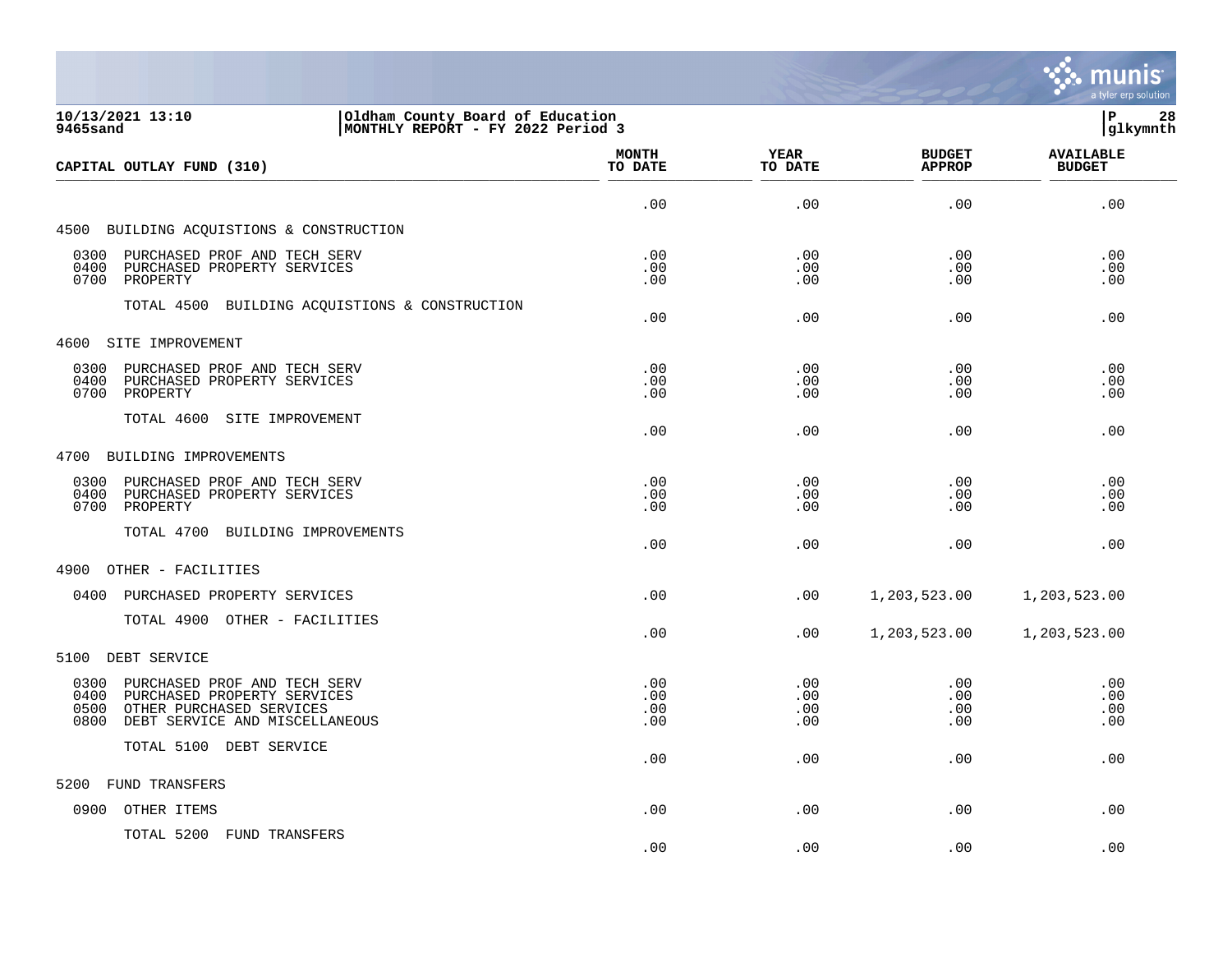10/13/2021 13:10
9465sand

Oldham County Board of Education
MONTHLY REPORT - FY 2022 Period 3

glkymnth

| CAPITAL OUTLAY FUND (310) | MONTH TO DATE | YEAR TO DATE | BUDGET APPROP | AVAILABLE BUDGET |
|---|---|---|---|---|
| | .00 | .00 | .00 | .00 |
| **4500 BUILDING ACQUISTIONS & CONSTRUCTION** | | | | |
| 0300 PURCHASED PROF AND TECH SERV | .00 | .00 | .00 | .00 |
| 0400 PURCHASED PROPERTY SERVICES | .00 | .00 | .00 | .00 |
| 0700 PROPERTY | .00 | .00 | .00 | .00 |
| TOTAL 4500 BUILDING ACQUISTIONS & CONSTRUCTION | .00 | .00 | .00 | .00 |
| **4600 SITE IMPROVEMENT** | | | | |
| 0300 PURCHASED PROF AND TECH SERV | .00 | .00 | .00 | .00 |
| 0400 PURCHASED PROPERTY SERVICES | .00 | .00 | .00 | .00 |
| 0700 PROPERTY | .00 | .00 | .00 | .00 |
| TOTAL 4600 SITE IMPROVEMENT | .00 | .00 | .00 | .00 |
| **4700 BUILDING IMPROVEMENTS** | | | | |
| 0300 PURCHASED PROF AND TECH SERV | .00 | .00 | .00 | .00 |
| 0400 PURCHASED PROPERTY SERVICES | .00 | .00 | .00 | .00 |
| 0700 PROPERTY | .00 | .00 | .00 | .00 |
| TOTAL 4700 BUILDING IMPROVEMENTS | .00 | .00 | .00 | .00 |
| **4900 OTHER - FACILITIES** | | | | |
| 0400 PURCHASED PROPERTY SERVICES | .00 | .00 | 1,203,523.00 | 1,203,523.00 |
| TOTAL 4900 OTHER - FACILITIES | .00 | .00 | 1,203,523.00 | 1,203,523.00 |
| **5100 DEBT SERVICE** | | | | |
| 0300 PURCHASED PROF AND TECH SERV | .00 | .00 | .00 | .00 |
| 0400 PURCHASED PROPERTY SERVICES | .00 | .00 | .00 | .00 |
| 0500 OTHER PURCHASED SERVICES | .00 | .00 | .00 | .00 |
| 0800 DEBT SERVICE AND MISCELLANEOUS | .00 | .00 | .00 | .00 |
| TOTAL 5100 DEBT SERVICE | .00 | .00 | .00 | .00 |
| **5200 FUND TRANSFERS** | | | | |
| 0900 OTHER ITEMS | .00 | .00 | .00 | .00 |
| TOTAL 5200 FUND TRANSFERS | .00 | .00 | .00 | .00 |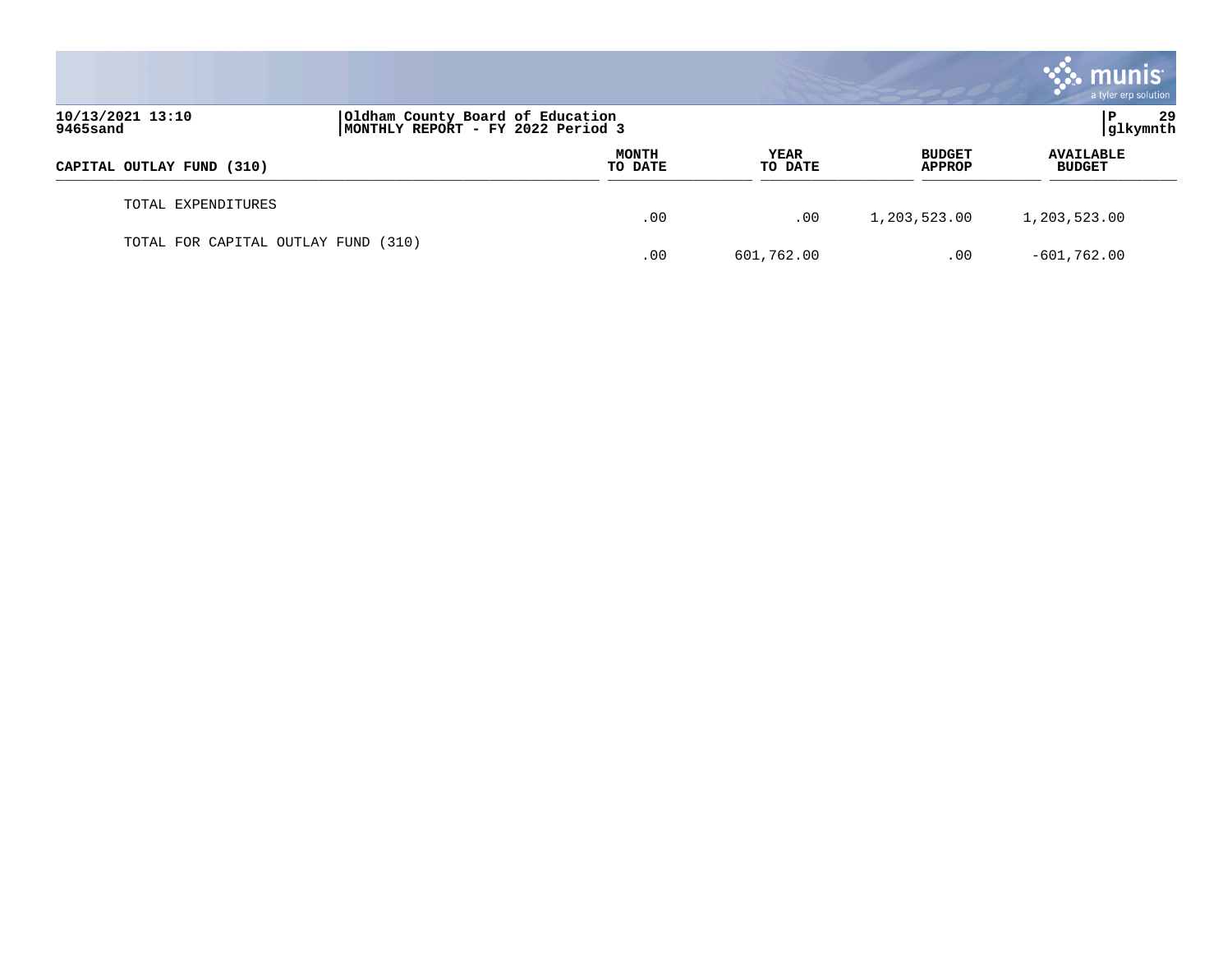10/13/2021 13:10
9465sand

Oldham County Board of Education
MONTHLY REPORT - FY 2022 Period 3

| CAPITAL OUTLAY FUND (310) | MONTH TO DATE | YEAR TO DATE | BUDGET APPROP | AVAILABLE BUDGET |
|---|---|---|---|---|
| TOTAL EXPENDITURES | .00 | .00 | 1,203,523.00 | 1,203,523.00 |
| TOTAL FOR CAPITAL OUTLAY FUND (310) | .00 | 601,762.00 | .00 | -601,762.00 |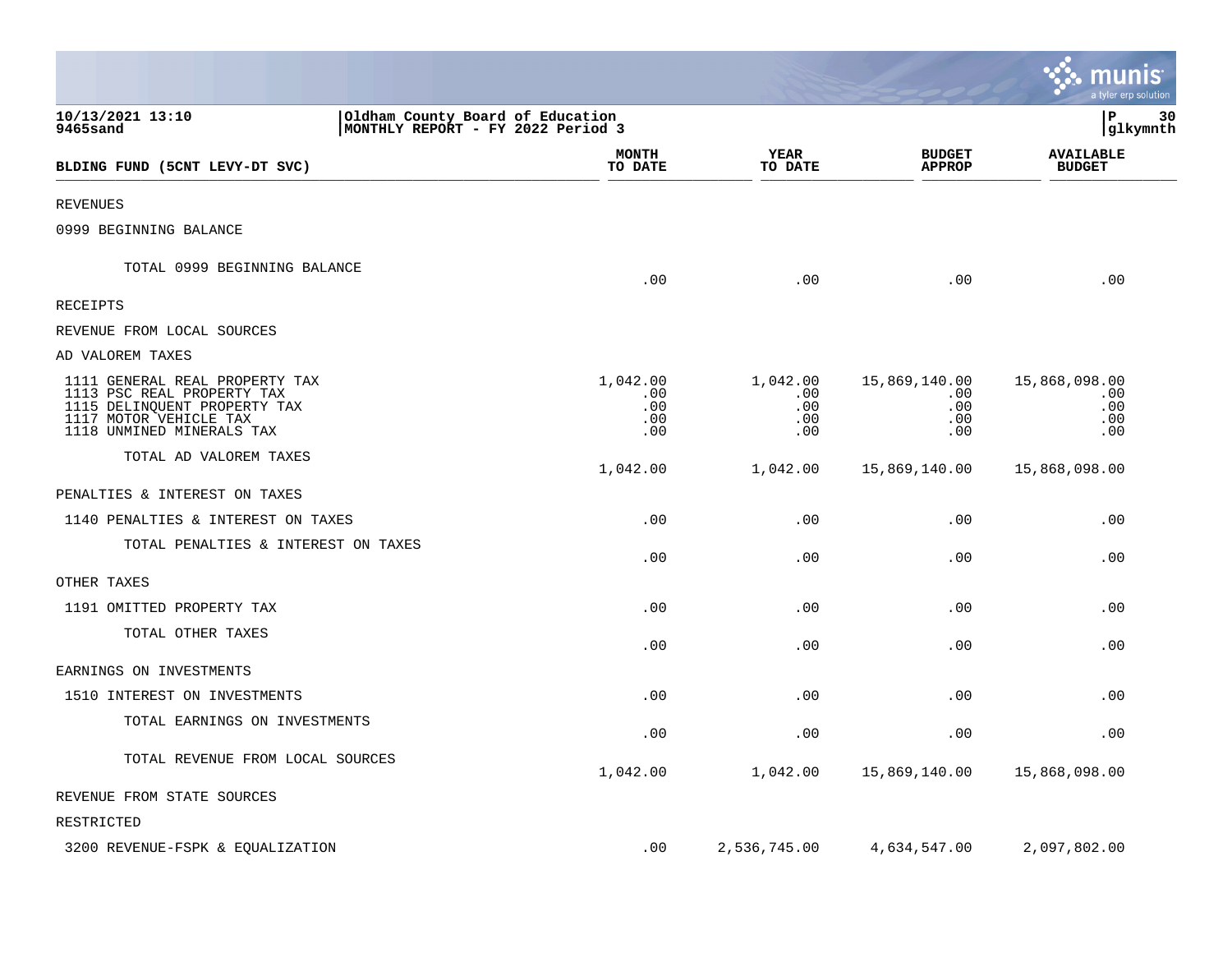10/13/2021 13:10
9465sand

Oldham County Board of Education
MONTHLY REPORT - FY 2022 Period 3

| BLDING FUND (5CNT LEVY-DT SVC) | MONTH TO DATE | YEAR TO DATE | BUDGET APPROP | AVAILABLE BUDGET |
|---|---|---|---|---|
| REVENUES | | | | |
| 0999 BEGINNING BALANCE | | | | |
| TOTAL 0999 BEGINNING BALANCE | .00 | .00 | .00 | .00 |
| RECEIPTS | | | | |
| REVENUE FROM LOCAL SOURCES | | | | |
| AD VALOREM TAXES | | | | |
| 1111 GENERAL REAL PROPERTY TAX | 1,042.00 | 1,042.00 | 15,869,140.00 | 15,868,098.00 |
| 1113 PSC REAL PROPERTY TAX | .00 | .00 | .00 | .00 |
| 1115 DELINQUENT PROPERTY TAX | .00 | .00 | .00 | .00 |
| 1117 MOTOR VEHICLE TAX | .00 | .00 | .00 | .00 |
| 1118 UNMINED MINERALS TAX | .00 | .00 | .00 | .00 |
| TOTAL AD VALOREM TAXES | 1,042.00 | 1,042.00 | 15,869,140.00 | 15,868,098.00 |
| PENALTIES & INTEREST ON TAXES | | | | |
| 1140 PENALTIES & INTEREST ON TAXES | .00 | .00 | .00 | .00 |
| TOTAL PENALTIES & INTEREST ON TAXES | .00 | .00 | .00 | .00 |
| OTHER TAXES | | | | |
| 1191 OMITTED PROPERTY TAX | .00 | .00 | .00 | .00 |
| TOTAL OTHER TAXES | .00 | .00 | .00 | .00 |
| EARNINGS ON INVESTMENTS | | | | |
| 1510 INTEREST ON INVESTMENTS | .00 | .00 | .00 | .00 |
| TOTAL EARNINGS ON INVESTMENTS | .00 | .00 | .00 | .00 |
| TOTAL REVENUE FROM LOCAL SOURCES | 1,042.00 | 1,042.00 | 15,869,140.00 | 15,868,098.00 |
| REVENUE FROM STATE SOURCES | | | | |
| RESTRICTED | | | | |
| 3200 REVENUE-FSPK & EQUALIZATION | .00 | 2,536,745.00 | 4,634,547.00 | 2,097,802.00 |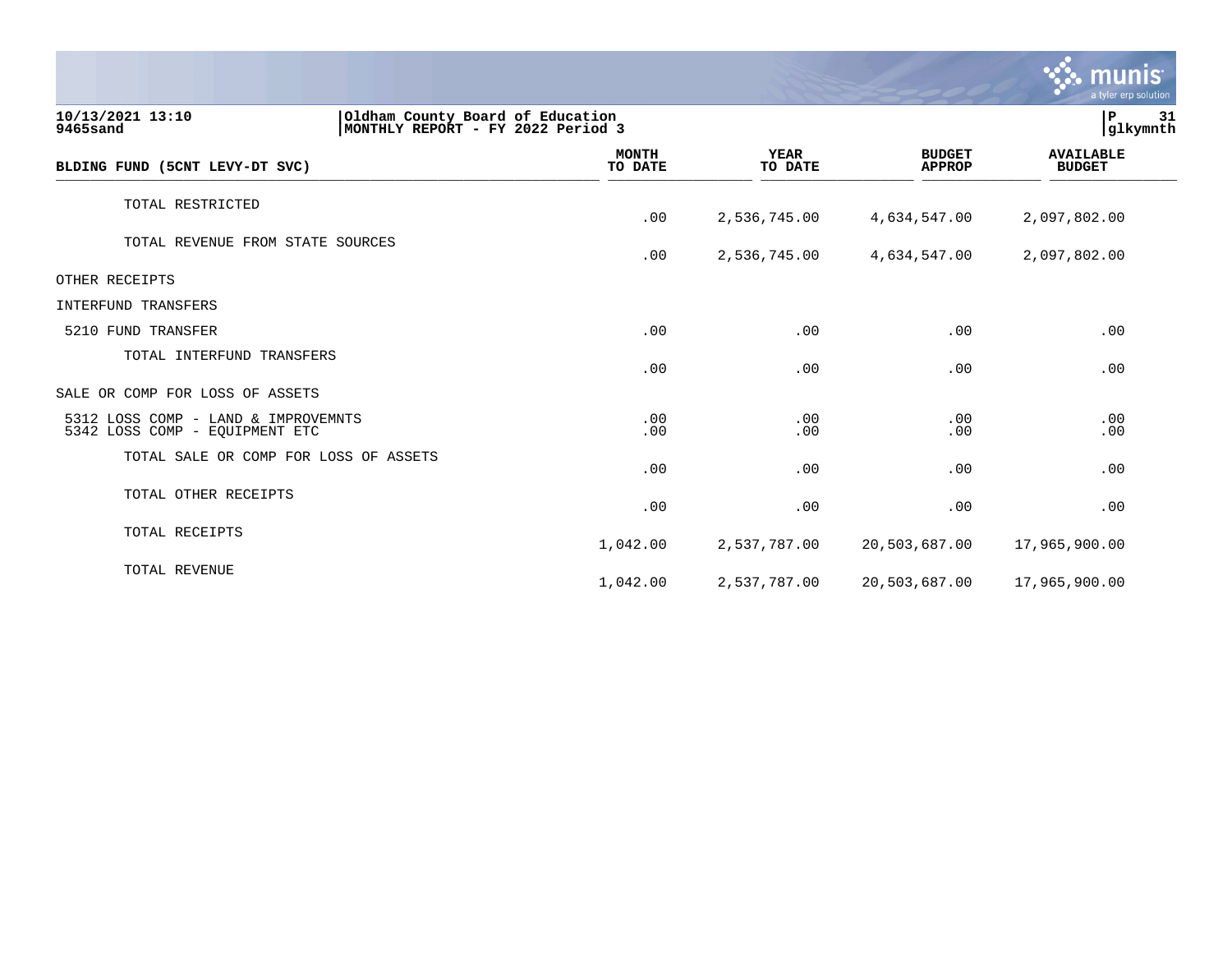10/13/2021 13:10 | Oldham County Board of Education | P 31
9465sand | MONTHLY REPORT - FY 2022 Period 3 | glkymnth

| BLDING FUND (5CNT LEVY-DT SVC) | MONTH TO DATE | YEAR TO DATE | BUDGET APPROP | AVAILABLE BUDGET |
|---|---|---|---|---|
| TOTAL RESTRICTED | .00 | 2,536,745.00 | 4,634,547.00 | 2,097,802.00 |
| TOTAL REVENUE FROM STATE SOURCES | .00 | 2,536,745.00 | 4,634,547.00 | 2,097,802.00 |
| OTHER RECEIPTS | | | | |
| INTERFUND TRANSFERS | | | | |
| 5210 FUND TRANSFER | .00 | .00 | .00 | .00 |
| TOTAL INTERFUND TRANSFERS | .00 | .00 | .00 | .00 |
| SALE OR COMP FOR LOSS OF ASSETS | | | | |
| 5312 LOSS COMP - LAND & IMPROVEMNTS | .00 | .00 | .00 | .00 |
| 5342 LOSS COMP - EQUIPMENT ETC | .00 | .00 | .00 | .00 |
| TOTAL SALE OR COMP FOR LOSS OF ASSETS | .00 | .00 | .00 | .00 |
| TOTAL OTHER RECEIPTS | .00 | .00 | .00 | .00 |
| TOTAL RECEIPTS | 1,042.00 | 2,537,787.00 | 20,503,687.00 | 17,965,900.00 |
| TOTAL REVENUE | 1,042.00 | 2,537,787.00 | 20,503,687.00 | 17,965,900.00 |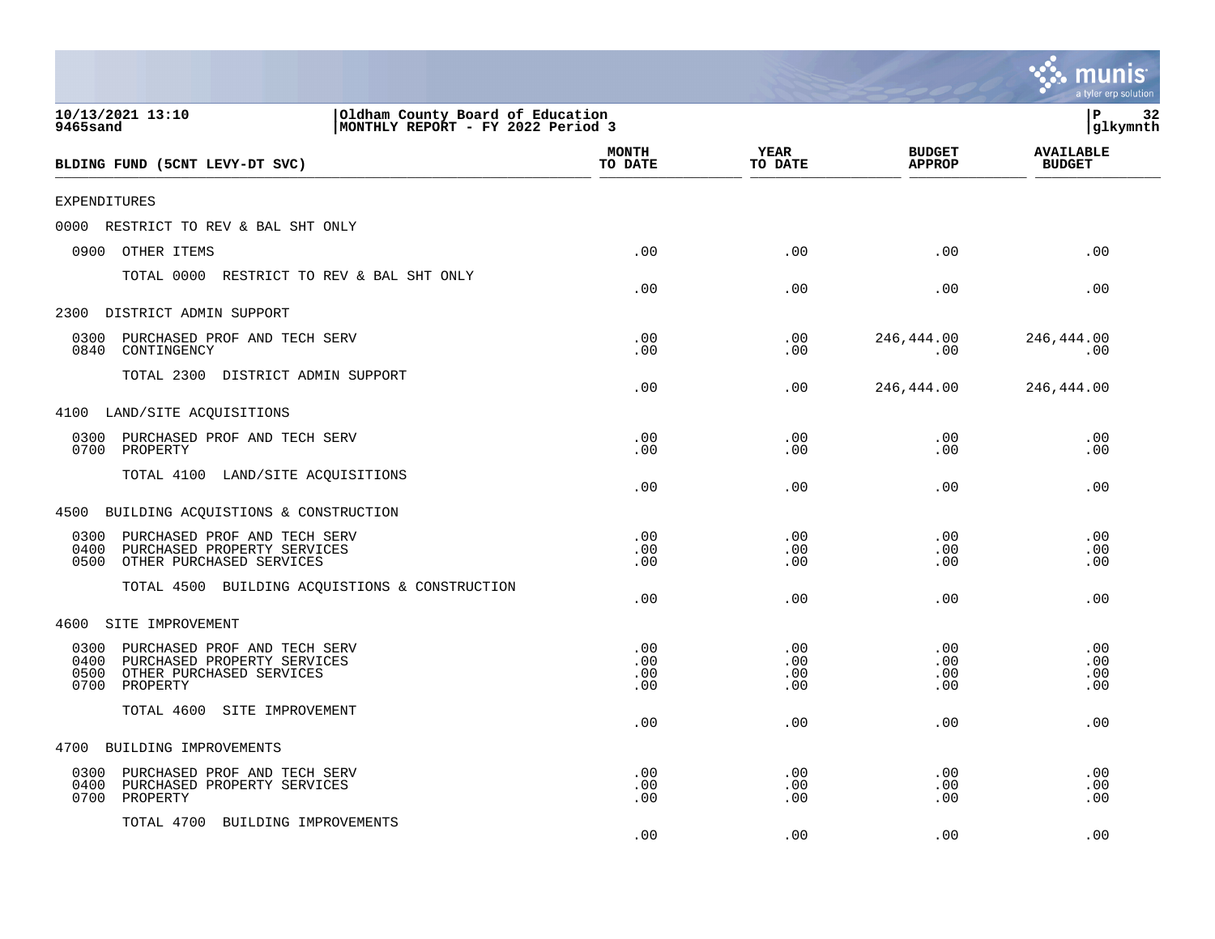10/13/2021 13:10
9465sand

Oldham County Board of Education
MONTHLY REPORT - FY 2022 Period 3

P 32
glkymnth

| BLDING FUND (5CNT LEVY-DT SVC) | MONTH TO DATE | YEAR TO DATE | BUDGET APPROP | AVAILABLE BUDGET |
|---|---|---|---|---|
| EXPENDITURES | | | | |
| 0000 RESTRICT TO REV & BAL SHT ONLY | | | | |
| 0900 OTHER ITEMS | .00 | .00 | .00 | .00 |
| TOTAL 0000 RESTRICT TO REV & BAL SHT ONLY | .00 | .00 | .00 | .00 |
| 2300 DISTRICT ADMIN SUPPORT | | | | |
| 0300 PURCHASED PROF AND TECH SERV | .00 | .00 | 246,444.00 | 246,444.00 |
| 0840 CONTINGENCY | .00 | .00 | .00 | .00 |
| TOTAL 2300 DISTRICT ADMIN SUPPORT | .00 | .00 | 246,444.00 | 246,444.00 |
| 4100 LAND/SITE ACQUISITIONS | | | | |
| 0300 PURCHASED PROF AND TECH SERV | .00 | .00 | .00 | .00 |
| 0700 PROPERTY | .00 | .00 | .00 | .00 |
| TOTAL 4100 LAND/SITE ACQUISITIONS | .00 | .00 | .00 | .00 |
| 4500 BUILDING ACQUISTIONS & CONSTRUCTION | | | | |
| 0300 PURCHASED PROF AND TECH SERV | .00 | .00 | .00 | .00 |
| 0400 PURCHASED PROPERTY SERVICES | .00 | .00 | .00 | .00 |
| 0500 OTHER PURCHASED SERVICES | .00 | .00 | .00 | .00 |
| TOTAL 4500 BUILDING ACQUISTIONS & CONSTRUCTION | .00 | .00 | .00 | .00 |
| 4600 SITE IMPROVEMENT | | | | |
| 0300 PURCHASED PROF AND TECH SERV | .00 | .00 | .00 | .00 |
| 0400 PURCHASED PROPERTY SERVICES | .00 | .00 | .00 | .00 |
| 0500 OTHER PURCHASED SERVICES | .00 | .00 | .00 | .00 |
| 0700 PROPERTY | .00 | .00 | .00 | .00 |
| TOTAL 4600 SITE IMPROVEMENT | .00 | .00 | .00 | .00 |
| 4700 BUILDING IMPROVEMENTS | | | | |
| 0300 PURCHASED PROF AND TECH SERV | .00 | .00 | .00 | .00 |
| 0400 PURCHASED PROPERTY SERVICES | .00 | .00 | .00 | .00 |
| 0700 PROPERTY | .00 | .00 | .00 | .00 |
| TOTAL 4700 BUILDING IMPROVEMENTS | .00 | .00 | .00 | .00 |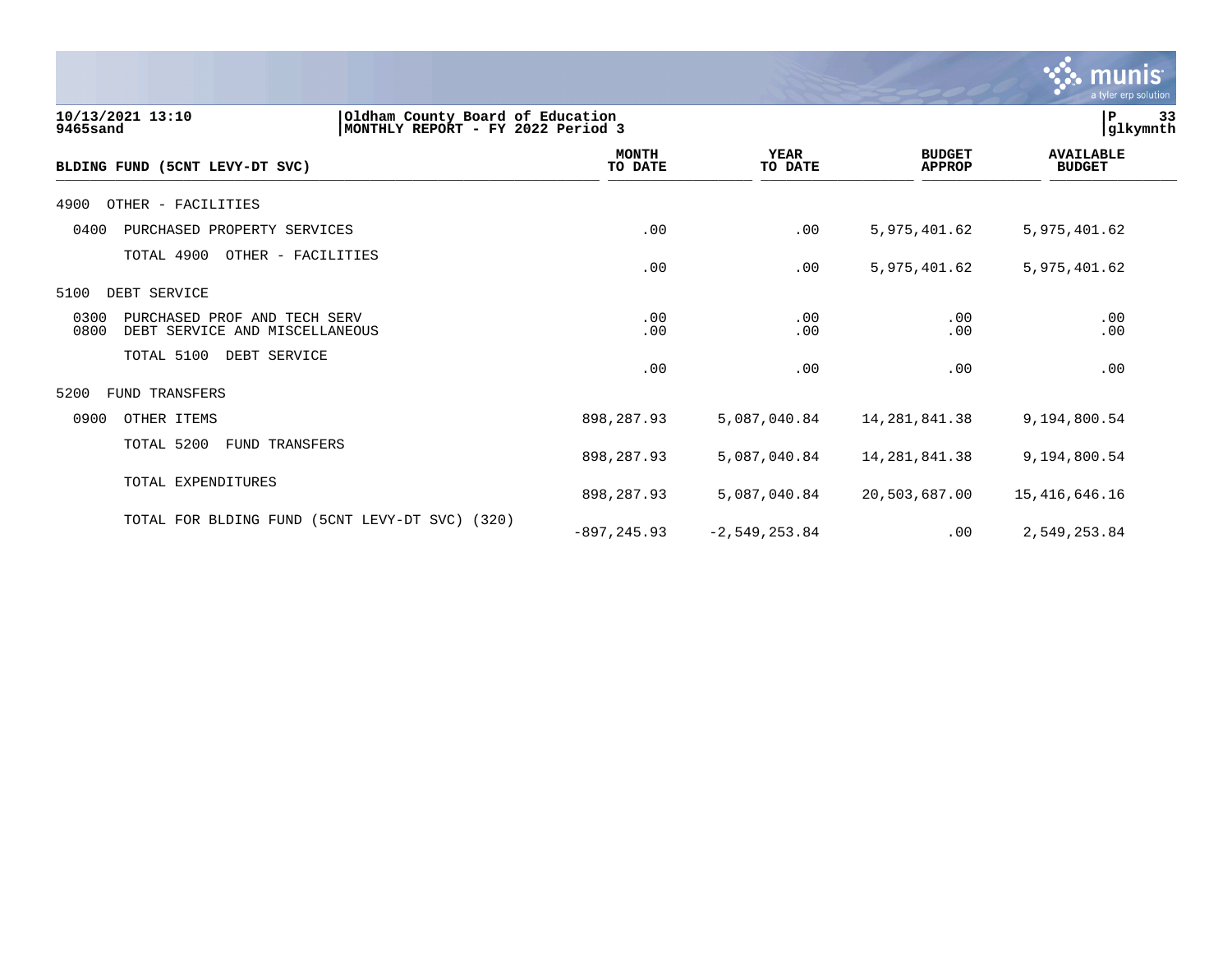10/13/2021 13:10
9465sand

Oldham County Board of Education
MONTHLY REPORT - FY 2022 Period 3

P 33
glkymnth

| BLDING FUND (5CNT LEVY-DT SVC) | MONTH TO DATE | YEAR TO DATE | BUDGET APPROP | AVAILABLE BUDGET |
|---|---|---|---|---|
| 4900 OTHER - FACILITIES | | | | |
| 0400 PURCHASED PROPERTY SERVICES | .00 | .00 | 5,975,401.62 | 5,975,401.62 |
| TOTAL 4900 OTHER - FACILITIES | .00 | .00 | 5,975,401.62 | 5,975,401.62 |
| 5100 DEBT SERVICE | | | | |
| 0300 PURCHASED PROF AND TECH SERV | .00 | .00 | .00 | .00 |
| 0800 DEBT SERVICE AND MISCELLANEOUS | .00 | .00 | .00 | .00 |
| TOTAL 5100 DEBT SERVICE | .00 | .00 | .00 | .00 |
| 5200 FUND TRANSFERS | | | | |
| 0900 OTHER ITEMS | 898,287.93 | 5,087,040.84 | 14,281,841.38 | 9,194,800.54 |
| TOTAL 5200 FUND TRANSFERS | 898,287.93 | 5,087,040.84 | 14,281,841.38 | 9,194,800.54 |
| TOTAL EXPENDITURES | 898,287.93 | 5,087,040.84 | 20,503,687.00 | 15,416,646.16 |
| TOTAL FOR BLDING FUND (5CNT LEVY-DT SVC) (320) | -897,245.93 | -2,549,253.84 | .00 | 2,549,253.84 |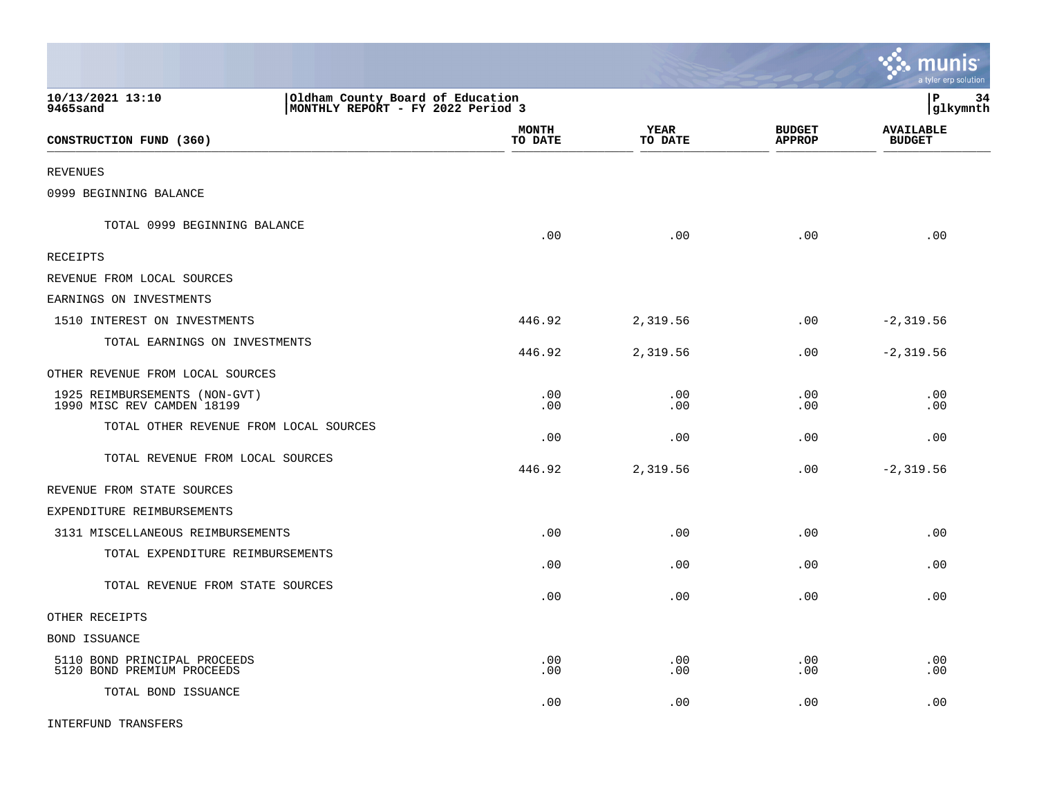10/13/2021 13:10
9465sand

Oldham County Board of Education
MONTHLY REPORT - FY 2022 Period 3

| CONSTRUCTION FUND (360) | MONTH TO DATE | YEAR TO DATE | BUDGET APPROP | AVAILABLE BUDGET |
|---|---|---|---|---|
| REVENUES | | | | |
| 0999 BEGINNING BALANCE | | | | |
| TOTAL 0999 BEGINNING BALANCE | .00 | .00 | .00 | .00 |
| RECEIPTS | | | | |
| REVENUE FROM LOCAL SOURCES | | | | |
| EARNINGS ON INVESTMENTS | | | | |
| 1510 INTEREST ON INVESTMENTS | 446.92 | 2,319.56 | .00 | -2,319.56 |
| TOTAL EARNINGS ON INVESTMENTS | 446.92 | 2,319.56 | .00 | -2,319.56 |
| OTHER REVENUE FROM LOCAL SOURCES | | | | |
| 1925 REIMBURSEMENTS (NON-GVT) | .00 | .00 | .00 | .00 |
| 1990 MISC REV CAMDEN 18199 | .00 | .00 | .00 | .00 |
| TOTAL OTHER REVENUE FROM LOCAL SOURCES | .00 | .00 | .00 | .00 |
| TOTAL REVENUE FROM LOCAL SOURCES | 446.92 | 2,319.56 | .00 | -2,319.56 |
| REVENUE FROM STATE SOURCES | | | | |
| EXPENDITURE REIMBURSEMENTS | | | | |
| 3131 MISCELLANEOUS REIMBURSEMENTS | .00 | .00 | .00 | .00 |
| TOTAL EXPENDITURE REIMBURSEMENTS | .00 | .00 | .00 | .00 |
| TOTAL REVENUE FROM STATE SOURCES | .00 | .00 | .00 | .00 |
| OTHER RECEIPTS | | | | |
| BOND ISSUANCE | | | | |
| 5110 BOND PRINCIPAL PROCEEDS | .00 | .00 | .00 | .00 |
| 5120 BOND PREMIUM PROCEEDS | .00 | .00 | .00 | .00 |
| TOTAL BOND ISSUANCE | .00 | .00 | .00 | .00 |
| INTERFUND TRANSFERS | | | | |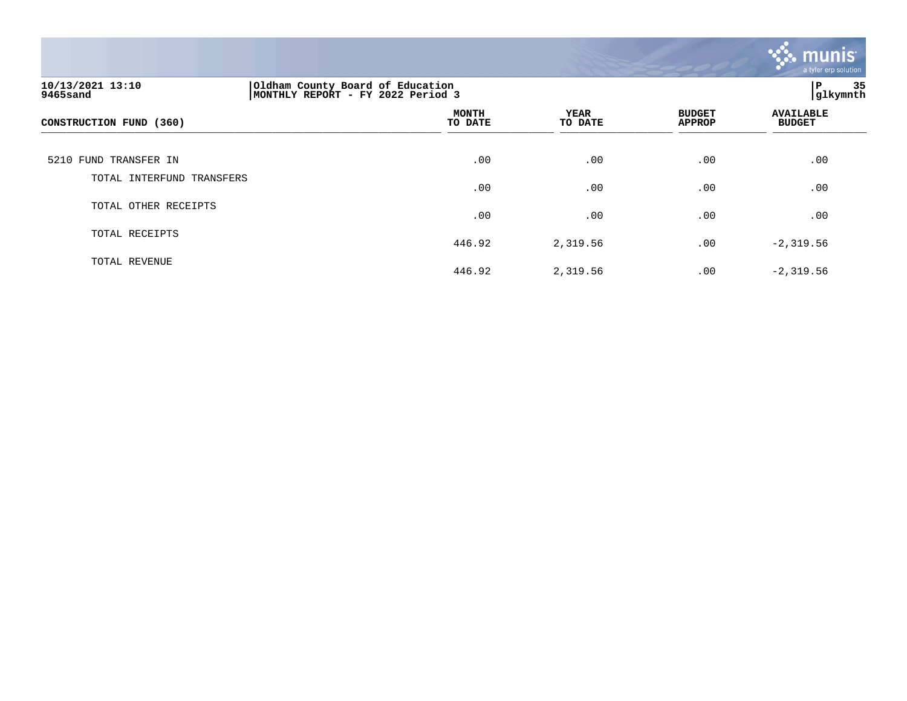10/13/2021 13:10 | Oldham County Board of Education
9465sand | MONTHLY REPORT - FY 2022 Period 3

| CONSTRUCTION FUND (360) | MONTH TO DATE | YEAR TO DATE | BUDGET APPROP | AVAILABLE BUDGET |
|---|---|---|---|---|
| 5210 FUND TRANSFER IN | .00 | .00 | .00 | .00 |
| TOTAL INTERFUND TRANSFERS | .00 | .00 | .00 | .00 |
| TOTAL OTHER RECEIPTS | .00 | .00 | .00 | .00 |
| TOTAL RECEIPTS | 446.92 | 2,319.56 | .00 | -2,319.56 |
| TOTAL REVENUE | 446.92 | 2,319.56 | .00 | -2,319.56 |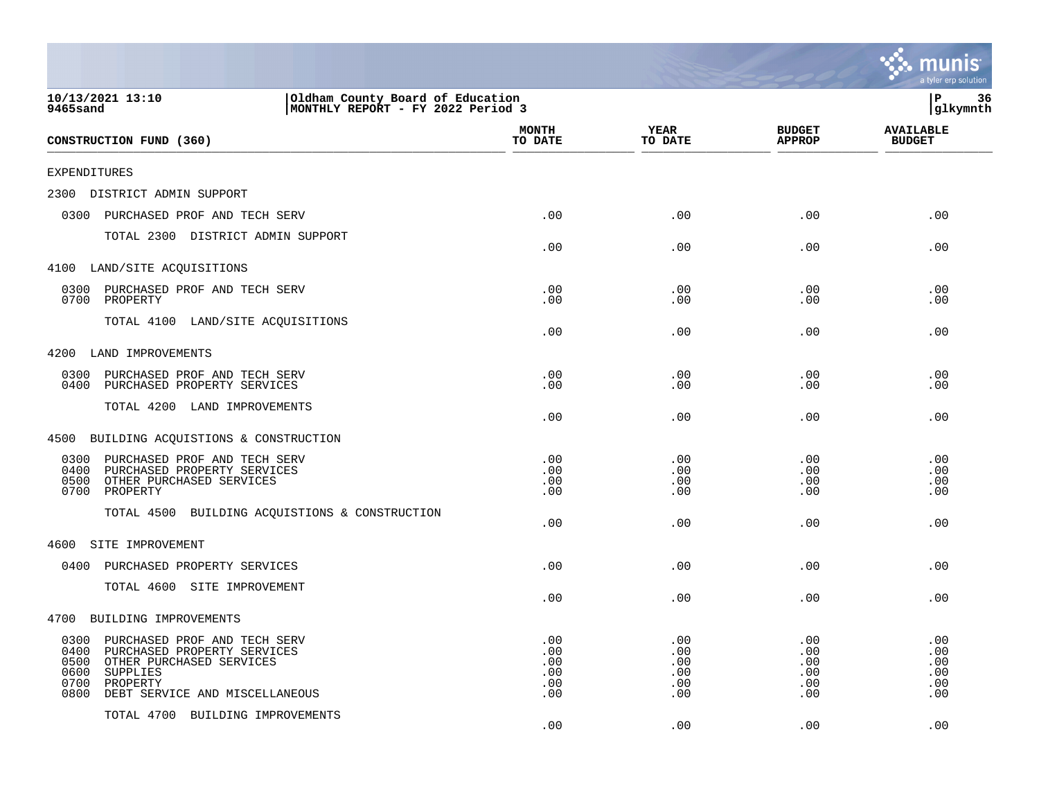**10/13/2021 13:10**
**9465sand**

**Oldham County Board of Education**
**MONTHLY REPORT - FY 2022 Period 3**

**glkymnth**

| CONSTRUCTION FUND (360) | MONTH TO DATE | YEAR TO DATE | BUDGET APPROP | AVAILABLE BUDGET |
|---|---|---|---|---|
| EXPENDITURES | | | | |
| 2300 DISTRICT ADMIN SUPPORT | | | | |
| 0300 PURCHASED PROF AND TECH SERV | .00 | .00 | .00 | .00 |
| TOTAL 2300 DISTRICT ADMIN SUPPORT | .00 | .00 | .00 | .00 |
| 4100 LAND/SITE ACQUISITIONS | | | | |
| 0300 PURCHASED PROF AND TECH SERV | .00 | .00 | .00 | .00 |
| 0700 PROPERTY | .00 | .00 | .00 | .00 |
| TOTAL 4100 LAND/SITE ACQUISITIONS | .00 | .00 | .00 | .00 |
| 4200 LAND IMPROVEMENTS | | | | |
| 0300 PURCHASED PROF AND TECH SERV | .00 | .00 | .00 | .00 |
| 0400 PURCHASED PROPERTY SERVICES | .00 | .00 | .00 | .00 |
| TOTAL 4200 LAND IMPROVEMENTS | .00 | .00 | .00 | .00 |
| 4500 BUILDING ACQUISTIONS & CONSTRUCTION | | | | |
| 0300 PURCHASED PROF AND TECH SERV | .00 | .00 | .00 | .00 |
| 0400 PURCHASED PROPERTY SERVICES | .00 | .00 | .00 | .00 |
| 0500 OTHER PURCHASED SERVICES | .00 | .00 | .00 | .00 |
| 0700 PROPERTY | .00 | .00 | .00 | .00 |
| TOTAL 4500 BUILDING ACQUISTIONS & CONSTRUCTION | .00 | .00 | .00 | .00 |
| 4600 SITE IMPROVEMENT | | | | |
| 0400 PURCHASED PROPERTY SERVICES | .00 | .00 | .00 | .00 |
| TOTAL 4600 SITE IMPROVEMENT | .00 | .00 | .00 | .00 |
| 4700 BUILDING IMPROVEMENTS | | | | |
| 0300 PURCHASED PROF AND TECH SERV | .00 | .00 | .00 | .00 |
| 0400 PURCHASED PROPERTY SERVICES | .00 | .00 | .00 | .00 |
| 0500 OTHER PURCHASED SERVICES | .00 | .00 | .00 | .00 |
| 0600 SUPPLIES | .00 | .00 | .00 | .00 |
| 0700 PROPERTY | .00 | .00 | .00 | .00 |
| 0800 DEBT SERVICE AND MISCELLANEOUS | .00 | .00 | .00 | .00 |
| TOTAL 4700 BUILDING IMPROVEMENTS | .00 | .00 | .00 | .00 |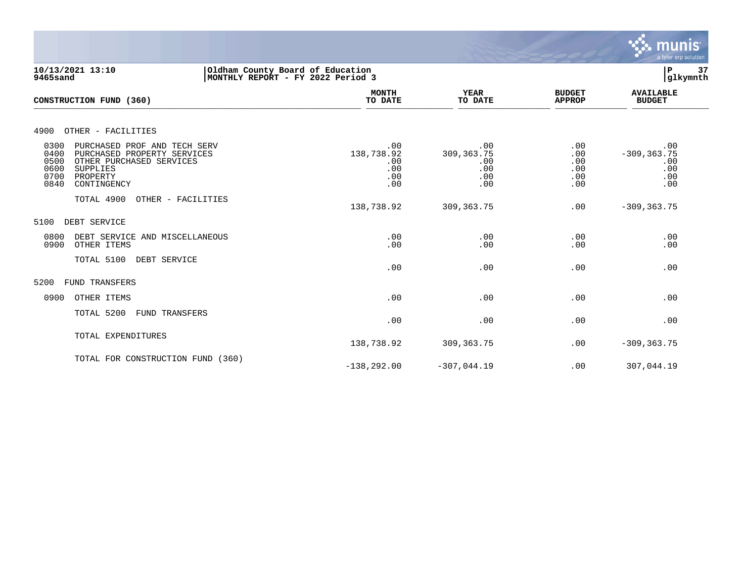10/13/2021 13:10
9465sand

Oldham County Board of Education
MONTHLY REPORT - FY 2022 Period 3

| CONSTRUCTION FUND (360) | MONTH TO DATE | YEAR TO DATE | BUDGET APPROP | AVAILABLE BUDGET |
|---|---|---|---|---|
| **4900 OTHER - FACILITIES** | | | | |
| 0300 PURCHASED PROF AND TECH SERV | .00 | .00 | .00 | .00 |
| 0400 PURCHASED PROPERTY SERVICES | 138,738.92 | 309,363.75 | .00 | -309,363.75 |
| 0500 OTHER PURCHASED SERVICES | .00 | .00 | .00 | .00 |
| 0600 SUPPLIES | .00 | .00 | .00 | .00 |
| 0700 PROPERTY | .00 | .00 | .00 | .00 |
| 0840 CONTINGENCY | .00 | .00 | .00 | .00 |
| TOTAL 4900 OTHER - FACILITIES | 138,738.92 | 309,363.75 | .00 | -309,363.75 |
| **5100 DEBT SERVICE** | | | | |
| 0800 DEBT SERVICE AND MISCELLANEOUS | .00 | .00 | .00 | .00 |
| 0900 OTHER ITEMS | .00 | .00 | .00 | .00 |
| TOTAL 5100 DEBT SERVICE | .00 | .00 | .00 | .00 |
| **5200 FUND TRANSFERS** | | | | |
| 0900 OTHER ITEMS | .00 | .00 | .00 | .00 |
| TOTAL 5200 FUND TRANSFERS | .00 | .00 | .00 | .00 |
| TOTAL EXPENDITURES | 138,738.92 | 309,363.75 | .00 | -309,363.75 |
| TOTAL FOR CONSTRUCTION FUND (360) | -138,292.00 | -307,044.19 | .00 | 307,044.19 |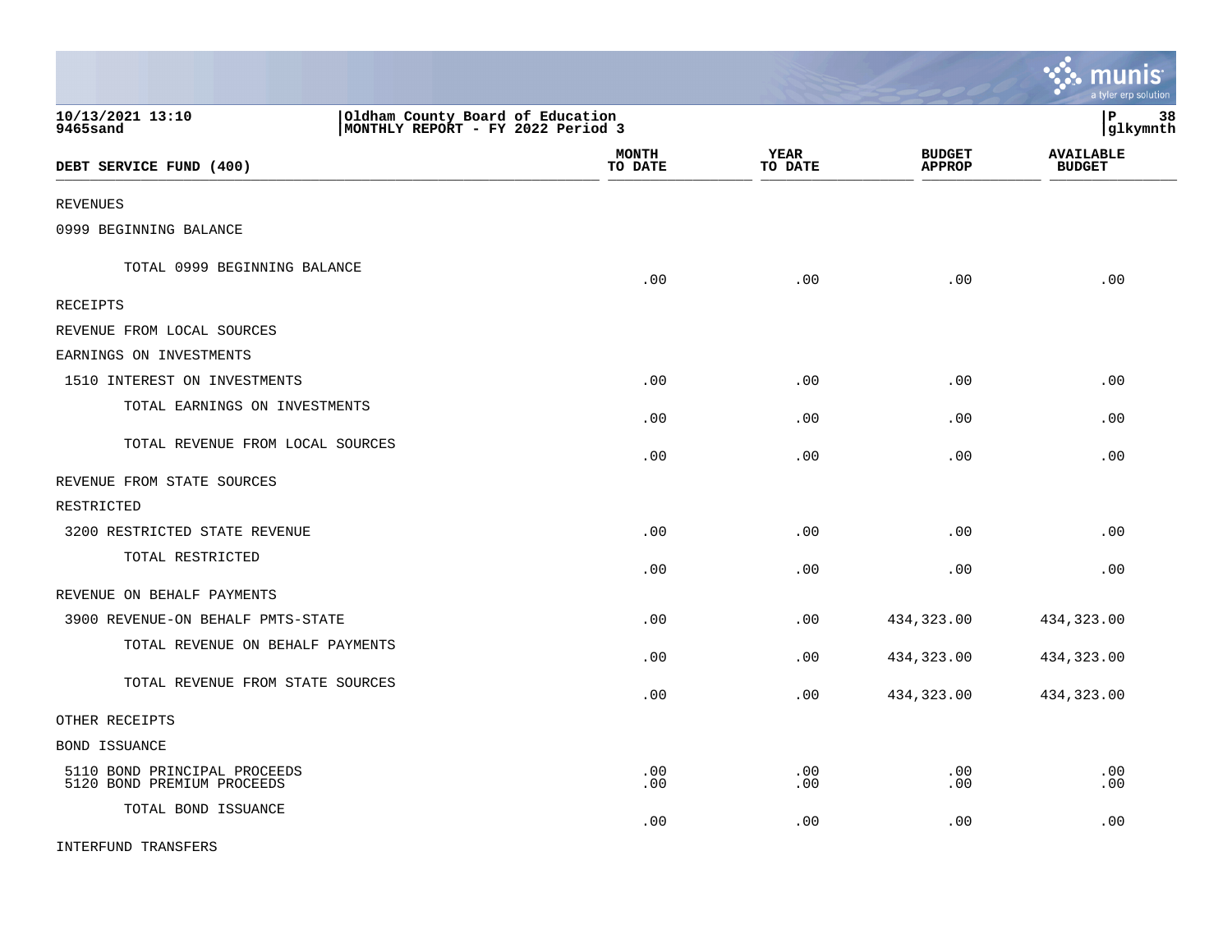10/13/2021 13:10 | Oldham County Board of Education
9465sand | MONTHLY REPORT - FY 2022 Period 3

| DEBT SERVICE FUND (400) | MONTH TO DATE | YEAR TO DATE | BUDGET APPROP | AVAILABLE BUDGET |
|---|---|---|---|---|
| REVENUES | | | | |
| 0999 BEGINNING BALANCE | | | | |
| TOTAL 0999 BEGINNING BALANCE | .00 | .00 | .00 | .00 |
| RECEIPTS | | | | |
| REVENUE FROM LOCAL SOURCES | | | | |
| EARNINGS ON INVESTMENTS | | | | |
| 1510 INTEREST ON INVESTMENTS | .00 | .00 | .00 | .00 |
| TOTAL EARNINGS ON INVESTMENTS | .00 | .00 | .00 | .00 |
| TOTAL REVENUE FROM LOCAL SOURCES | .00 | .00 | .00 | .00 |
| REVENUE FROM STATE SOURCES | | | | |
| RESTRICTED | | | | |
| 3200 RESTRICTED STATE REVENUE | .00 | .00 | .00 | .00 |
| TOTAL RESTRICTED | .00 | .00 | .00 | .00 |
| REVENUE ON BEHALF PAYMENTS | | | | |
| 3900 REVENUE-ON BEHALF PMTS-STATE | .00 | .00 | 434,323.00 | 434,323.00 |
| TOTAL REVENUE ON BEHALF PAYMENTS | .00 | .00 | 434,323.00 | 434,323.00 |
| TOTAL REVENUE FROM STATE SOURCES | .00 | .00 | 434,323.00 | 434,323.00 |
| OTHER RECEIPTS | | | | |
| BOND ISSUANCE | | | | |
| 5110 BOND PRINCIPAL PROCEEDS | .00 | .00 | .00 | .00 |
| 5120 BOND PREMIUM PROCEEDS | .00 | .00 | .00 | .00 |
| TOTAL BOND ISSUANCE | .00 | .00 | .00 | .00 |
| INTERFUND TRANSFERS | | | | |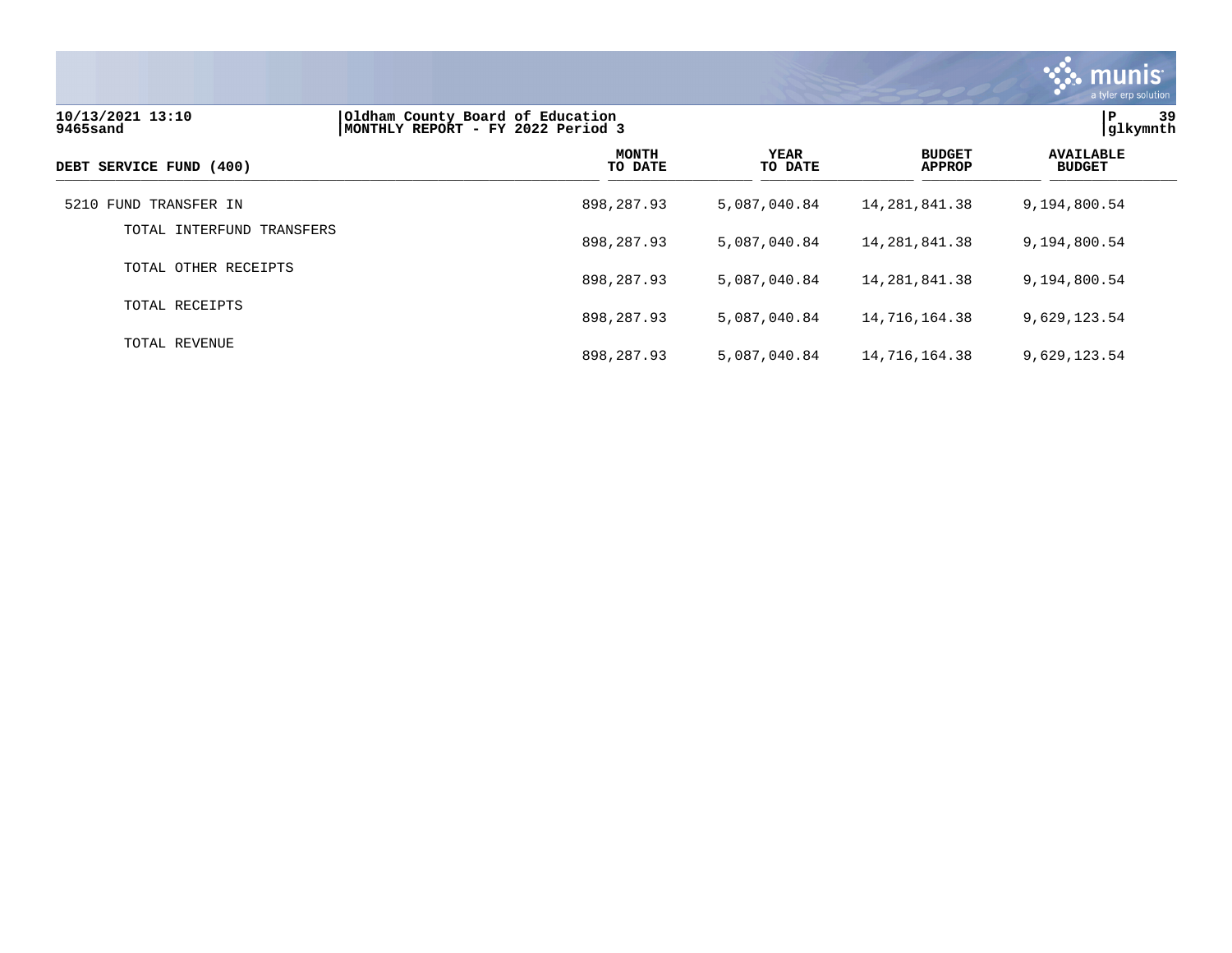10/13/2021 13:10
9465sand

Oldham County Board of Education
MONTHLY REPORT - FY 2022 Period 3

P 39
glkymnth

| DEBT SERVICE FUND (400) | MONTH TO DATE | YEAR TO DATE | BUDGET APPROP | AVAILABLE BUDGET |
|---|---|---|---|---|
| 5210 FUND TRANSFER IN | 898,287.93 | 5,087,040.84 | 14,281,841.38 | 9,194,800.54 |
| TOTAL INTERFUND TRANSFERS | 898,287.93 | 5,087,040.84 | 14,281,841.38 | 9,194,800.54 |
| TOTAL OTHER RECEIPTS | 898,287.93 | 5,087,040.84 | 14,281,841.38 | 9,194,800.54 |
| TOTAL RECEIPTS | 898,287.93 | 5,087,040.84 | 14,716,164.38 | 9,629,123.54 |
| TOTAL REVENUE | 898,287.93 | 5,087,040.84 | 14,716,164.38 | 9,629,123.54 |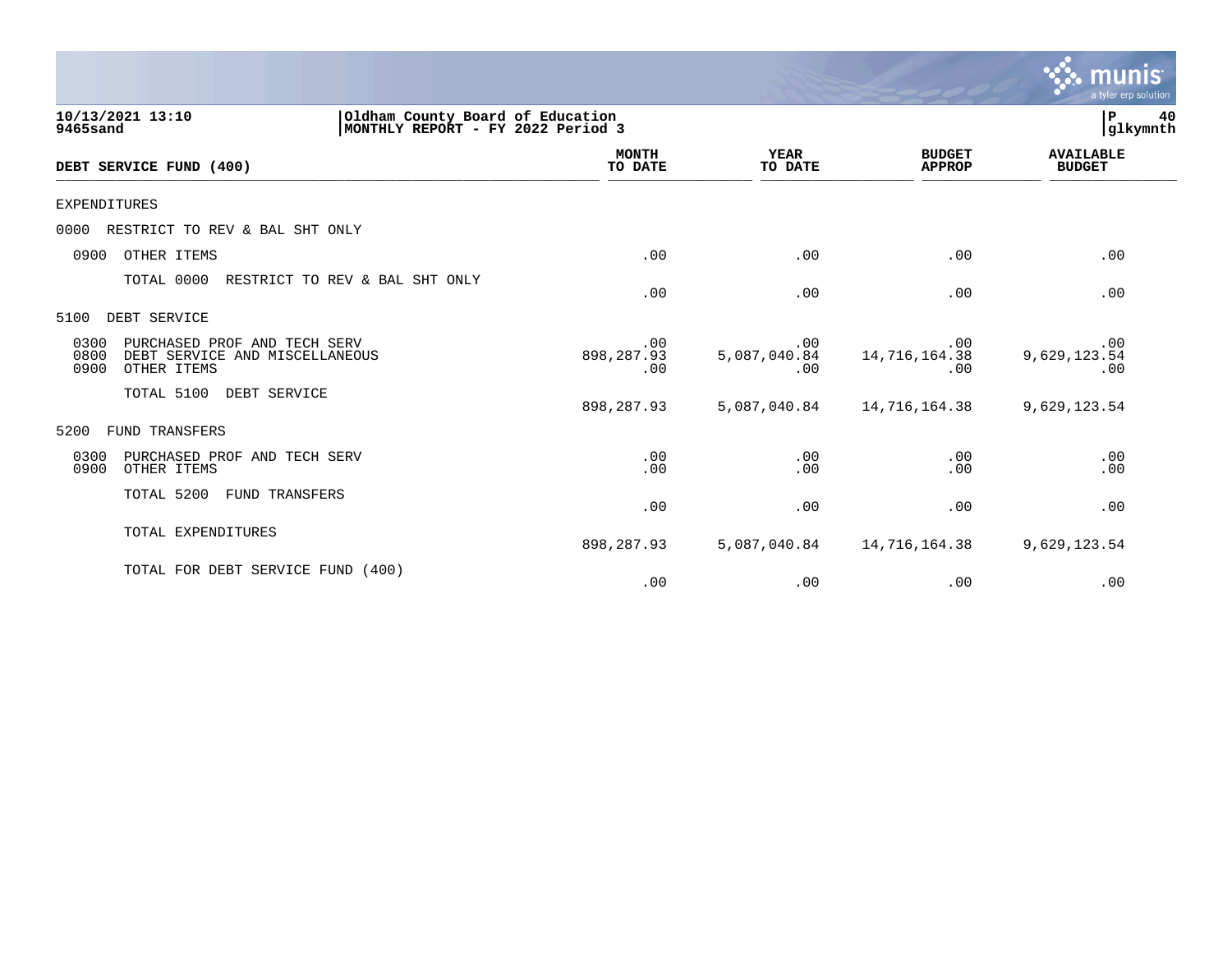10/13/2021 13:10 | Oldham County Board of Education
9465sand | MONTHLY REPORT - FY 2022 Period 3

## DEBT SERVICE FUND (400)

| | MONTH TO DATE | YEAR TO DATE | BUDGET APPROP | AVAILABLE BUDGET |
|---|---|---|---|---|
| EXPENDITURES | | | | |
| 0000 RESTRICT TO REV & BAL SHT ONLY | | | | |
| 0900 OTHER ITEMS | .00 | .00 | .00 | .00 |
| TOTAL 0000 RESTRICT TO REV & BAL SHT ONLY | .00 | .00 | .00 | .00 |
| 5100 DEBT SERVICE | | | | |
| 0300 PURCHASED PROF AND TECH SERV | .00 | .00 | .00 | .00 |
| 0800 DEBT SERVICE AND MISCELLANEOUS | 898,287.93 | 5,087,040.84 | 14,716,164.38 | 9,629,123.54 |
| 0900 OTHER ITEMS | .00 | .00 | .00 | .00 |
| TOTAL 5100 DEBT SERVICE | 898,287.93 | 5,087,040.84 | 14,716,164.38 | 9,629,123.54 |
| 5200 FUND TRANSFERS | | | | |
| 0300 PURCHASED PROF AND TECH SERV | .00 | .00 | .00 | .00 |
| 0900 OTHER ITEMS | .00 | .00 | .00 | .00 |
| TOTAL 5200 FUND TRANSFERS | .00 | .00 | .00 | .00 |
| TOTAL EXPENDITURES | 898,287.93 | 5,087,040.84 | 14,716,164.38 | 9,629,123.54 |
| TOTAL FOR DEBT SERVICE FUND (400) | .00 | .00 | .00 | .00 |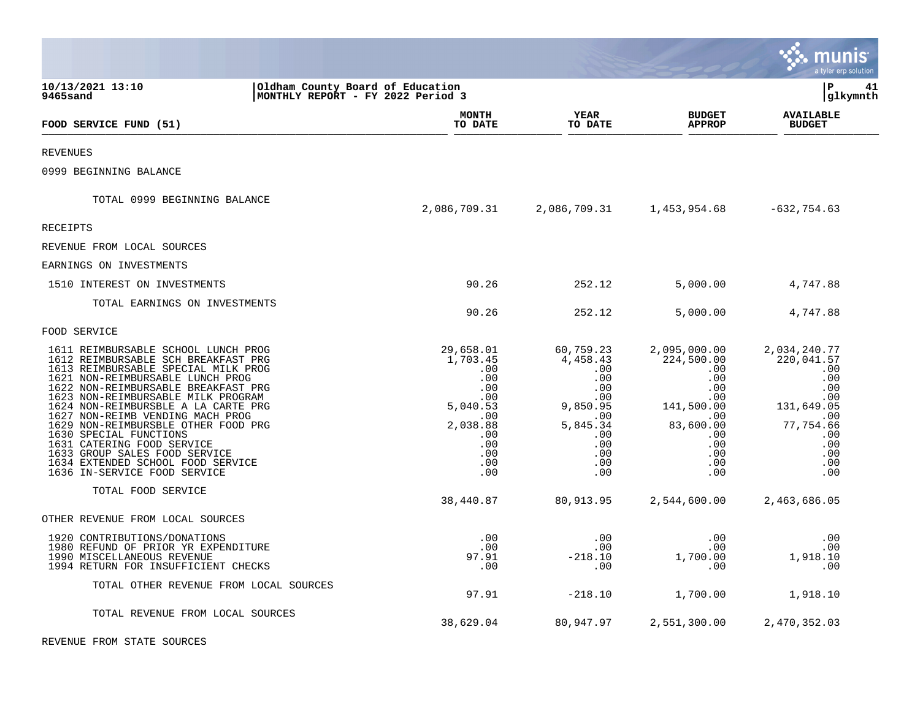10/13/2021 13:10
9465sand

Oldham County Board of Education
MONTHLY REPORT - FY 2022 Period 3

P 41
glkymnth

| FOOD SERVICE FUND (51) | MONTH TO DATE | YEAR TO DATE | BUDGET APPROP | AVAILABLE BUDGET |
|---|---|---|---|---|
| REVENUES | | | | |
| 0999 BEGINNING BALANCE | | | | |
| TOTAL 0999 BEGINNING BALANCE | 2,086,709.31 | 2,086,709.31 | 1,453,954.68 | -632,754.63 |
| RECEIPTS | | | | |
| REVENUE FROM LOCAL SOURCES | | | | |
| EARNINGS ON INVESTMENTS | | | | |
| 1510 INTEREST ON INVESTMENTS | 90.26 | 252.12 | 5,000.00 | 4,747.88 |
| TOTAL EARNINGS ON INVESTMENTS | 90.26 | 252.12 | 5,000.00 | 4,747.88 |
| FOOD SERVICE | | | | |
| 1611 REIMBURSABLE SCHOOL LUNCH PROG | 29,658.01 | 60,759.23 | 2,095,000.00 | 2,034,240.77 |
| 1612 REIMBURSABLE SCH BREAKFAST PRG | 1,703.45 | 4,458.43 | 224,500.00 | 220,041.57 |
| 1613 REIMBURSABLE SPECIAL MILK PROG | .00 | .00 | .00 | .00 |
| 1621 NON-REIMBURSABLE LUNCH PROG | .00 | .00 | .00 | .00 |
| 1622 NON-REIMBURSABLE BREAKFAST PRG | .00 | .00 | .00 | .00 |
| 1623 NON-REIMBURSABLE MILK PROGRAM | .00 | .00 | .00 | .00 |
| 1624 NON-REIMBURSBLE A LA CARTE PRG | 5,040.53 | 9,850.95 | 141,500.00 | 131,649.05 |
| 1627 NON-REIMB VENDING MACH PROG | .00 | .00 | .00 | .00 |
| 1629 NON-REIMBURSBLE OTHER FOOD PRG | 2,038.88 | 5,845.34 | 83,600.00 | 77,754.66 |
| 1630 SPECIAL FUNCTIONS | .00 | .00 | .00 | .00 |
| 1631 CATERING FOOD SERVICE | .00 | .00 | .00 | .00 |
| 1633 GROUP SALES FOOD SERVICE | .00 | .00 | .00 | .00 |
| 1634 EXTENDED SCHOOL FOOD SERVICE | .00 | .00 | .00 | .00 |
| 1636 IN-SERVICE FOOD SERVICE | .00 | .00 | .00 | .00 |
| TOTAL FOOD SERVICE | 38,440.87 | 80,913.95 | 2,544,600.00 | 2,463,686.05 |
| OTHER REVENUE FROM LOCAL SOURCES | | | | |
| 1920 CONTRIBUTIONS/DONATIONS | .00 | .00 | .00 | .00 |
| 1980 REFUND OF PRIOR YR EXPENDITURE | .00 | .00 | .00 | .00 |
| 1990 MISCELLANEOUS REVENUE | 97.91 | -218.10 | 1,700.00 | 1,918.10 |
| 1994 RETURN FOR INSUFFICIENT CHECKS | .00 | .00 | .00 | .00 |
| TOTAL OTHER REVENUE FROM LOCAL SOURCES | 97.91 | -218.10 | 1,700.00 | 1,918.10 |
| TOTAL REVENUE FROM LOCAL SOURCES | 38,629.04 | 80,947.97 | 2,551,300.00 | 2,470,352.03 |
| REVENUE FROM STATE SOURCES | | | | |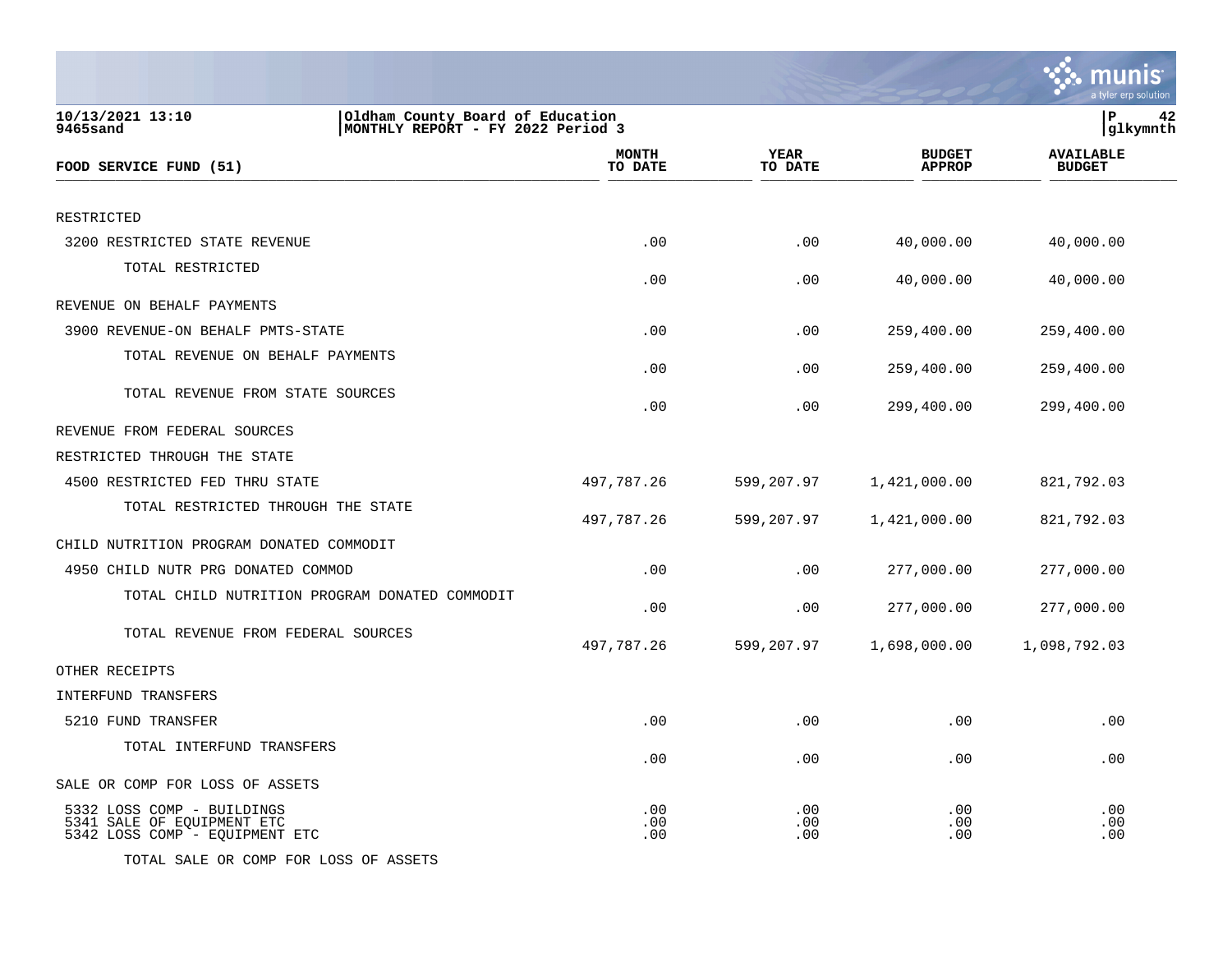10/13/2021 13:10
9465sand

Oldham County Board of Education
MONTHLY REPORT - FY 2022 Period 3

P 42
glkymnth

| FOOD SERVICE FUND (51) | MONTH TO DATE | YEAR TO DATE | BUDGET APPROP | AVAILABLE BUDGET |
|---|---|---|---|---|
| RESTRICTED | | | | |
| 3200 RESTRICTED STATE REVENUE | .00 | .00 | 40,000.00 | 40,000.00 |
| TOTAL RESTRICTED | .00 | .00 | 40,000.00 | 40,000.00 |
| REVENUE ON BEHALF PAYMENTS | | | | |
| 3900 REVENUE-ON BEHALF PMTS-STATE | .00 | .00 | 259,400.00 | 259,400.00 |
| TOTAL REVENUE ON BEHALF PAYMENTS | .00 | .00 | 259,400.00 | 259,400.00 |
| TOTAL REVENUE FROM STATE SOURCES | .00 | .00 | 299,400.00 | 299,400.00 |
| REVENUE FROM FEDERAL SOURCES | | | | |
| RESTRICTED THROUGH THE STATE | | | | |
| 4500 RESTRICTED FED THRU STATE | 497,787.26 | 599,207.97 | 1,421,000.00 | 821,792.03 |
| TOTAL RESTRICTED THROUGH THE STATE | 497,787.26 | 599,207.97 | 1,421,000.00 | 821,792.03 |
| CHILD NUTRITION PROGRAM DONATED COMMODIT | | | | |
| 4950 CHILD NUTR PRG DONATED COMMOD | .00 | .00 | 277,000.00 | 277,000.00 |
| TOTAL CHILD NUTRITION PROGRAM DONATED COMMODIT | .00 | .00 | 277,000.00 | 277,000.00 |
| TOTAL REVENUE FROM FEDERAL SOURCES | 497,787.26 | 599,207.97 | 1,698,000.00 | 1,098,792.03 |
| OTHER RECEIPTS | | | | |
| INTERFUND TRANSFERS | | | | |
| 5210 FUND TRANSFER | .00 | .00 | .00 | .00 |
| TOTAL INTERFUND TRANSFERS | .00 | .00 | .00 | .00 |
| SALE OR COMP FOR LOSS OF ASSETS | | | | |
| 5332 LOSS COMP - BUILDINGS | .00 | .00 | .00 | .00 |
| 5341 SALE OF EQUIPMENT ETC | .00 | .00 | .00 | .00 |
| 5342 LOSS COMP - EQUIPMENT ETC | .00 | .00 | .00 | .00 |
| TOTAL SALE OR COMP FOR LOSS OF ASSETS | | | | |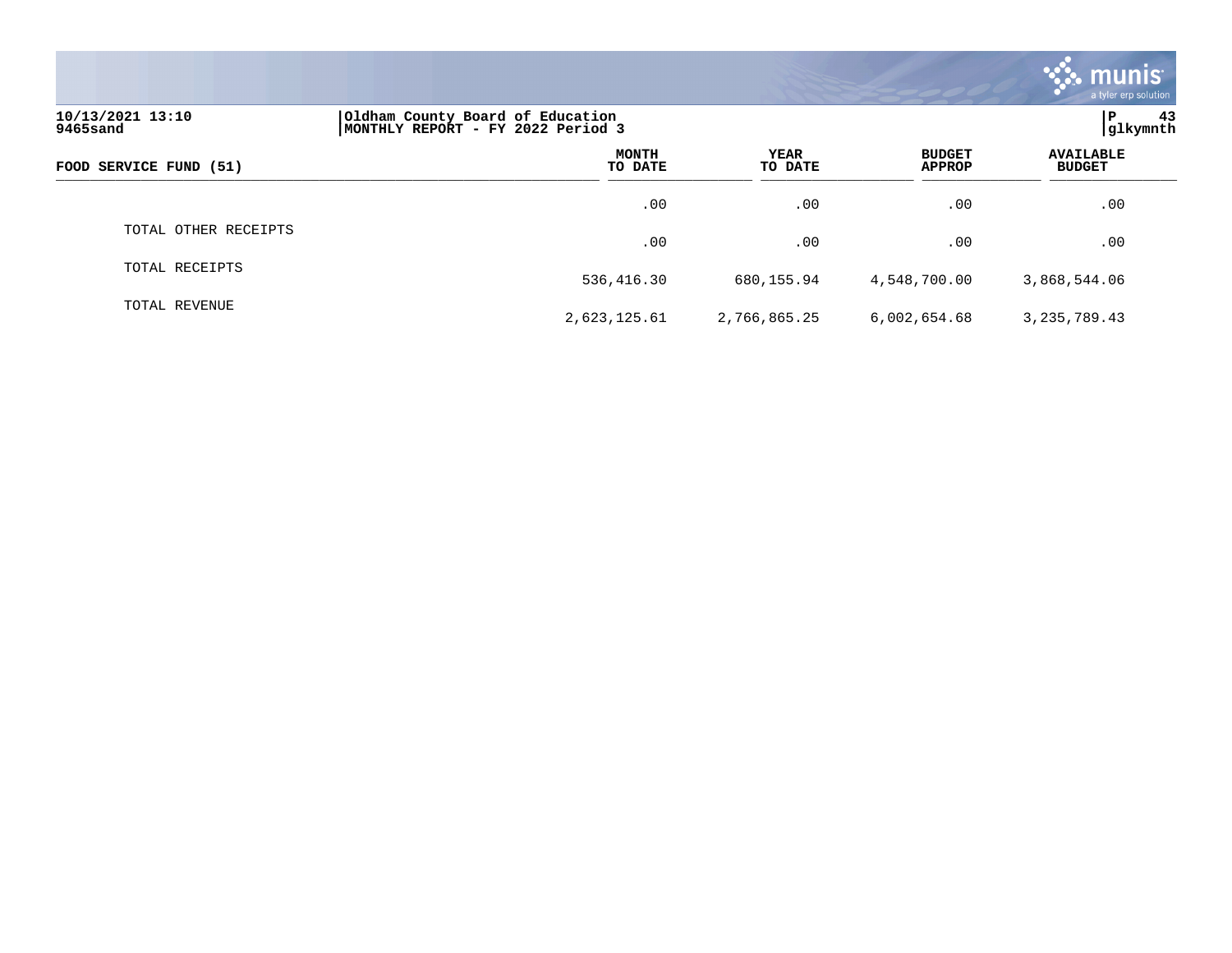10/13/2021 13:10
9465sand

Oldham County Board of Education
MONTHLY REPORT - FY 2022 Period 3

P 43
glkymnth

| FOOD SERVICE FUND (51) | MONTH TO DATE | YEAR TO DATE | BUDGET APPROP | AVAILABLE BUDGET |
|---|---|---|---|---|
| | .00 | .00 | .00 | .00 |
| TOTAL OTHER RECEIPTS | .00 | .00 | .00 | .00 |
| TOTAL RECEIPTS | 536,416.30 | 680,155.94 | 4,548,700.00 | 3,868,544.06 |
| TOTAL REVENUE | 2,623,125.61 | 2,766,865.25 | 6,002,654.68 | 3,235,789.43 |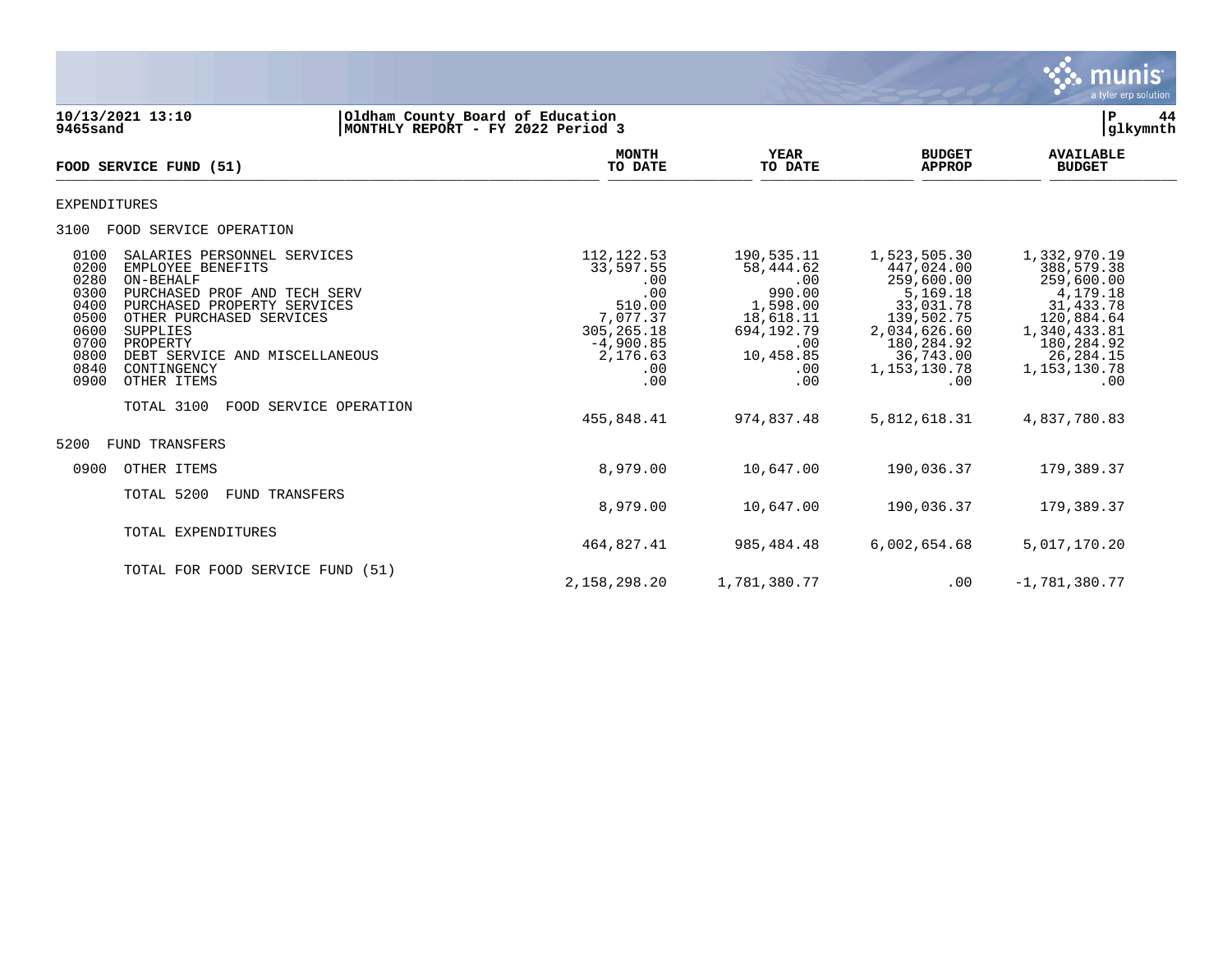**Oldham County Board of Education**
**MONTHLY REPORT - FY 2022 Period 3**

10/13/2021 13:10
9465sand

| FOOD SERVICE FUND (51) | MONTH TO DATE | YEAR TO DATE | BUDGET APPROP | AVAILABLE BUDGET |
|---|---|---|---|---|
| **EXPENDITURES** | | | | |
| **3100 FOOD SERVICE OPERATION** | | | | |
| 0100 SALARIES PERSONNEL SERVICES | 112,122.53 | 190,535.11 | 1,523,505.30 | 1,332,970.19 |
| 0200 EMPLOYEE BENEFITS | 33,597.55 | 58,444.62 | 447,024.00 | 388,579.38 |
| 0280 ON-BEHALF | .00 | .00 | 259,600.00 | 259,600.00 |
| 0300 PURCHASED PROF AND TECH SERV | .00 | 990.00 | 5,169.18 | 4,179.18 |
| 0400 PURCHASED PROPERTY SERVICES | 510.00 | 1,598.00 | 33,031.78 | 31,433.78 |
| 0500 OTHER PURCHASED SERVICES | 7,077.37 | 18,618.11 | 139,502.75 | 120,884.64 |
| 0600 SUPPLIES | 305,265.18 | 694,192.79 | 2,034,626.60 | 1,340,433.81 |
| 0700 PROPERTY | -4,900.85 | .00 | 180,284.92 | 180,284.92 |
| 0800 DEBT SERVICE AND MISCELLANEOUS | 2,176.63 | 10,458.85 | 36,743.00 | 26,284.15 |
| 0840 CONTINGENCY | .00 | .00 | 1,153,130.78 | 1,153,130.78 |
| 0900 OTHER ITEMS | .00 | .00 | .00 | .00 |
| TOTAL 3100 FOOD SERVICE OPERATION | 455,848.41 | 974,837.48 | 5,812,618.31 | 4,837,780.83 |
| **5200 FUND TRANSFERS** | | | | |
| 0900 OTHER ITEMS | 8,979.00 | 10,647.00 | 190,036.37 | 179,389.37 |
| TOTAL 5200 FUND TRANSFERS | 8,979.00 | 10,647.00 | 190,036.37 | 179,389.37 |
| TOTAL EXPENDITURES | 464,827.41 | 985,484.48 | 6,002,654.68 | 5,017,170.20 |
| TOTAL FOR FOOD SERVICE FUND (51) | 2,158,298.20 | 1,781,380.77 | .00 | -1,781,380.77 |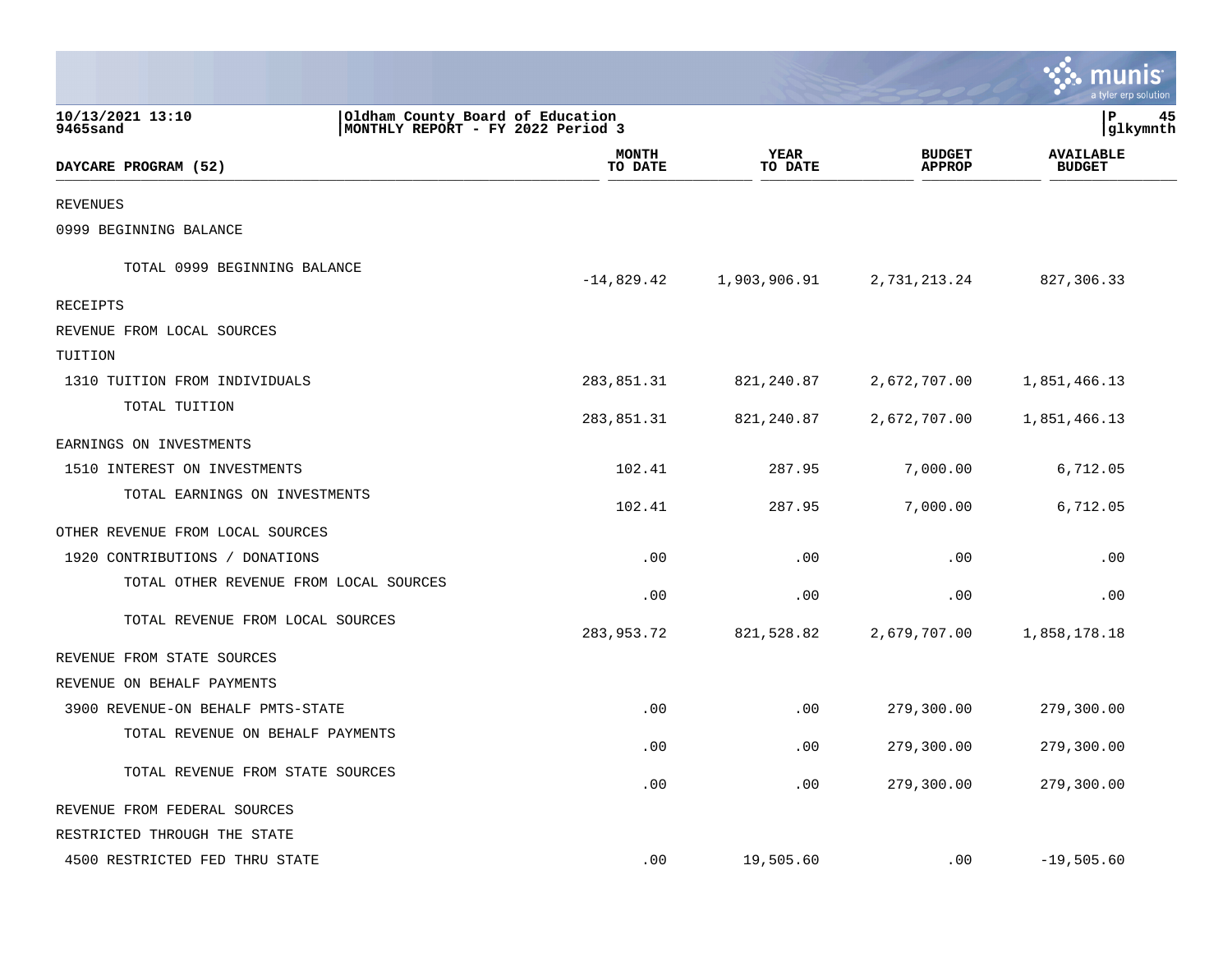10/13/2021 13:10
9465sand

Oldham County Board of Education
MONTHLY REPORT - FY 2022 Period 3

P 45
glkymnth

| DAYCARE PROGRAM (52) | MONTH TO DATE | YEAR TO DATE | BUDGET APPROP | AVAILABLE BUDGET |
|---|---|---|---|---|
| REVENUES | | | | |
| 0999 BEGINNING BALANCE | | | | |
| TOTAL 0999 BEGINNING BALANCE | -14,829.42 | 1,903,906.91 | 2,731,213.24 | 827,306.33 |
| RECEIPTS | | | | |
| REVENUE FROM LOCAL SOURCES | | | | |
| TUITION | | | | |
| 1310 TUITION FROM INDIVIDUALS | 283,851.31 | 821,240.87 | 2,672,707.00 | 1,851,466.13 |
| TOTAL TUITION | 283,851.31 | 821,240.87 | 2,672,707.00 | 1,851,466.13 |
| EARNINGS ON INVESTMENTS | | | | |
| 1510 INTEREST ON INVESTMENTS | 102.41 | 287.95 | 7,000.00 | 6,712.05 |
| TOTAL EARNINGS ON INVESTMENTS | 102.41 | 287.95 | 7,000.00 | 6,712.05 |
| OTHER REVENUE FROM LOCAL SOURCES | | | | |
| 1920 CONTRIBUTIONS / DONATIONS | .00 | .00 | .00 | .00 |
| TOTAL OTHER REVENUE FROM LOCAL SOURCES | .00 | .00 | .00 | .00 |
| TOTAL REVENUE FROM LOCAL SOURCES | 283,953.72 | 821,528.82 | 2,679,707.00 | 1,858,178.18 |
| REVENUE FROM STATE SOURCES | | | | |
| REVENUE ON BEHALF PAYMENTS | | | | |
| 3900 REVENUE-ON BEHALF PMTS-STATE | .00 | .00 | 279,300.00 | 279,300.00 |
| TOTAL REVENUE ON BEHALF PAYMENTS | .00 | .00 | 279,300.00 | 279,300.00 |
| TOTAL REVENUE FROM STATE SOURCES | .00 | .00 | 279,300.00 | 279,300.00 |
| REVENUE FROM FEDERAL SOURCES | | | | |
| RESTRICTED THROUGH THE STATE | | | | |
| 4500 RESTRICTED FED THRU STATE | .00 | 19,505.60 | .00 | -19,505.60 |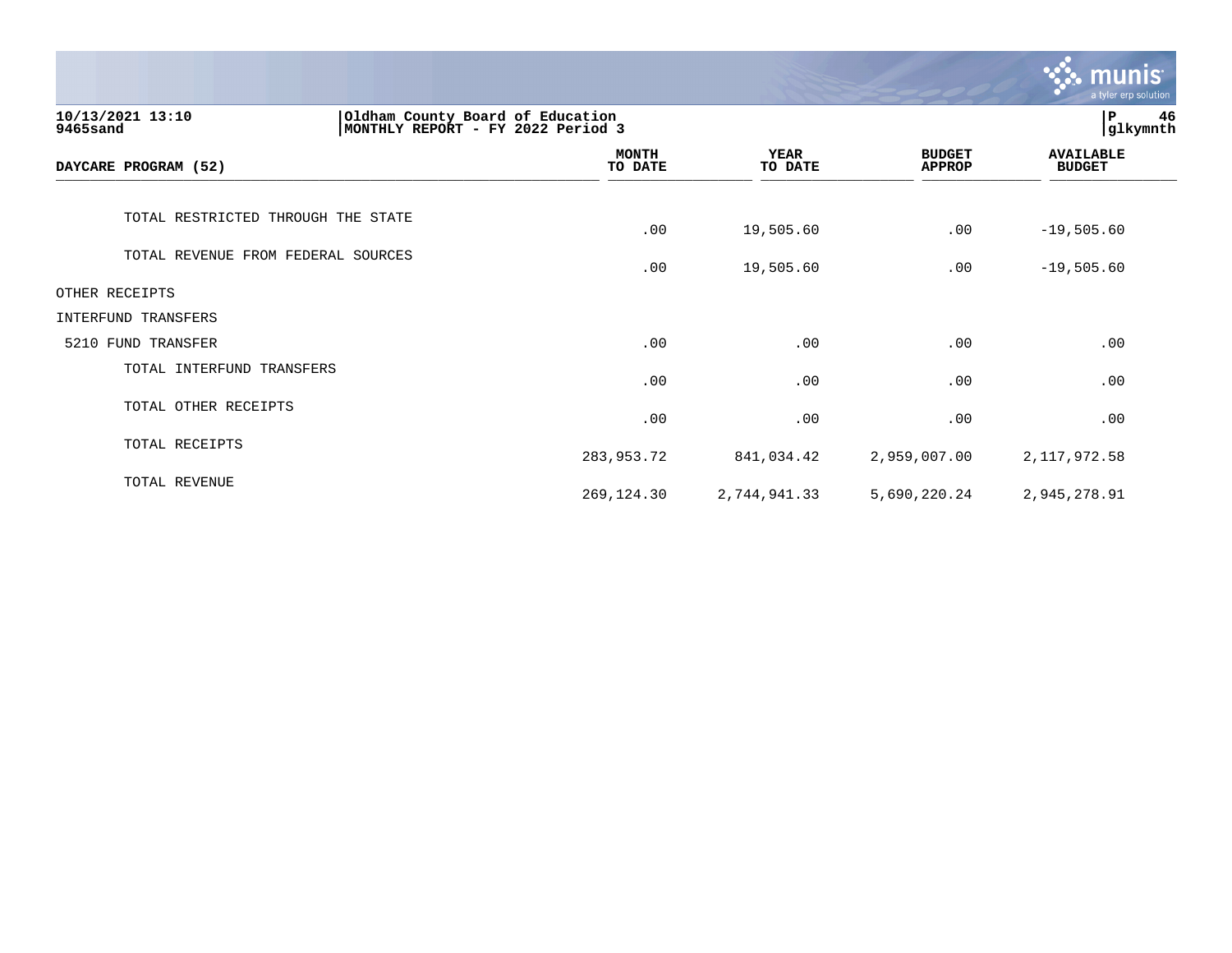**Oldham County Board of Education**
**MONTHLY REPORT - FY 2022 Period 3**

10/13/2021 13:10
9465sand

| DAYCARE PROGRAM (52) | MONTH TO DATE | YEAR TO DATE | BUDGET APPROP | AVAILABLE BUDGET |
|---|---|---|---|---|
| TOTAL RESTRICTED THROUGH THE STATE | .00 | 19,505.60 | .00 | -19,505.60 |
| TOTAL REVENUE FROM FEDERAL SOURCES | .00 | 19,505.60 | .00 | -19,505.60 |
| OTHER RECEIPTS | | | | |
| INTERFUND TRANSFERS | | | | |
| 5210 FUND TRANSFER | .00 | .00 | .00 | .00 |
| TOTAL INTERFUND TRANSFERS | .00 | .00 | .00 | .00 |
| TOTAL OTHER RECEIPTS | .00 | .00 | .00 | .00 |
| TOTAL RECEIPTS | 283,953.72 | 841,034.42 | 2,959,007.00 | 2,117,972.58 |
| TOTAL REVENUE | 269,124.30 | 2,744,941.33 | 5,690,220.24 | 2,945,278.91 |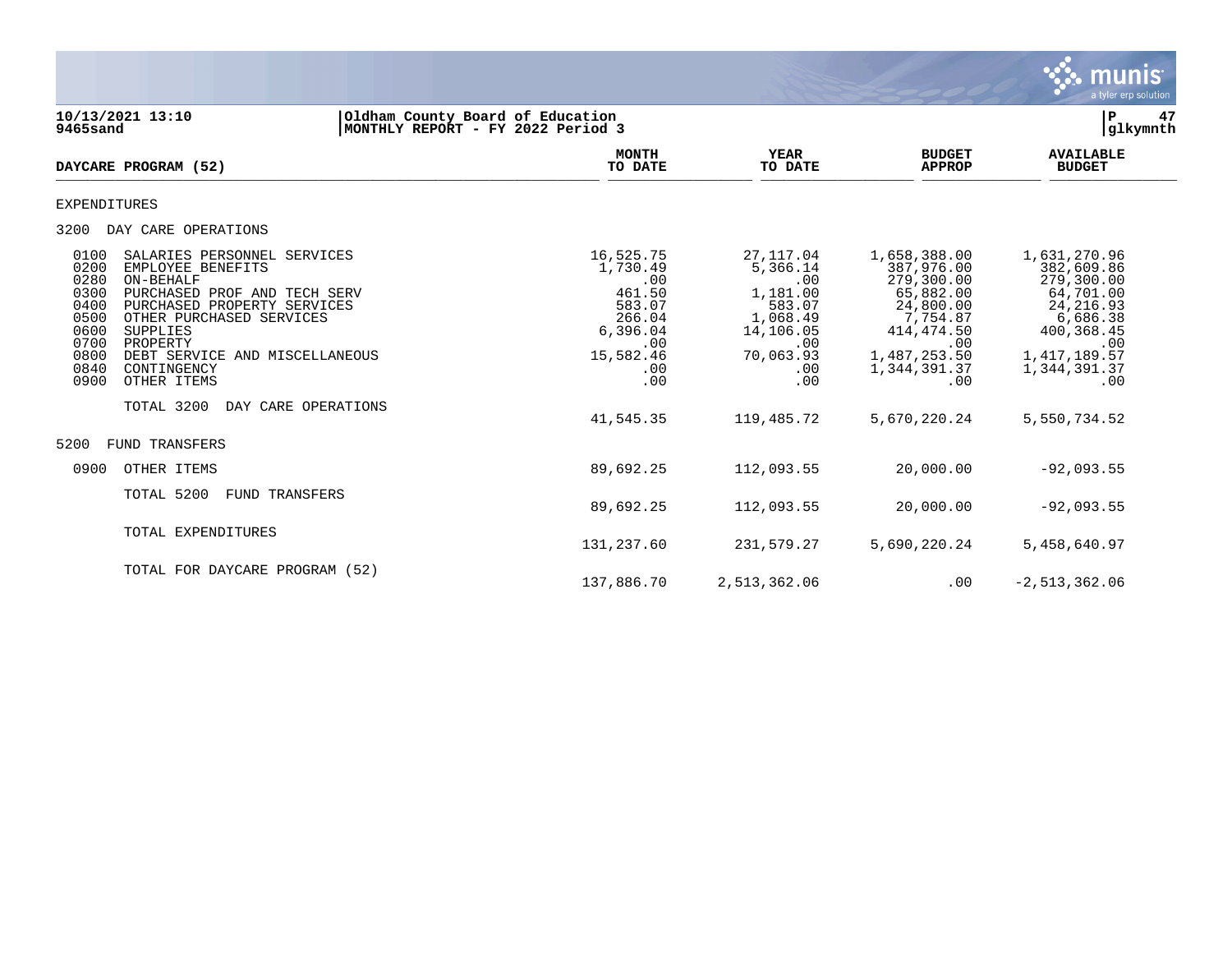10/13/2021 13:10 | Oldham County Board of Education
9465sand | MONTHLY REPORT - FY 2022 Period 3

| DAYCARE PROGRAM (52) | MONTH TO DATE | YEAR TO DATE | BUDGET APPROP | AVAILABLE BUDGET |
|---|---|---|---|---|
| **EXPENDITURES** | | | | |
| **3200 DAY CARE OPERATIONS** | | | | |
| 0100 SALARIES PERSONNEL SERVICES | 16,525.75 | 27,117.04 | 1,658,388.00 | 1,631,270.96 |
| 0200 EMPLOYEE BENEFITS | 1,730.49 | 5,366.14 | 387,976.00 | 382,609.86 |
| 0280 ON-BEHALF | .00 | .00 | 279,300.00 | 279,300.00 |
| 0300 PURCHASED PROF AND TECH SERV | 461.50 | 1,181.00 | 65,882.00 | 64,701.00 |
| 0400 PURCHASED PROPERTY SERVICES | 583.07 | 583.07 | 24,800.00 | 24,216.93 |
| 0500 OTHER PURCHASED SERVICES | 266.04 | 1,068.49 | 7,754.87 | 6,686.38 |
| 0600 SUPPLIES | 6,396.04 | 14,106.05 | 414,474.50 | 400,368.45 |
| 0700 PROPERTY | .00 | .00 | .00 | .00 |
| 0800 DEBT SERVICE AND MISCELLANEOUS | 15,582.46 | 70,063.93 | 1,487,253.50 | 1,417,189.57 |
| 0840 CONTINGENCY | .00 | .00 | 1,344,391.37 | 1,344,391.37 |
| 0900 OTHER ITEMS | .00 | .00 | .00 | .00 |
| TOTAL 3200 DAY CARE OPERATIONS | 41,545.35 | 119,485.72 | 5,670,220.24 | 5,550,734.52 |
| **5200 FUND TRANSFERS** | | | | |
| 0900 OTHER ITEMS | 89,692.25 | 112,093.55 | 20,000.00 | -92,093.55 |
| TOTAL 5200 FUND TRANSFERS | 89,692.25 | 112,093.55 | 20,000.00 | -92,093.55 |
| TOTAL EXPENDITURES | 131,237.60 | 231,579.27 | 5,690,220.24 | 5,458,640.97 |
| TOTAL FOR DAYCARE PROGRAM (52) | 137,886.70 | 2,513,362.06 | .00 | -2,513,362.06 |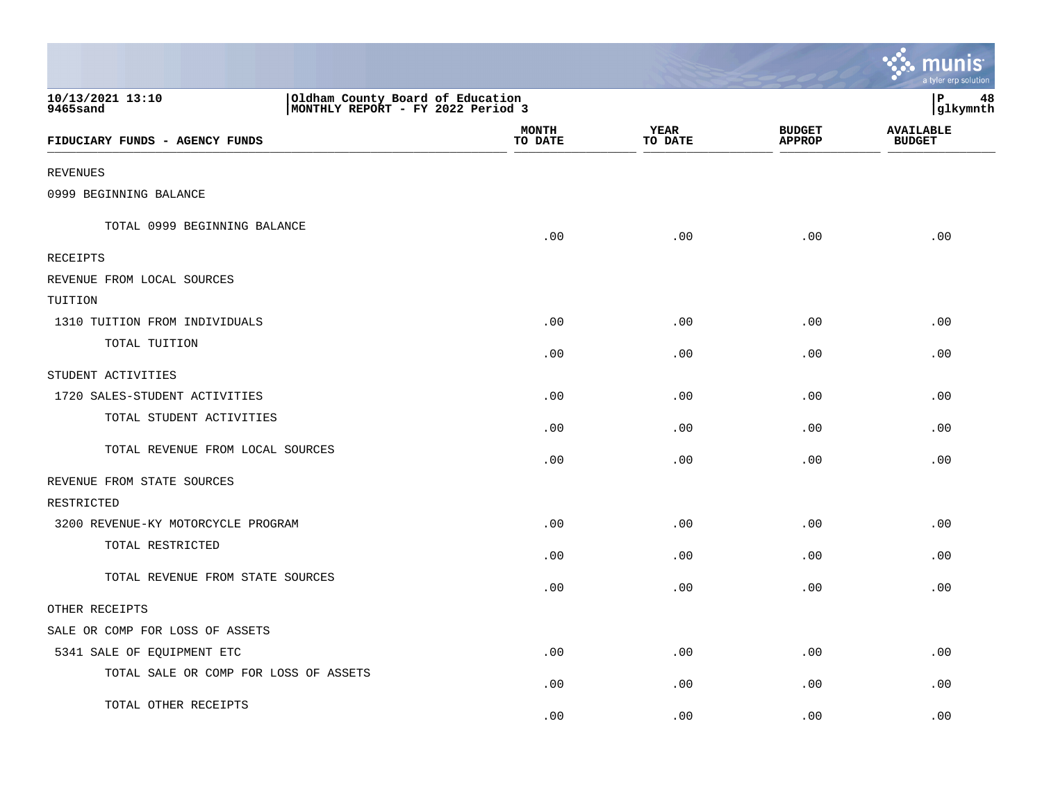10/13/2021 13:10 | Oldham County Board of Education
9465sand | MONTHLY REPORT - FY 2022 Period 3

| FIDUCIARY FUNDS - AGENCY FUNDS | MONTH TO DATE | YEAR TO DATE | BUDGET APPROP | AVAILABLE BUDGET |
|---|---|---|---|---|
| REVENUES | | | | |
| 0999 BEGINNING BALANCE | | | | |
| TOTAL 0999 BEGINNING BALANCE | .00 | .00 | .00 | .00 |
| RECEIPTS | | | | |
| REVENUE FROM LOCAL SOURCES | | | | |
| TUITION | | | | |
| 1310 TUITION FROM INDIVIDUALS | .00 | .00 | .00 | .00 |
| TOTAL TUITION | .00 | .00 | .00 | .00 |
| STUDENT ACTIVITIES | | | | |
| 1720 SALES-STUDENT ACTIVITIES | .00 | .00 | .00 | .00 |
| TOTAL STUDENT ACTIVITIES | .00 | .00 | .00 | .00 |
| TOTAL REVENUE FROM LOCAL SOURCES | .00 | .00 | .00 | .00 |
| REVENUE FROM STATE SOURCES | | | | |
| RESTRICTED | | | | |
| 3200 REVENUE-KY MOTORCYCLE PROGRAM | .00 | .00 | .00 | .00 |
| TOTAL RESTRICTED | .00 | .00 | .00 | .00 |
| TOTAL REVENUE FROM STATE SOURCES | .00 | .00 | .00 | .00 |
| OTHER RECEIPTS | | | | |
| SALE OR COMP FOR LOSS OF ASSETS | | | | |
| 5341 SALE OF EQUIPMENT ETC | .00 | .00 | .00 | .00 |
| TOTAL SALE OR COMP FOR LOSS OF ASSETS | .00 | .00 | .00 | .00 |
| TOTAL OTHER RECEIPTS | .00 | .00 | .00 | .00 |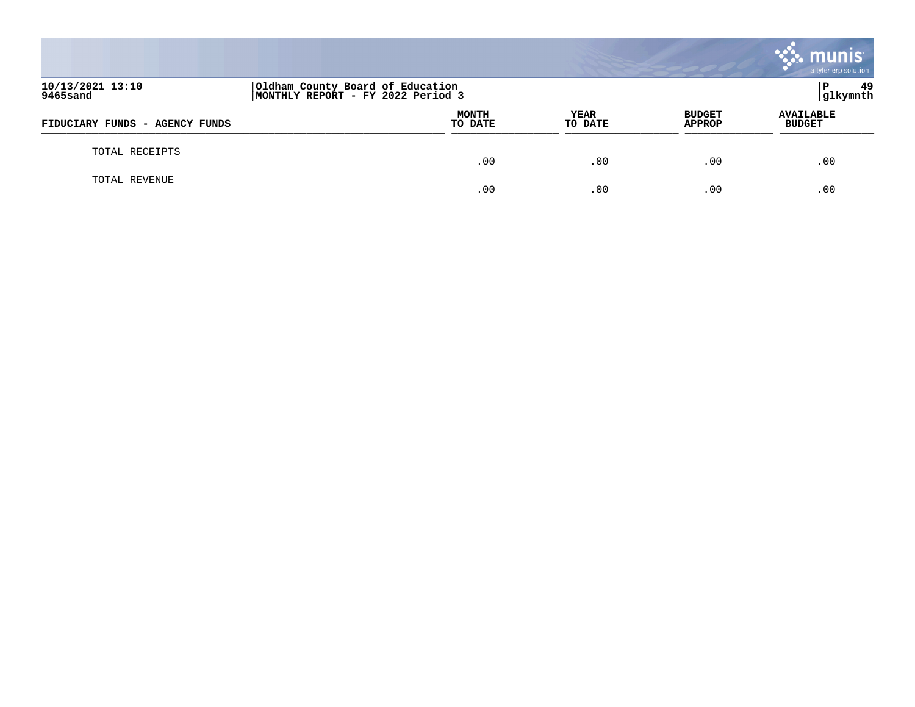| FIDUCIARY FUNDS - AGENCY FUNDS | MONTH TO DATE | YEAR TO DATE | BUDGET APPROP | AVAILABLE BUDGET |
|---|---|---|---|---|
| TOTAL RECEIPTS | .00 | .00 | .00 | .00 |
| TOTAL REVENUE | .00 | .00 | .00 | .00 |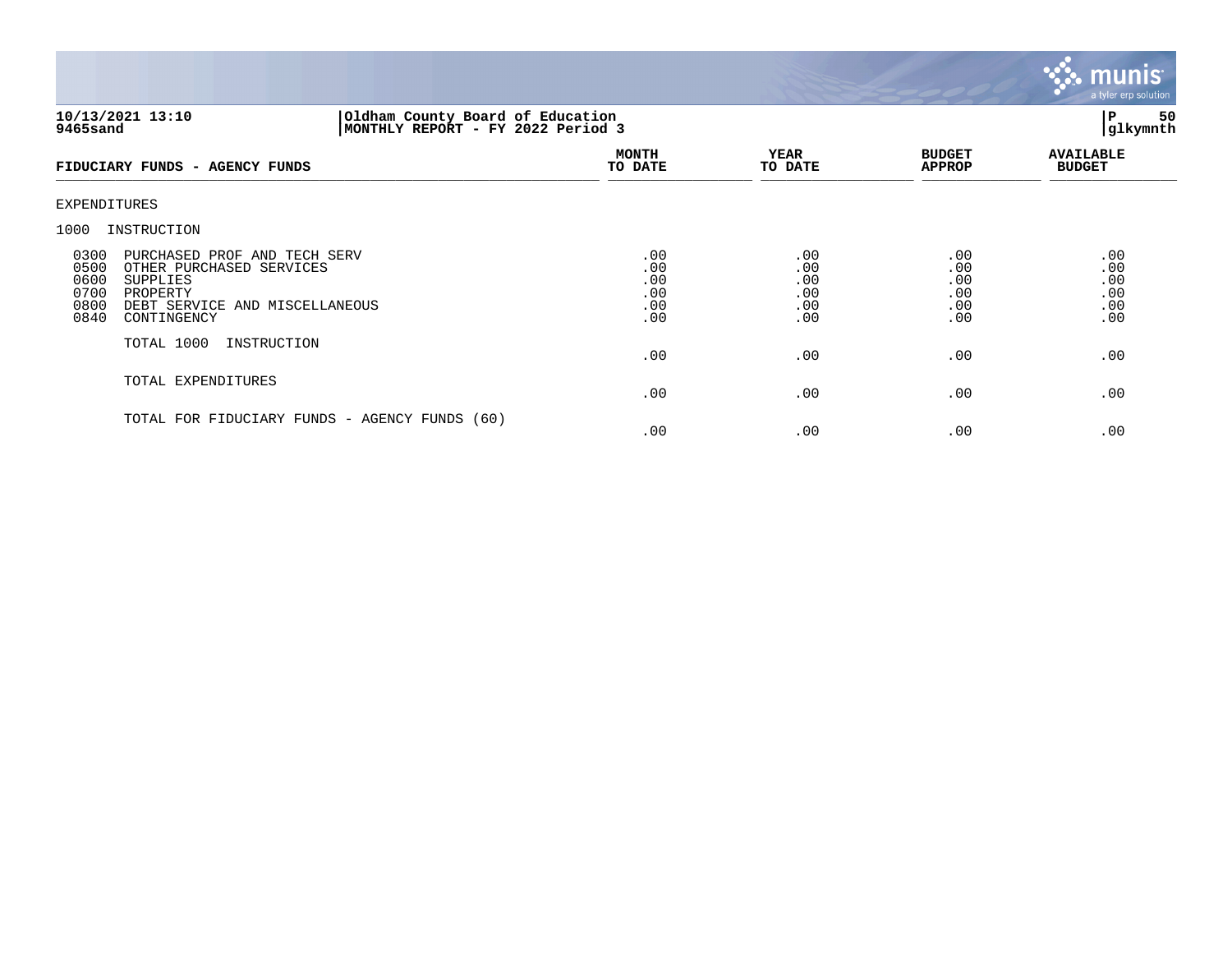10/13/2021 13:10 | Oldham County Board of Education | P 50
9465sand | MONTHLY REPORT - FY 2022 Period 3 | glkymnth

| FIDUCIARY FUNDS - AGENCY FUNDS | MONTH TO DATE | YEAR TO DATE | BUDGET APPROP | AVAILABLE BUDGET |
|---|---|---|---|---|
| EXPENDITURES | | | | |
| 1000 INSTRUCTION | | | | |
| 0300 PURCHASED PROF AND TECH SERV | .00 | .00 | .00 | .00 |
| 0500 OTHER PURCHASED SERVICES | .00 | .00 | .00 | .00 |
| 0600 SUPPLIES | .00 | .00 | .00 | .00 |
| 0700 PROPERTY | .00 | .00 | .00 | .00 |
| 0800 DEBT SERVICE AND MISCELLANEOUS | .00 | .00 | .00 | .00 |
| 0840 CONTINGENCY | .00 | .00 | .00 | .00 |
| TOTAL 1000 INSTRUCTION | .00 | .00 | .00 | .00 |
| TOTAL EXPENDITURES | .00 | .00 | .00 | .00 |
| TOTAL FOR FIDUCIARY FUNDS - AGENCY FUNDS (60) | .00 | .00 | .00 | .00 |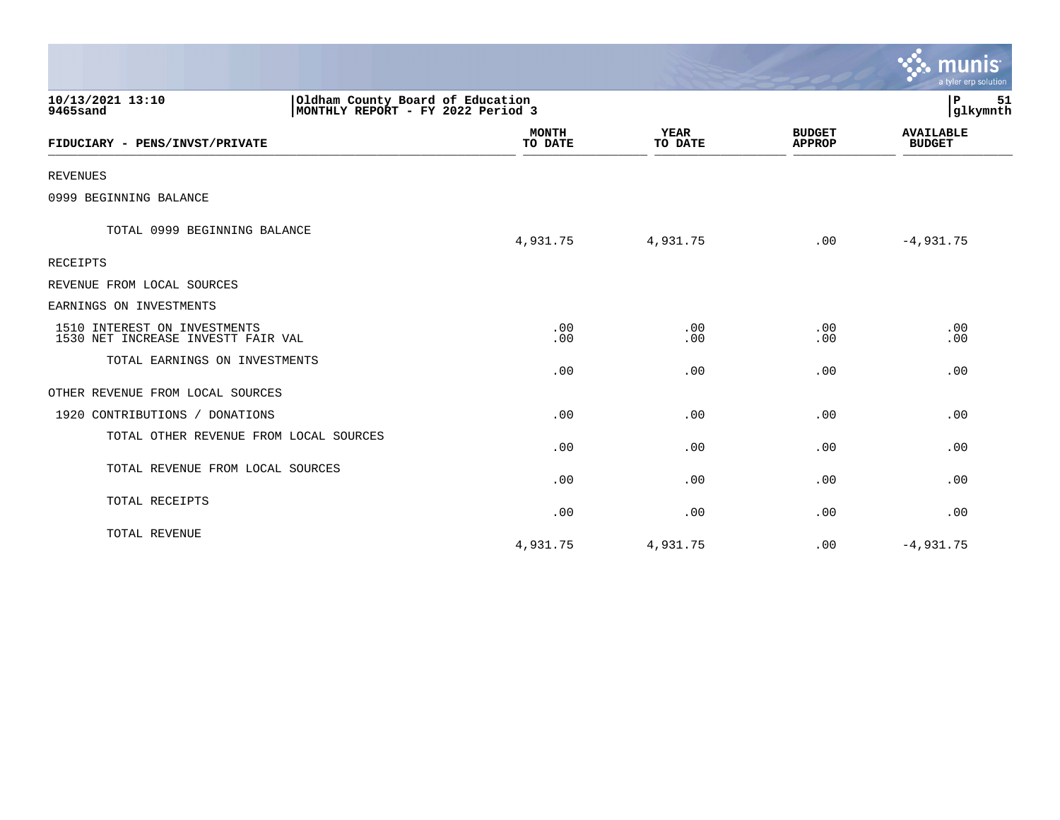10/13/2021 13:10
9465sand

Oldham County Board of Education
MONTHLY REPORT - FY 2022 Period 3

| FIDUCIARY - PENS/INVST/PRIVATE | MONTH TO DATE | YEAR TO DATE | BUDGET APPROP | AVAILABLE BUDGET |
|---|---|---|---|---|
| REVENUES | | | | |
| 0999 BEGINNING BALANCE | | | | |
| TOTAL 0999 BEGINNING BALANCE | 4,931.75 | 4,931.75 | .00 | -4,931.75 |
| RECEIPTS | | | | |
| REVENUE FROM LOCAL SOURCES | | | | |
| EARNINGS ON INVESTMENTS | | | | |
| 1510 INTEREST ON INVESTMENTS | .00 | .00 | .00 | .00 |
| 1530 NET INCREASE INVESTT FAIR VAL | .00 | .00 | .00 | .00 |
| TOTAL EARNINGS ON INVESTMENTS | .00 | .00 | .00 | .00 |
| OTHER REVENUE FROM LOCAL SOURCES | | | | |
| 1920 CONTRIBUTIONS / DONATIONS | .00 | .00 | .00 | .00 |
| TOTAL OTHER REVENUE FROM LOCAL SOURCES | .00 | .00 | .00 | .00 |
| TOTAL REVENUE FROM LOCAL SOURCES | .00 | .00 | .00 | .00 |
| TOTAL RECEIPTS | .00 | .00 | .00 | .00 |
| TOTAL REVENUE | 4,931.75 | 4,931.75 | .00 | -4,931.75 |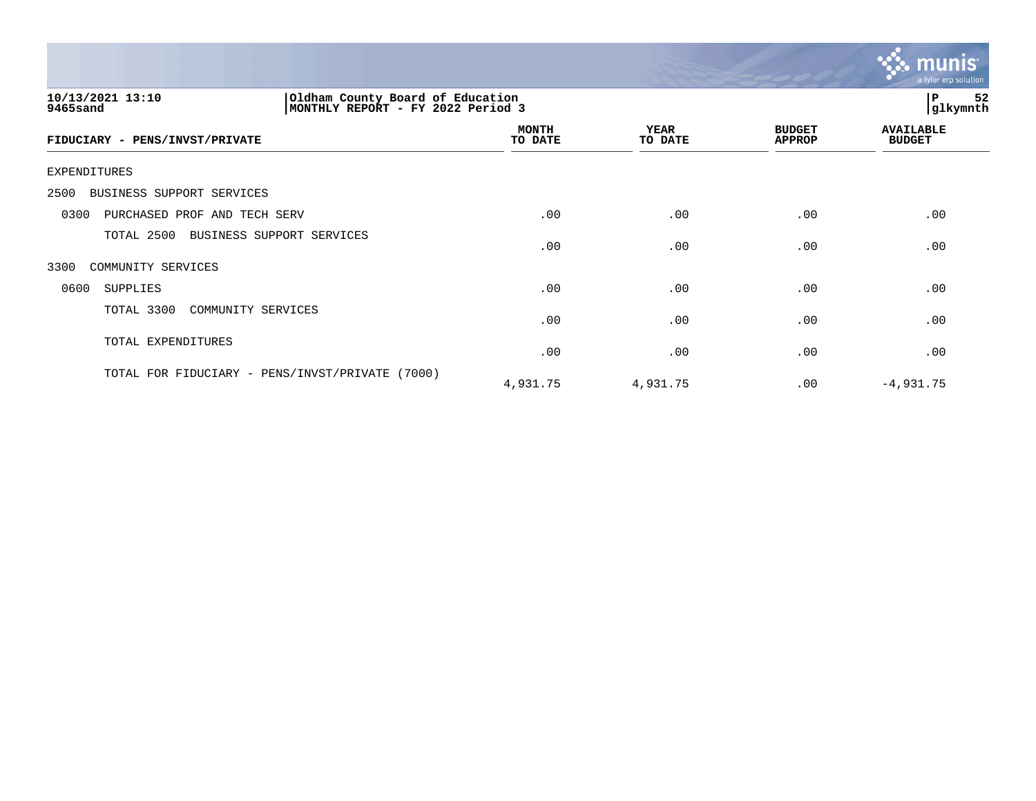10/13/2021 13:10 | Oldham County Board of Education
9465sand | MONTHLY REPORT - FY 2022 Period 3 | P 52 | glkymnth

| FIDUCIARY - PENS/INVST/PRIVATE | MONTH TO DATE | YEAR TO DATE | BUDGET APPROP | AVAILABLE BUDGET |
|---|---|---|---|---|
| EXPENDITURES | | | | |
| 2500 BUSINESS SUPPORT SERVICES | | | | |
| 0300 PURCHASED PROF AND TECH SERV | .00 | .00 | .00 | .00 |
| TOTAL 2500 BUSINESS SUPPORT SERVICES | .00 | .00 | .00 | .00 |
| 3300 COMMUNITY SERVICES | | | | |
| 0600 SUPPLIES | .00 | .00 | .00 | .00 |
| TOTAL 3300 COMMUNITY SERVICES | .00 | .00 | .00 | .00 |
| TOTAL EXPENDITURES | .00 | .00 | .00 | .00 |
| TOTAL FOR FIDUCIARY - PENS/INVST/PRIVATE (7000) | 4,931.75 | 4,931.75 | .00 | -4,931.75 |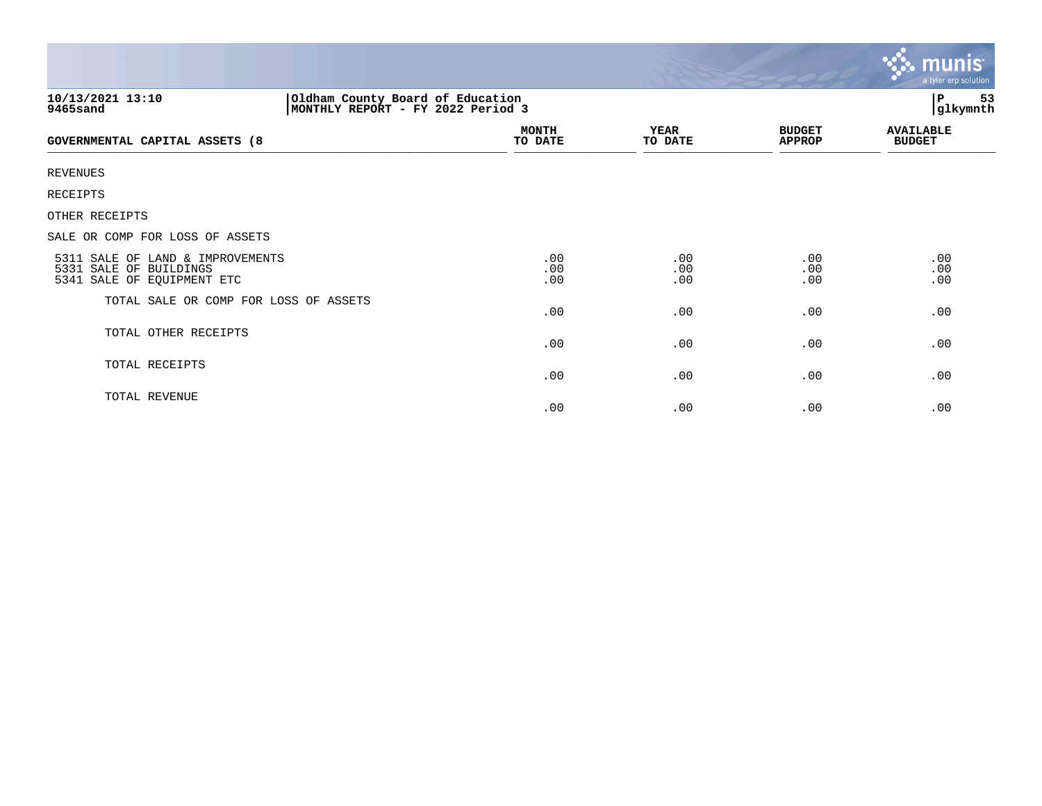10/13/2021 13:10
9465sand

Oldham County Board of Education
MONTHLY REPORT - FY 2022 Period 3

P 53
glkymnth

| GOVERNMENTAL CAPITAL ASSETS (8 | MONTH TO DATE | YEAR TO DATE | BUDGET APPROP | AVAILABLE BUDGET |
|---|---|---|---|---|
| REVENUES | | | | |
| RECEIPTS | | | | |
| OTHER RECEIPTS | | | | |
| SALE OR COMP FOR LOSS OF ASSETS | | | | |
| 5311 SALE OF LAND & IMPROVEMENTS | .00 | .00 | .00 | .00 |
| 5331 SALE OF BUILDINGS | .00 | .00 | .00 | .00 |
| 5341 SALE OF EQUIPMENT ETC | .00 | .00 | .00 | .00 |
| TOTAL SALE OR COMP FOR LOSS OF ASSETS | .00 | .00 | .00 | .00 |
| TOTAL OTHER RECEIPTS | .00 | .00 | .00 | .00 |
| TOTAL RECEIPTS | .00 | .00 | .00 | .00 |
| TOTAL REVENUE | .00 | .00 | .00 | .00 |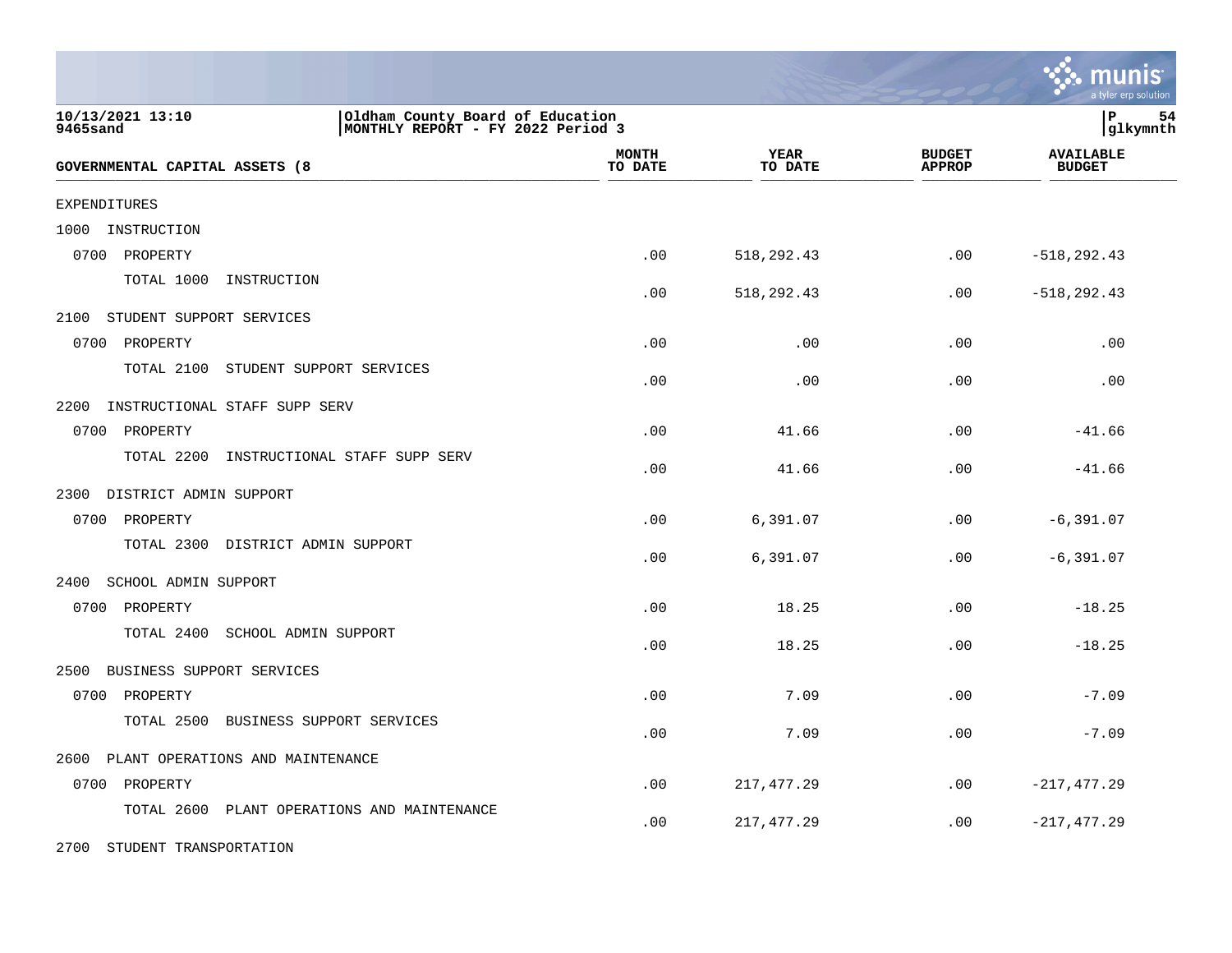10/13/2021 13:10
9465sand

Oldham County Board of Education
MONTHLY REPORT - FY 2022 Period 3

| GOVERNMENTAL CAPITAL ASSETS (8 | MONTH TO DATE | YEAR TO DATE | BUDGET APPROP | AVAILABLE BUDGET |
|---|---|---|---|---|
| EXPENDITURES | | | | |
| 1000 INSTRUCTION | | | | |
| 0700 PROPERTY | .00 | 518,292.43 | .00 | -518,292.43 |
| TOTAL 1000 INSTRUCTION | .00 | 518,292.43 | .00 | -518,292.43 |
| 2100 STUDENT SUPPORT SERVICES | | | | |
| 0700 PROPERTY | .00 | .00 | .00 | .00 |
| TOTAL 2100 STUDENT SUPPORT SERVICES | .00 | .00 | .00 | .00 |
| 2200 INSTRUCTIONAL STAFF SUPP SERV | | | | |
| 0700 PROPERTY | .00 | 41.66 | .00 | -41.66 |
| TOTAL 2200 INSTRUCTIONAL STAFF SUPP SERV | .00 | 41.66 | .00 | -41.66 |
| 2300 DISTRICT ADMIN SUPPORT | | | | |
| 0700 PROPERTY | .00 | 6,391.07 | .00 | -6,391.07 |
| TOTAL 2300 DISTRICT ADMIN SUPPORT | .00 | 6,391.07 | .00 | -6,391.07 |
| 2400 SCHOOL ADMIN SUPPORT | | | | |
| 0700 PROPERTY | .00 | 18.25 | .00 | -18.25 |
| TOTAL 2400 SCHOOL ADMIN SUPPORT | .00 | 18.25 | .00 | -18.25 |
| 2500 BUSINESS SUPPORT SERVICES | | | | |
| 0700 PROPERTY | .00 | 7.09 | .00 | -7.09 |
| TOTAL 2500 BUSINESS SUPPORT SERVICES | .00 | 7.09 | .00 | -7.09 |
| 2600 PLANT OPERATIONS AND MAINTENANCE | | | | |
| 0700 PROPERTY | .00 | 217,477.29 | .00 | -217,477.29 |
| TOTAL 2600 PLANT OPERATIONS AND MAINTENANCE | .00 | 217,477.29 | .00 | -217,477.29 |
| 2700 STUDENT TRANSPORTATION | | | | |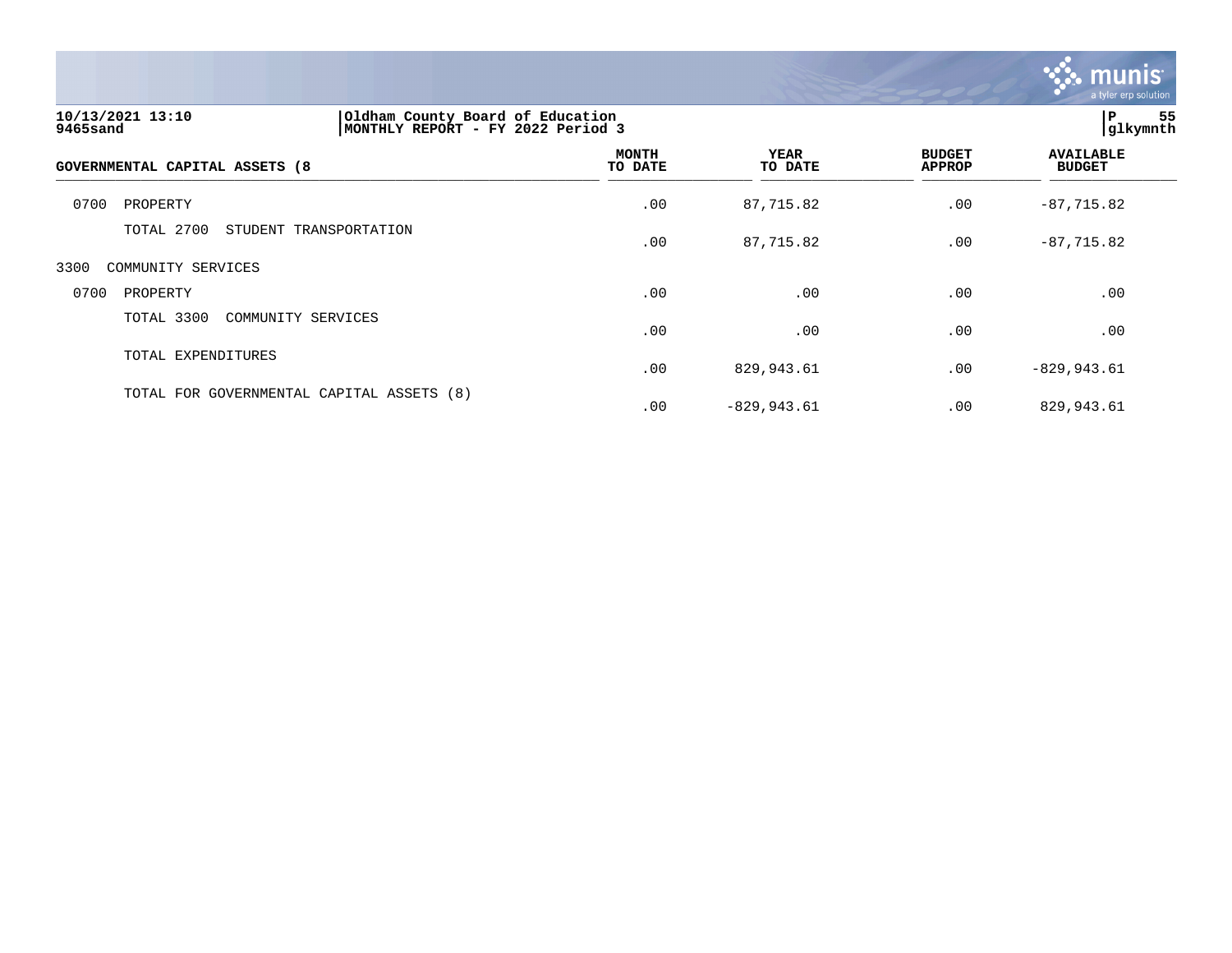| GOVERNMENTAL CAPITAL ASSETS (8 | MONTH TO DATE | YEAR TO DATE | BUDGET APPROP | AVAILABLE BUDGET |
|---|---|---|---|---|
| 0700 PROPERTY | .00 | 87,715.82 | .00 | -87,715.82 |
| TOTAL 2700 STUDENT TRANSPORTATION | .00 | 87,715.82 | .00 | -87,715.82 |
| 3300 COMMUNITY SERVICES | | | | |
| 0700 PROPERTY | .00 | .00 | .00 | .00 |
| TOTAL 3300 COMMUNITY SERVICES | .00 | .00 | .00 | .00 |
| TOTAL EXPENDITURES | .00 | 829,943.61 | .00 | -829,943.61 |
| TOTAL FOR GOVERNMENTAL CAPITAL ASSETS (8) | .00 | -829,943.61 | .00 | 829,943.61 |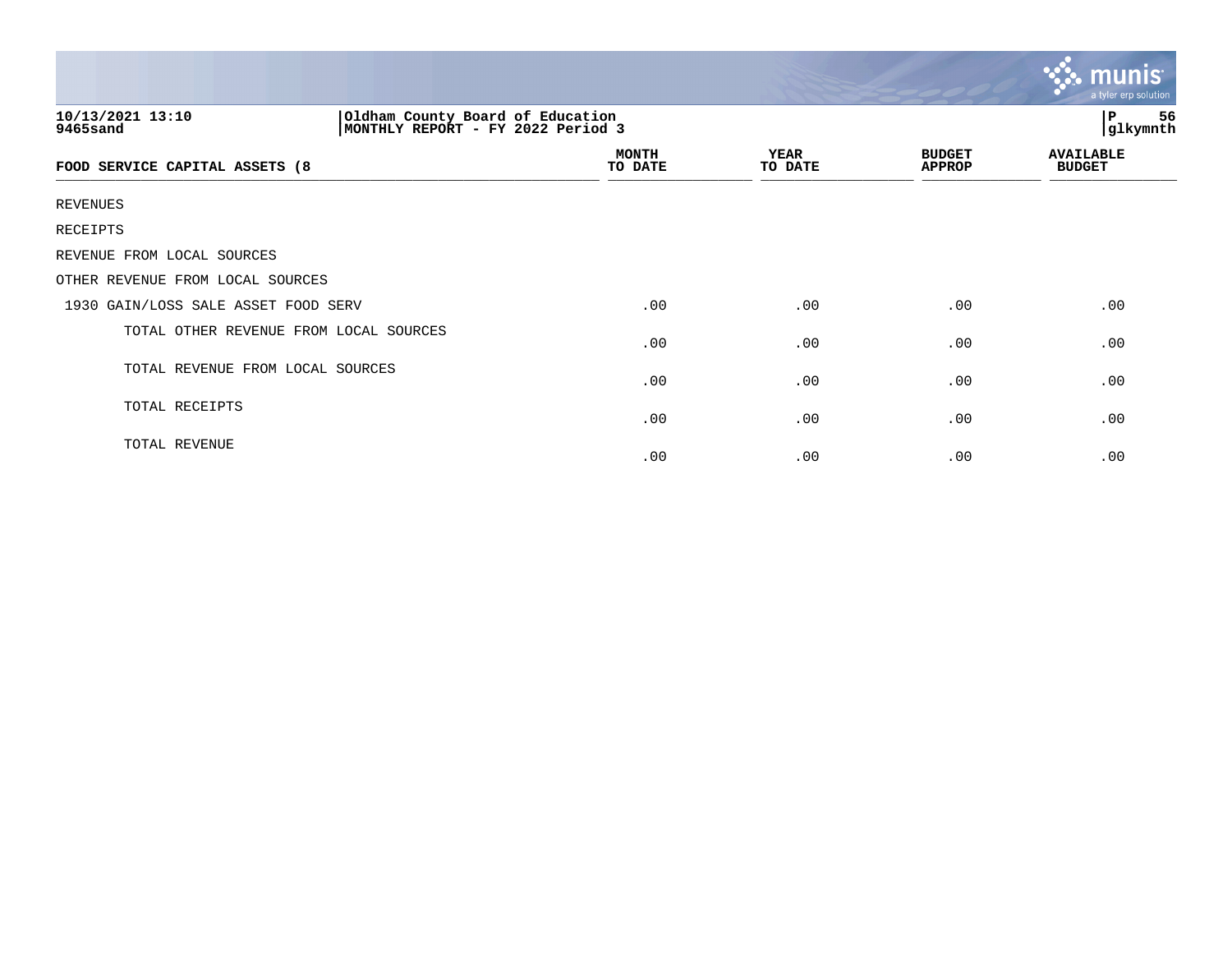10/13/2021 13:10
9465sand

Oldham County Board of Education
MONTHLY REPORT - FY 2022 Period 3

P 56
glkymnth

| FOOD SERVICE CAPITAL ASSETS (8 | MONTH TO DATE | YEAR TO DATE | BUDGET APPROP | AVAILABLE BUDGET |
|---|---|---|---|---|
| REVENUES | | | | |
| RECEIPTS | | | | |
| REVENUE FROM LOCAL SOURCES | | | | |
| OTHER REVENUE FROM LOCAL SOURCES | | | | |
| 1930 GAIN/LOSS SALE ASSET FOOD SERV | .00 | .00 | .00 | .00 |
| TOTAL OTHER REVENUE FROM LOCAL SOURCES | .00 | .00 | .00 | .00 |
| TOTAL REVENUE FROM LOCAL SOURCES | .00 | .00 | .00 | .00 |
| TOTAL RECEIPTS | .00 | .00 | .00 | .00 |
| TOTAL REVENUE | .00 | .00 | .00 | .00 |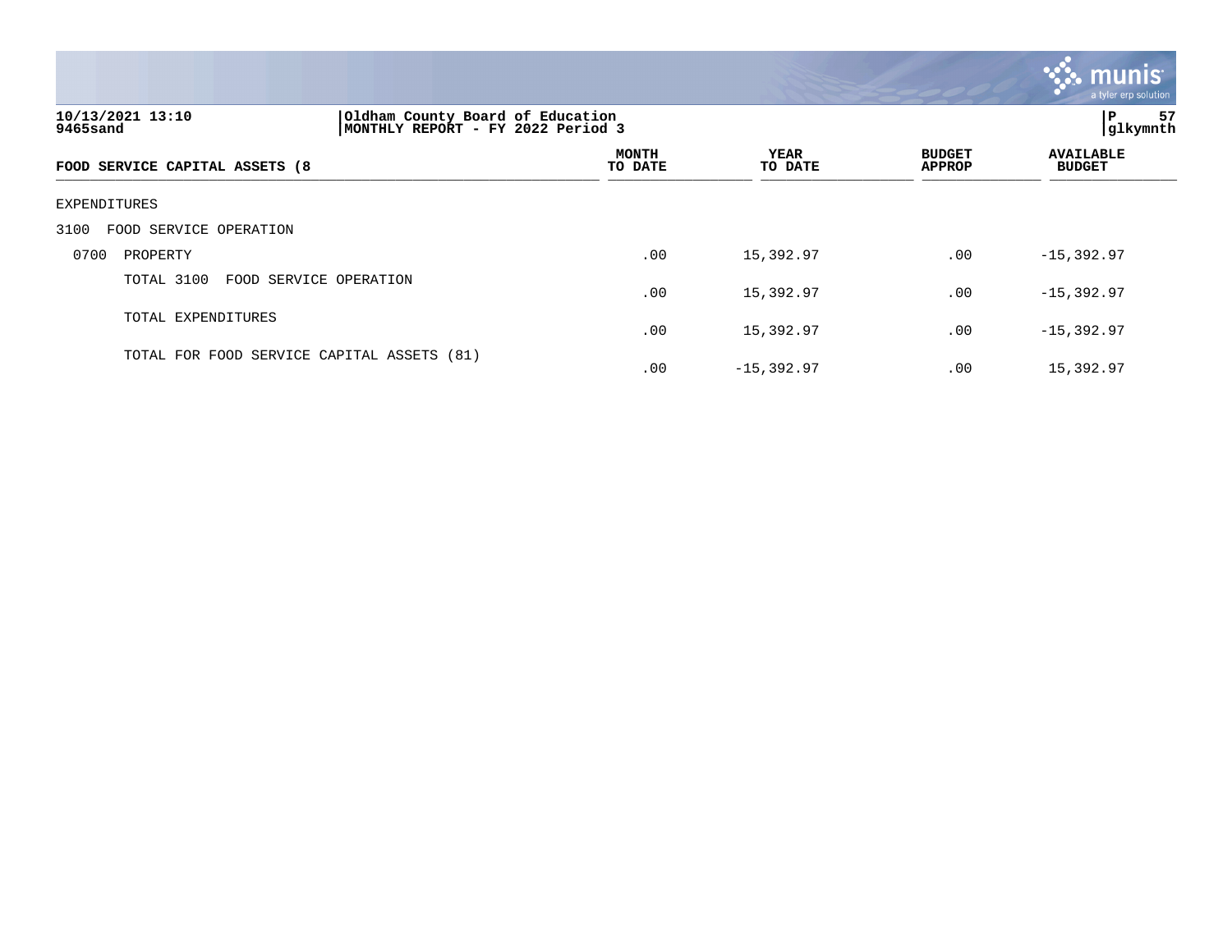10/13/2021 13:10
9465sand

Oldham County Board of Education
MONTHLY REPORT - FY 2022 Period 3

| FOOD SERVICE CAPITAL ASSETS (8 | MONTH TO DATE | YEAR TO DATE | BUDGET APPROP | AVAILABLE BUDGET |
|---|---|---|---|---|
| EXPENDITURES | | | | |
| 3100 FOOD SERVICE OPERATION | | | | |
| 0700 PROPERTY | .00 | 15,392.97 | .00 | -15,392.97 |
| TOTAL 3100 FOOD SERVICE OPERATION | .00 | 15,392.97 | .00 | -15,392.97 |
| TOTAL EXPENDITURES | .00 | 15,392.97 | .00 | -15,392.97 |
| TOTAL FOR FOOD SERVICE CAPITAL ASSETS (81) | .00 | -15,392.97 | .00 | 15,392.97 |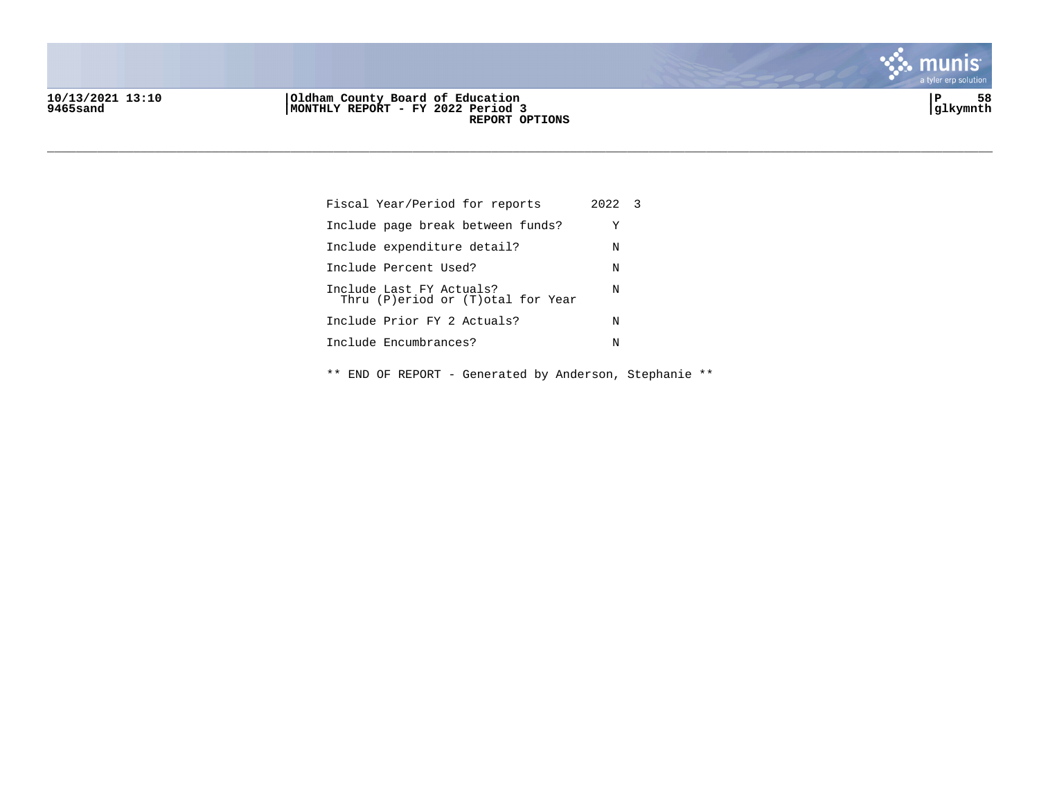**REPORT OPTIONS**

| | |
|---|---|
| Fiscal Year/Period for reports | 2022 3 |
| Include page break between funds? | Y |
| Include expenditure detail? | N |
| Include Percent Used? | N |
| Include Last FY Actuals? Thru (P)eriod or (T)otal for Year | N |
| Include Prior FY 2 Actuals? | N |
| Include Encumbrances? | N |

** END OF REPORT - Generated by Anderson, Stephanie **